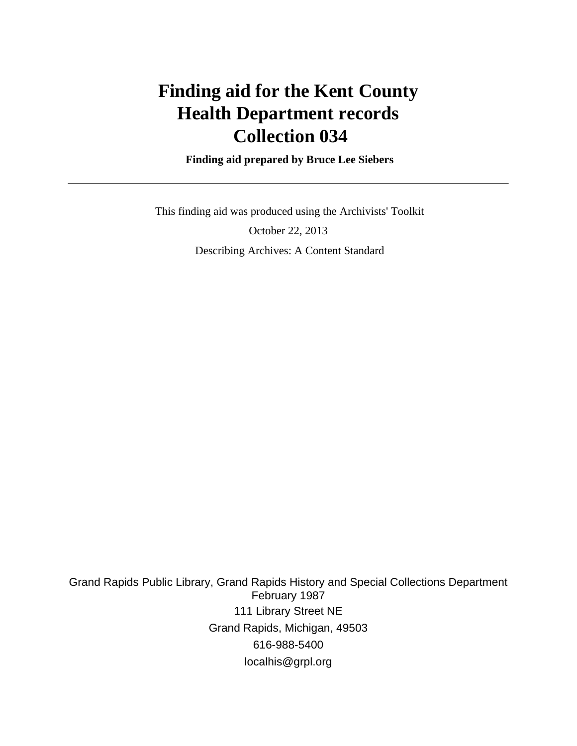# Finding aid for the Kent County Health Department records Collection 034

**Finding aid prepared by Bruce Lee Siebers**

---

This finding aid was produced using the Archivists' Toolkit

October 22, 2013

Describing Archives: A Content Standard

Grand Rapids Public Library, Grand Rapids History and Special Collections Department
February 1987
111 Library Street NE
Grand Rapids, Michigan, 49503
616-988-5400
localhis@grpl.org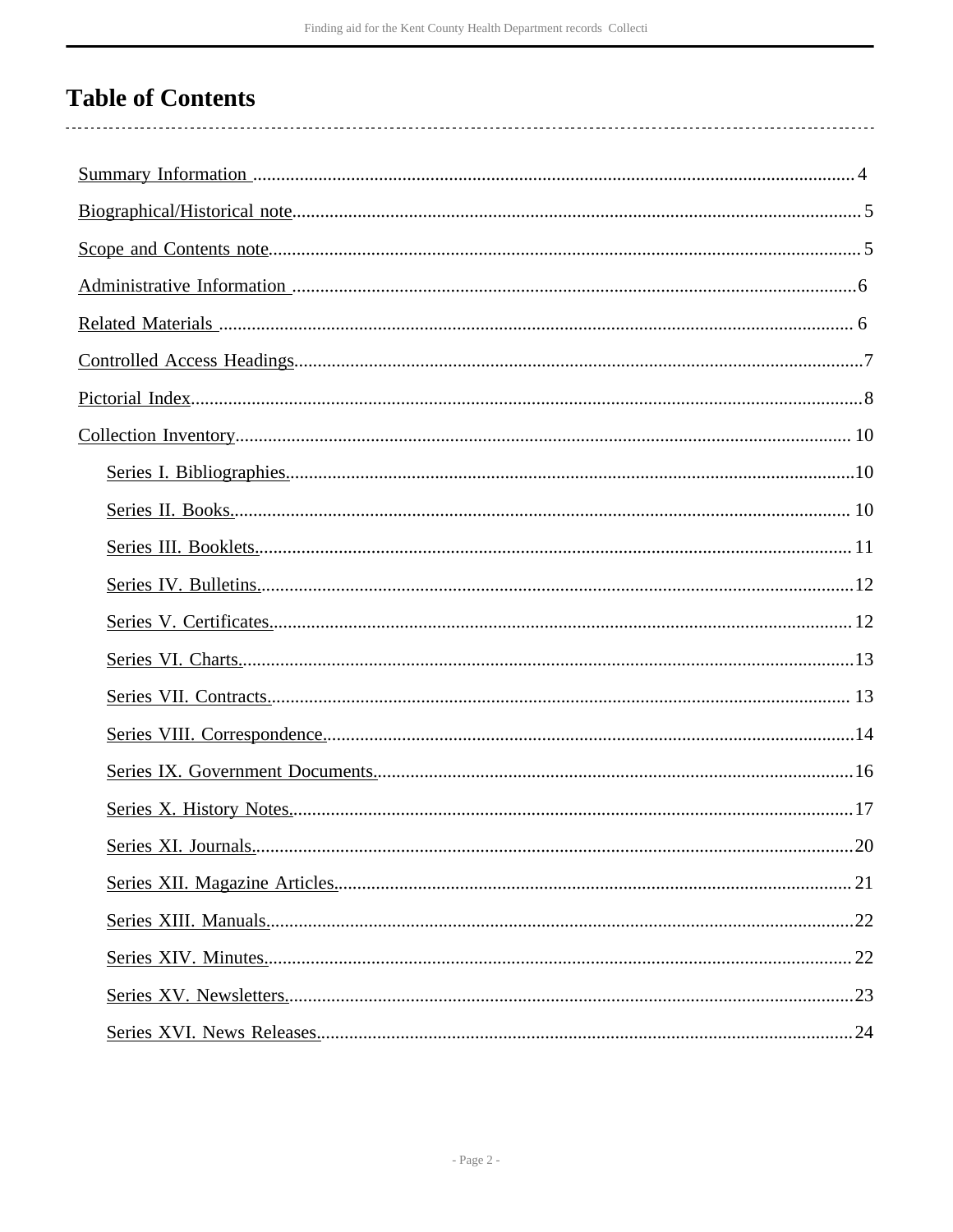# Table of Contents

- Summary Information ... 4
- Biographical/Historical note ... 5
- Scope and Contents note ... 5
- Administrative Information ... 6
- Related Materials ... 6
- Controlled Access Headings ... 7
- Pictorial Index ... 8
- Collection Inventory ... 10
  - Series I. Bibliographies. ... 10
  - Series II. Books. ... 10
  - Series III. Booklets. ... 11
  - Series IV. Bulletins. ... 12
  - Series V. Certificates. ... 12
  - Series VI. Charts. ... 13
  - Series VII. Contracts. ... 13
  - Series VIII. Correspondence. ... 14
  - Series IX. Government Documents. ... 16
  - Series X. History Notes. ... 17
  - Series XI. Journals. ... 20
  - Series XII. Magazine Articles. ... 21
  - Series XIII. Manuals. ... 22
  - Series XIV. Minutes. ... 22
  - Series XV. Newsletters. ... 23
  - Series XVI. News Releases. ... 24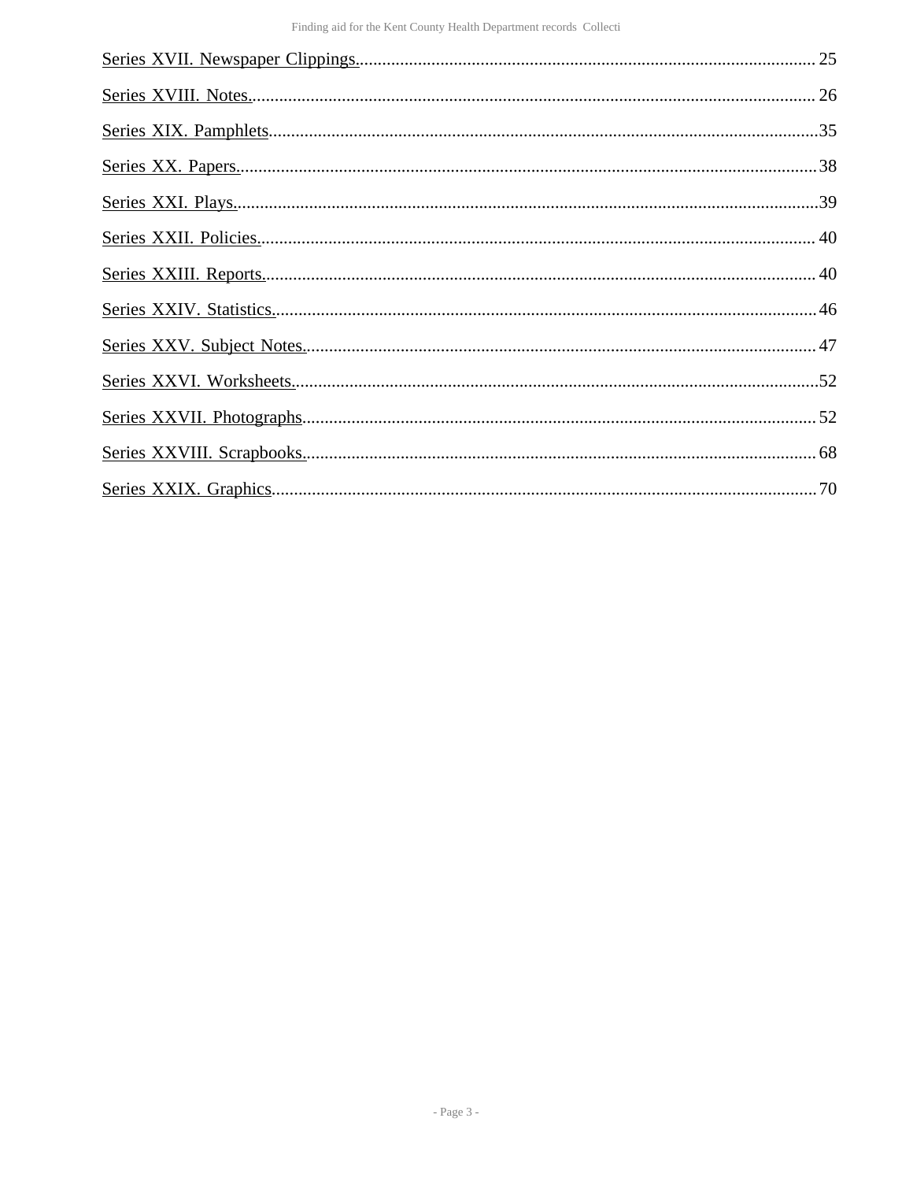Series XVII. Newspaper Clippings....................................................................................................... 25

Series XVIII. Notes.............................................................................................................................. 26

Series XIX. Pamphlets..........................................................................................................................35

Series XX. Papers..................................................................................................................................38

Series XXI. Plays...................................................................................................................................39

Series XXII. Policies.............................................................................................................................. 40

Series XXIII. Reports............................................................................................................................ 40

Series XXIV. Statistics.......................................................................................................................... 46

Series XXV. Subject Notes................................................................................................................... 47

Series XXVI. Worksheets......................................................................................................................52

Series XXVII. Photographs.................................................................................................................. 52

Series XXVIII. Scrapbooks................................................................................................................... 68

Series XXIX. Graphics.......................................................................................................................... 70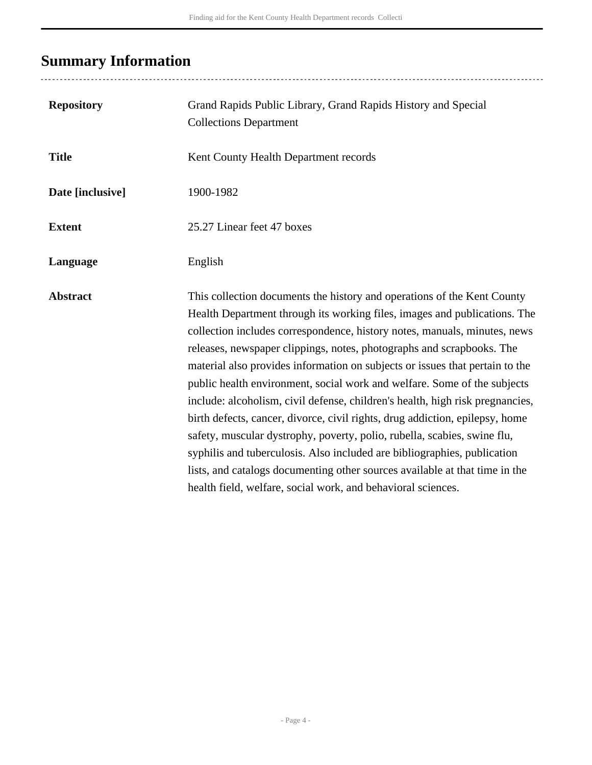## Summary Information

| | |
|---|---|
| **Repository** | Grand Rapids Public Library, Grand Rapids History and Special Collections Department |
| **Title** | Kent County Health Department records |
| **Date [inclusive]** | 1900-1982 |
| **Extent** | 25.27 Linear feet 47 boxes |
| **Language** | English |
| **Abstract** | This collection documents the history and operations of the Kent County Health Department through its working files, images and publications. The collection includes correspondence, history notes, manuals, minutes, news releases, newspaper clippings, notes, photographs and scrapbooks. The material also provides information on subjects or issues that pertain to the public health environment, social work and welfare. Some of the subjects include: alcoholism, civil defense, children's health, high risk pregnancies, birth defects, cancer, divorce, civil rights, drug addiction, epilepsy, home safety, muscular dystrophy, poverty, polio, rubella, scabies, swine flu, syphilis and tuberculosis. Also included are bibliographies, publication lists, and catalogs documenting other sources available at that time in the health field, welfare, social work, and behavioral sciences. |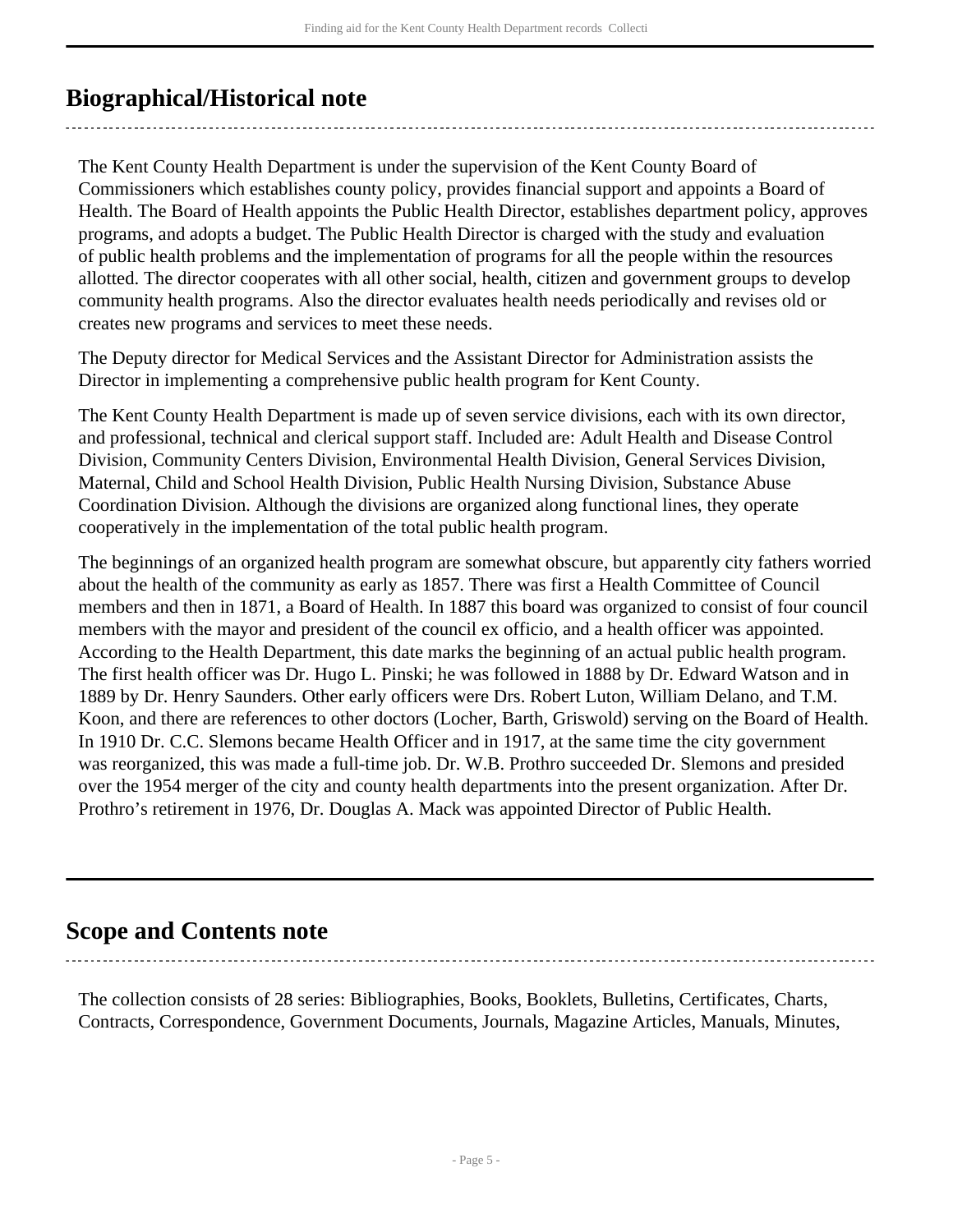## Biographical/Historical note

The Kent County Health Department is under the supervision of the Kent County Board of Commissioners which establishes county policy, provides financial support and appoints a Board of Health. The Board of Health appoints the Public Health Director, establishes department policy, approves programs, and adopts a budget. The Public Health Director is charged with the study and evaluation of public health problems and the implementation of programs for all the people within the resources allotted. The director cooperates with all other social, health, citizen and government groups to develop community health programs. Also the director evaluates health needs periodically and revises old or creates new programs and services to meet these needs.

The Deputy director for Medical Services and the Assistant Director for Administration assists the Director in implementing a comprehensive public health program for Kent County.

The Kent County Health Department is made up of seven service divisions, each with its own director, and professional, technical and clerical support staff. Included are: Adult Health and Disease Control Division, Community Centers Division, Environmental Health Division, General Services Division, Maternal, Child and School Health Division, Public Health Nursing Division, Substance Abuse Coordination Division. Although the divisions are organized along functional lines, they operate cooperatively in the implementation of the total public health program.

The beginnings of an organized health program are somewhat obscure, but apparently city fathers worried about the health of the community as early as 1857. There was first a Health Committee of Council members and then in 1871, a Board of Health. In 1887 this board was organized to consist of four council members with the mayor and president of the council ex officio, and a health officer was appointed. According to the Health Department, this date marks the beginning of an actual public health program. The first health officer was Dr. Hugo L. Pinski; he was followed in 1888 by Dr. Edward Watson and in 1889 by Dr. Henry Saunders. Other early officers were Drs. Robert Luton, William Delano, and T.M. Koon, and there are references to other doctors (Locher, Barth, Griswold) serving on the Board of Health. In 1910 Dr. C.C. Slemons became Health Officer and in 1917, at the same time the city government was reorganized, this was made a full-time job. Dr. W.B. Prothro succeeded Dr. Slemons and presided over the 1954 merger of the city and county health departments into the present organization. After Dr. Prothro's retirement in 1976, Dr. Douglas A. Mack was appointed Director of Public Health.

## Scope and Contents note

The collection consists of 28 series: Bibliographies, Books, Booklets, Bulletins, Certificates, Charts, Contracts, Correspondence, Government Documents, Journals, Magazine Articles, Manuals, Minutes,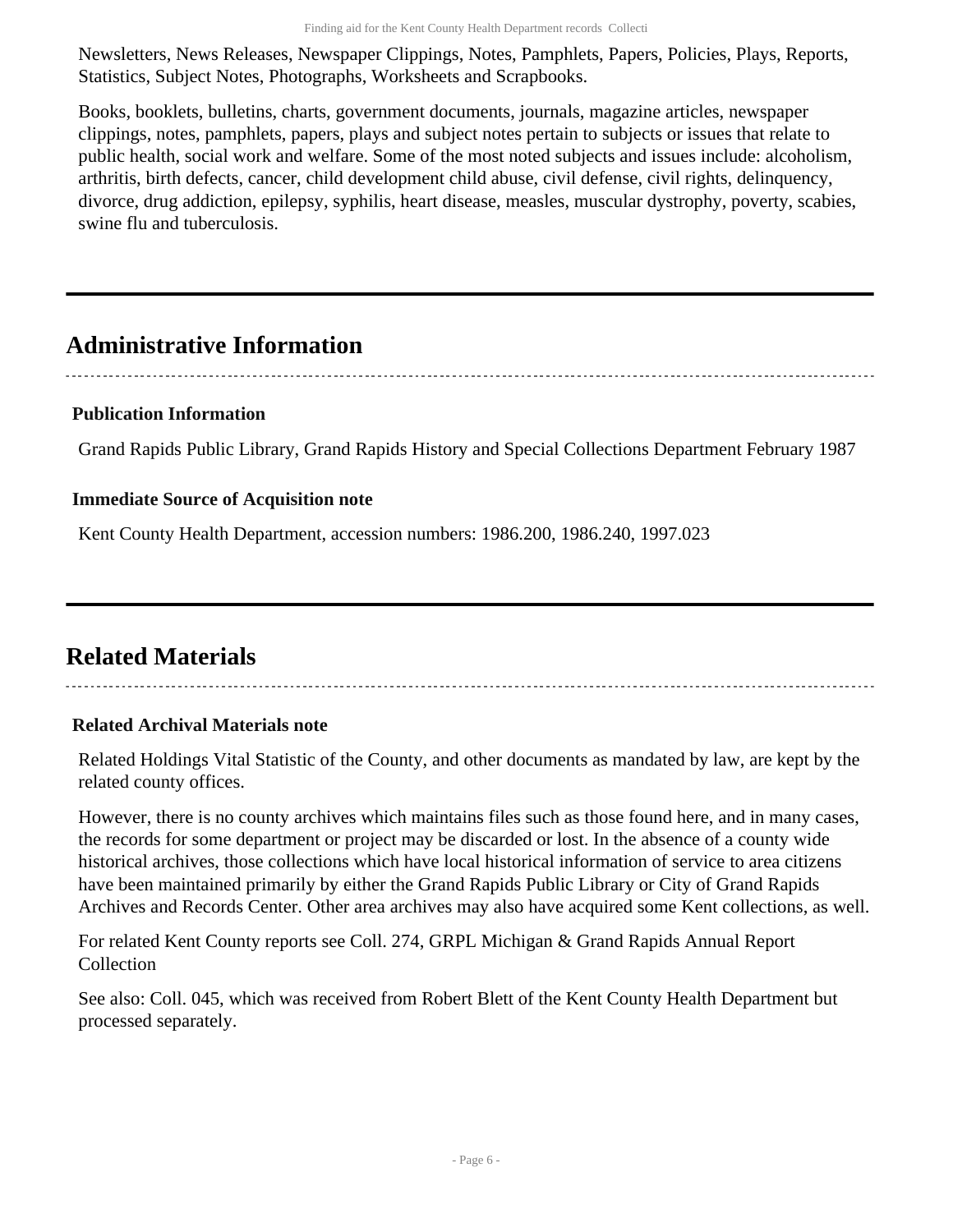Newsletters, News Releases, Newspaper Clippings, Notes, Pamphlets, Papers, Policies, Plays, Reports, Statistics, Subject Notes, Photographs, Worksheets and Scrapbooks.

Books, booklets, bulletins, charts, government documents, journals, magazine articles, newspaper clippings, notes, pamphlets, papers, plays and subject notes pertain to subjects or issues that relate to public health, social work and welfare. Some of the most noted subjects and issues include: alcoholism, arthritis, birth defects, cancer, child development child abuse, civil defense, civil rights, delinquency, divorce, drug addiction, epilepsy, syphilis, heart disease, measles, muscular dystrophy, poverty, scabies, swine flu and tuberculosis.

## Administrative Information

### Publication Information

Grand Rapids Public Library, Grand Rapids History and Special Collections Department February 1987

### Immediate Source of Acquisition note

Kent County Health Department, accession numbers: 1986.200, 1986.240, 1997.023

## Related Materials

### Related Archival Materials note

Related Holdings Vital Statistic of the County, and other documents as mandated by law, are kept by the related county offices.

However, there is no county archives which maintains files such as those found here, and in many cases, the records for some department or project may be discarded or lost. In the absence of a county wide historical archives, those collections which have local historical information of service to area citizens have been maintained primarily by either the Grand Rapids Public Library or City of Grand Rapids Archives and Records Center. Other area archives may also have acquired some Kent collections, as well.

For related Kent County reports see Coll. 274, GRPL Michigan & Grand Rapids Annual Report Collection

See also: Coll. 045, which was received from Robert Blett of the Kent County Health Department but processed separately.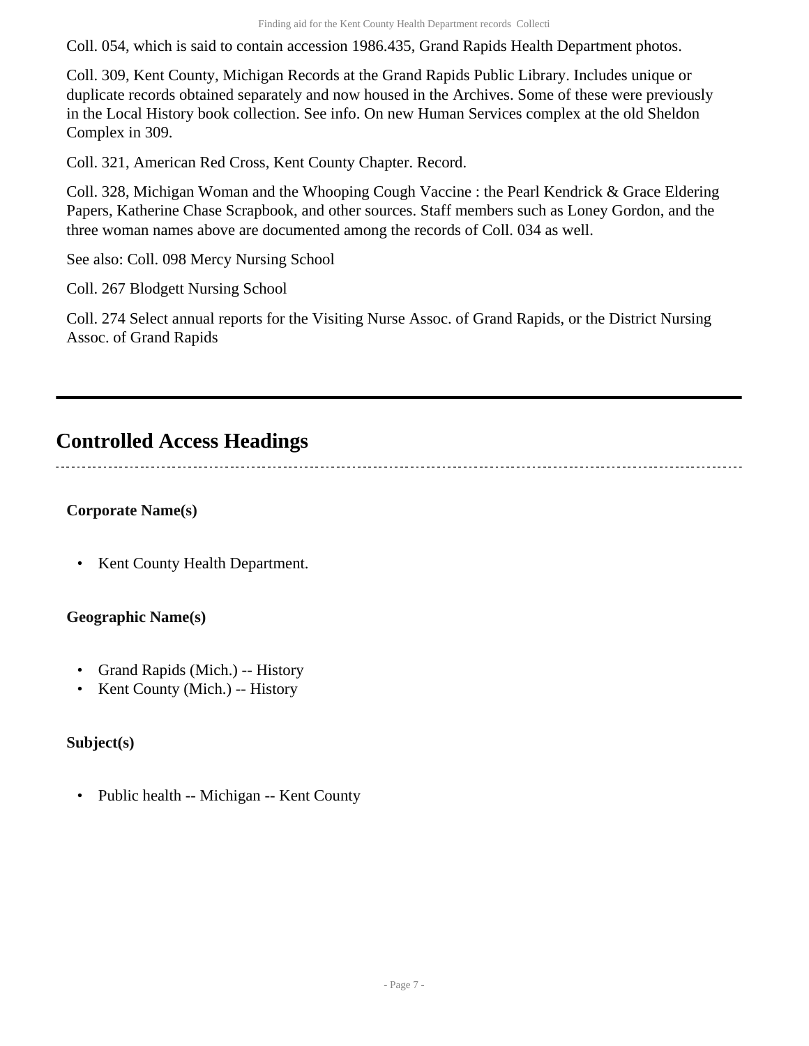Coll. 054, which is said to contain accession 1986.435, Grand Rapids Health Department photos.

Coll. 309, Kent County, Michigan Records at the Grand Rapids Public Library. Includes unique or duplicate records obtained separately and now housed in the Archives. Some of these were previously in the Local History book collection. See info. On new Human Services complex at the old Sheldon Complex in 309.

Coll. 321, American Red Cross, Kent County Chapter. Record.

Coll. 328, Michigan Woman and the Whooping Cough Vaccine : the Pearl Kendrick & Grace Eldering Papers, Katherine Chase Scrapbook, and other sources. Staff members such as Loney Gordon, and the three woman names above are documented among the records of Coll. 034 as well.

See also: Coll. 098 Mercy Nursing School

Coll. 267 Blodgett Nursing School

Coll. 274 Select annual reports for the Visiting Nurse Assoc. of Grand Rapids, or the District Nursing Assoc. of Grand Rapids

## Controlled Access Headings

**Corporate Name(s)**

- Kent County Health Department.

**Geographic Name(s)**

- Grand Rapids (Mich.) -- History
- Kent County (Mich.) -- History

**Subject(s)**

- Public health -- Michigan -- Kent County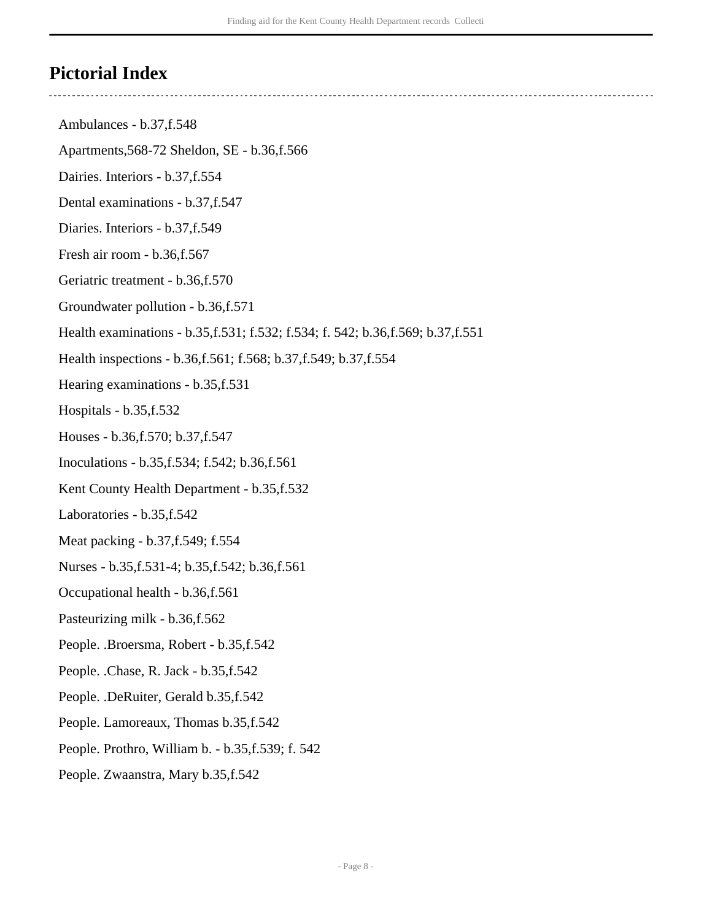## Pictorial Index

Ambulances - b.37,f.548

Apartments,568-72 Sheldon, SE - b.36,f.566

Dairies. Interiors - b.37,f.554

Dental examinations - b.37,f.547

Diaries. Interiors - b.37,f.549

Fresh air room - b.36,f.567

Geriatric treatment - b.36,f.570

Groundwater pollution - b.36,f.571

Health examinations - b.35,f.531; f.532; f.534; f. 542; b.36,f.569; b.37,f.551

Health inspections - b.36,f.561; f.568; b.37,f.549; b.37,f.554

Hearing examinations - b.35,f.531

Hospitals - b.35,f.532

Houses - b.36,f.570; b.37,f.547

Inoculations - b.35,f.534; f.542; b.36,f.561

Kent County Health Department - b.35,f.532

Laboratories - b.35,f.542

Meat packing - b.37,f.549; f.554

Nurses - b.35,f.531-4; b.35,f.542; b.36,f.561

Occupational health - b.36,f.561

Pasteurizing milk - b.36,f.562

People. .Broersma, Robert - b.35,f.542

People. .Chase, R. Jack - b.35,f.542

People. .DeRuiter, Gerald b.35,f.542

People. Lamoreaux, Thomas b.35,f.542

People. Prothro, William b. - b.35,f.539; f. 542

People. Zwaanstra, Mary b.35,f.542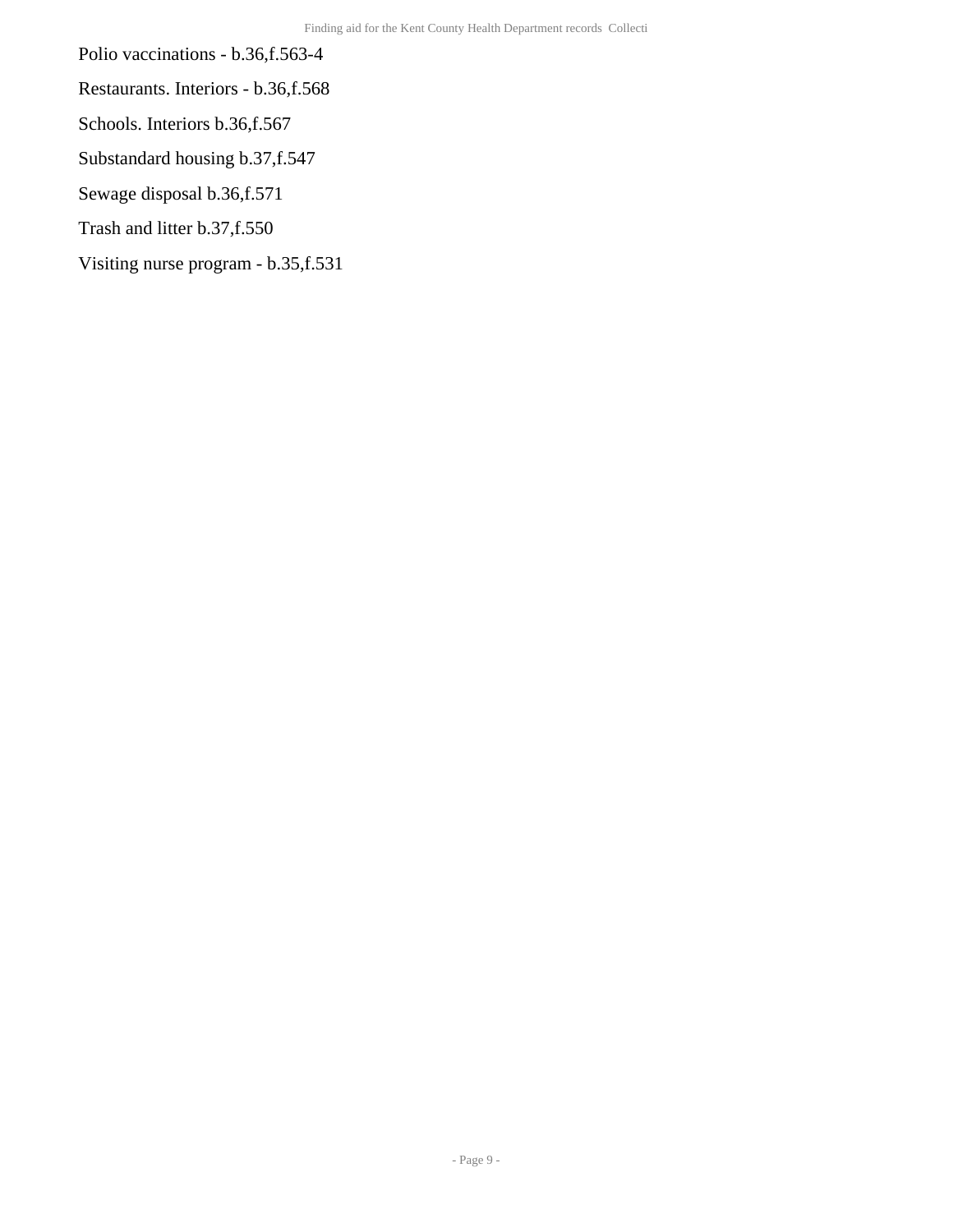Polio vaccinations - b.36,f.563-4

Restaurants. Interiors - b.36,f.568

Schools. Interiors b.36,f.567

Substandard housing b.37,f.547

Sewage disposal b.36,f.571

Trash and litter b.37,f.550

Visiting nurse program - b.35,f.531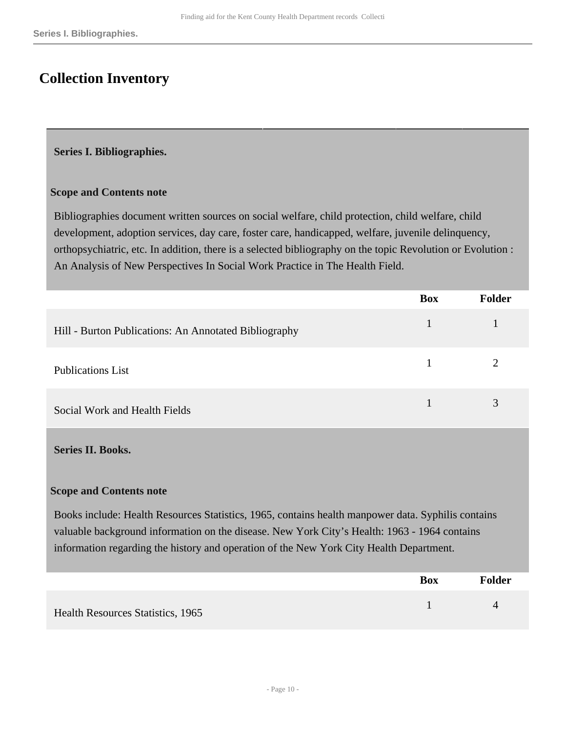## Collection Inventory

### Series I. Bibliographies.

**Scope and Contents note**

Bibliographies document written sources on social welfare, child protection, child welfare, child development, adoption services, day care, foster care, handicapped, welfare, juvenile delinquency, orthopsychiatric, etc. In addition, there is a selected bibliography on the topic Revolution or Evolution : An Analysis of New Perspectives In Social Work Practice in The Health Field.

| | Box | Folder |
|---|---|---|
| Hill - Burton Publications: An Annotated Bibliography | 1 | 1 |
| Publications List | 1 | 2 |
| Social Work and Health Fields | 1 | 3 |

### Series II. Books.

**Scope and Contents note**

Books include: Health Resources Statistics, 1965, contains health manpower data. Syphilis contains valuable background information on the disease. New York City's Health: 1963 - 1964 contains information regarding the history and operation of the New York City Health Department.

| | Box | Folder |
|---|---|---|
| Health Resources Statistics, 1965 | 1 | 4 |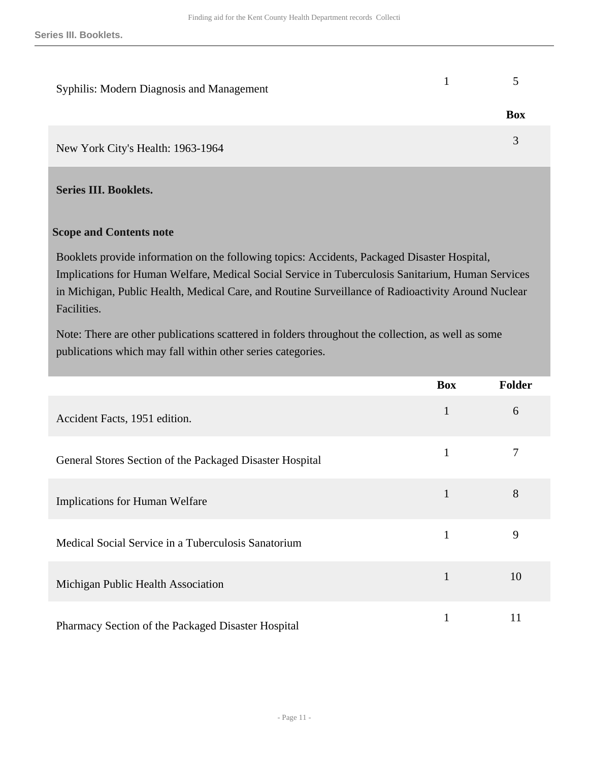| | | |
|---|---|---|
| Syphilis: Modern Diagnosis and Management | 1 | 5 |

| | Box |
|---|---|
| New York City's Health: 1963-1964 | 3 |

## Series III. Booklets.

### Scope and Contents note

Booklets provide information on the following topics: Accidents, Packaged Disaster Hospital, Implications for Human Welfare, Medical Social Service in Tuberculosis Sanitarium, Human Services in Michigan, Public Health, Medical Care, and Routine Surveillance of Radioactivity Around Nuclear Facilities.

Note: There are other publications scattered in folders throughout the collection, as well as some publications which may fall within other series categories.

| | Box | Folder |
|---|---|---|
| Accident Facts, 1951 edition. | 1 | 6 |
| General Stores Section of the Packaged Disaster Hospital | 1 | 7 |
| Implications for Human Welfare | 1 | 8 |
| Medical Social Service in a Tuberculosis Sanatorium | 1 | 9 |
| Michigan Public Health Association | 1 | 10 |
| Pharmacy Section of the Packaged Disaster Hospital | 1 | 11 |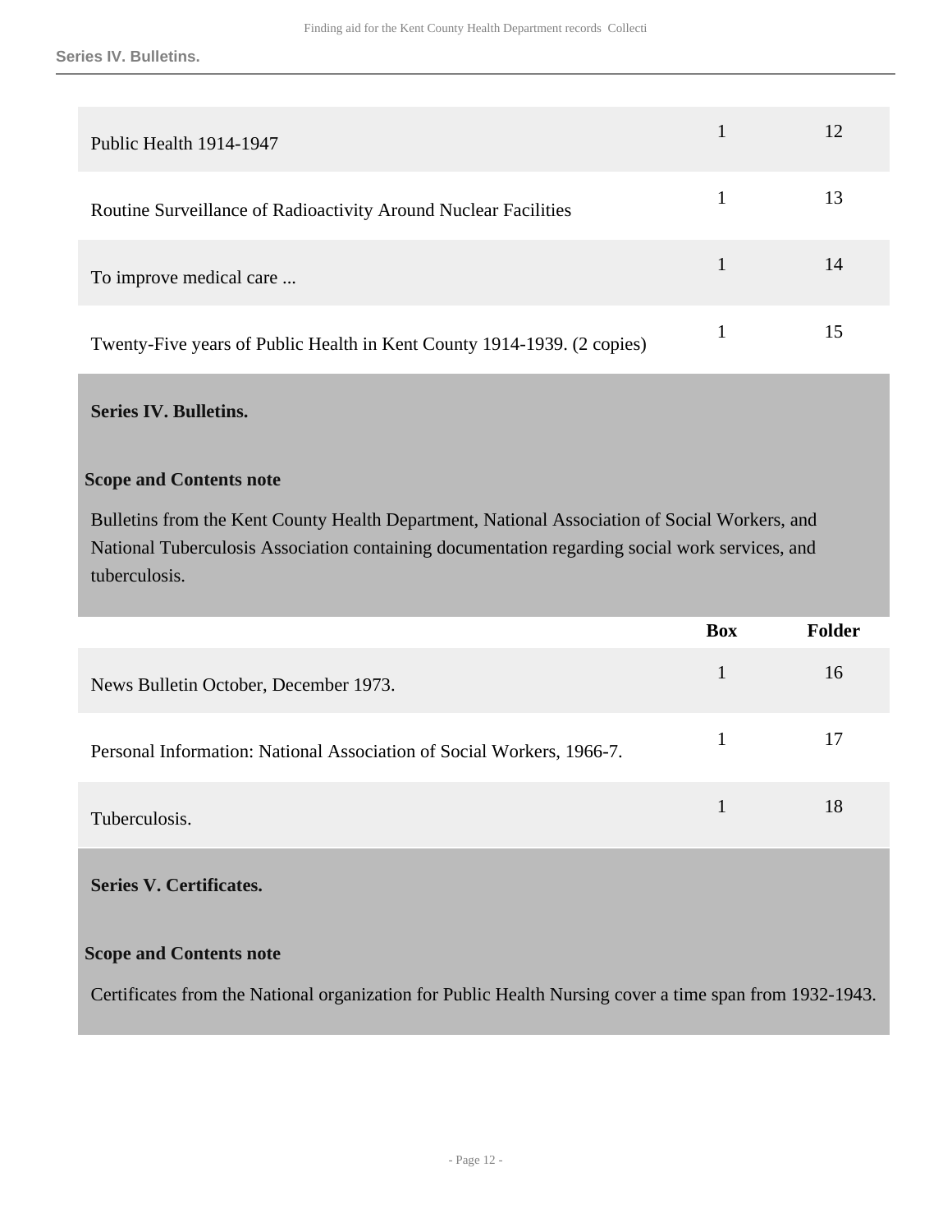| | Box | Folder |
|---|---|---|
| Public Health 1914-1947 | 1 | 12 |
| Routine Surveillance of Radioactivity Around Nuclear Facilities | 1 | 13 |
| To improve medical care ... | 1 | 14 |
| Twenty-Five years of Public Health in Kent County 1914-1939. (2 copies) | 1 | 15 |

## Series IV. Bulletins.

### Scope and Contents note

Bulletins from the Kent County Health Department, National Association of Social Workers, and National Tuberculosis Association containing documentation regarding social work services, and tuberculosis.

| | Box | Folder |
|---|---|---|
| News Bulletin October, December 1973. | 1 | 16 |
| Personal Information: National Association of Social Workers, 1966-7. | 1 | 17 |
| Tuberculosis. | 1 | 18 |

## Series V. Certificates.

### Scope and Contents note

Certificates from the National organization for Public Health Nursing cover a time span from 1932-1943.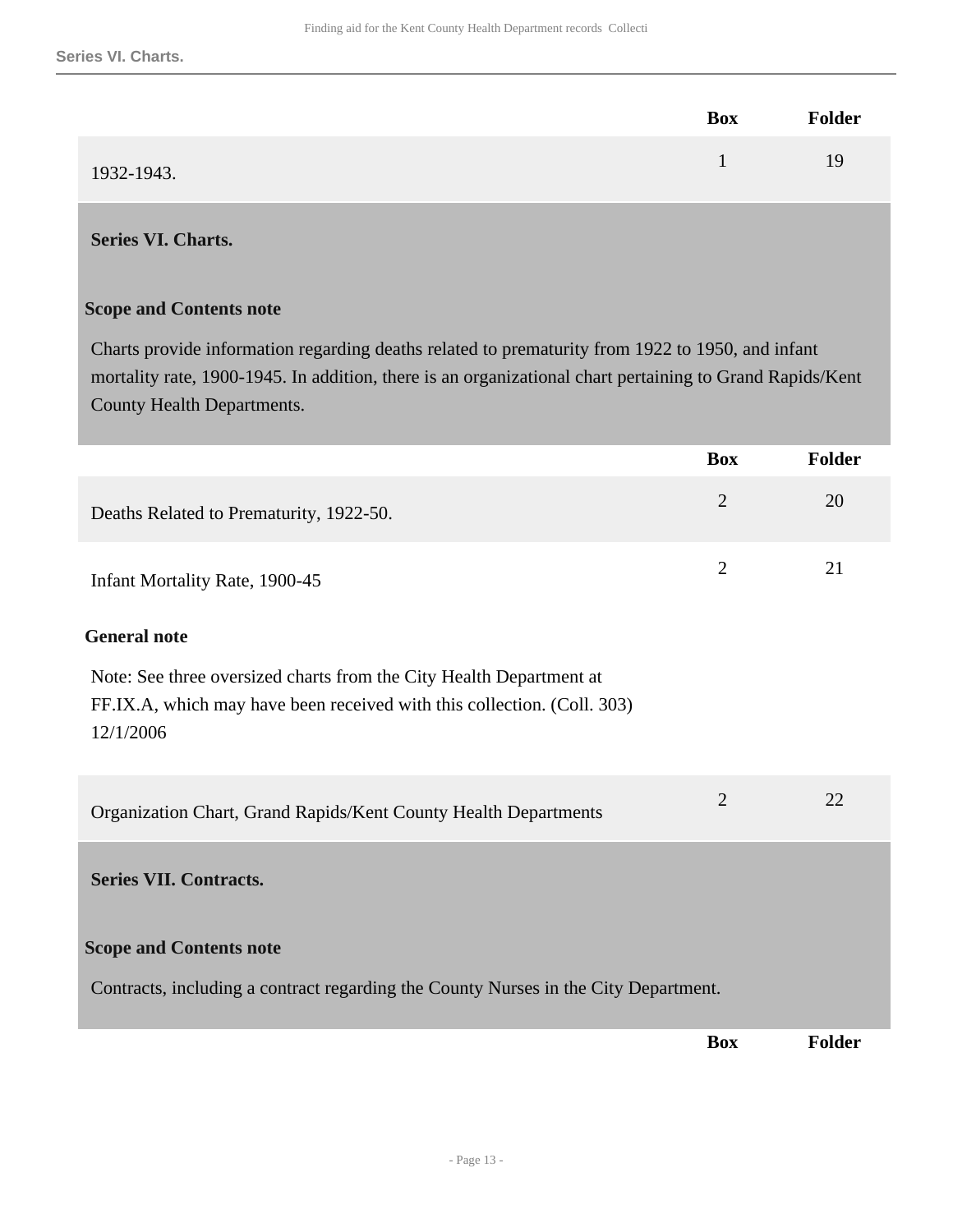| | Box | Folder |
|---|---|---|
| 1932-1943. | 1 | 19 |

## Series VI. Charts.

### Scope and Contents note

Charts provide information regarding deaths related to prematurity from 1922 to 1950, and infant mortality rate, 1900-1945. In addition, there is an organizational chart pertaining to Grand Rapids/Kent County Health Departments.

| | Box | Folder |
|---|---|---|
| Deaths Related to Prematurity, 1922-50. | 2 | 20 |
| Infant Mortality Rate, 1900-45 | 2 | 21 |

**General note**

Note: See three oversized charts from the City Health Department at FF.IX.A, which may have been received with this collection. (Coll. 303) 12/1/2006

| | Box | Folder |
|---|---|---|
| Organization Chart, Grand Rapids/Kent County Health Departments | 2 | 22 |

## Series VII. Contracts.

### Scope and Contents note

Contracts, including a contract regarding the County Nurses in the City Department.

| | Box | Folder |
|---|---|---|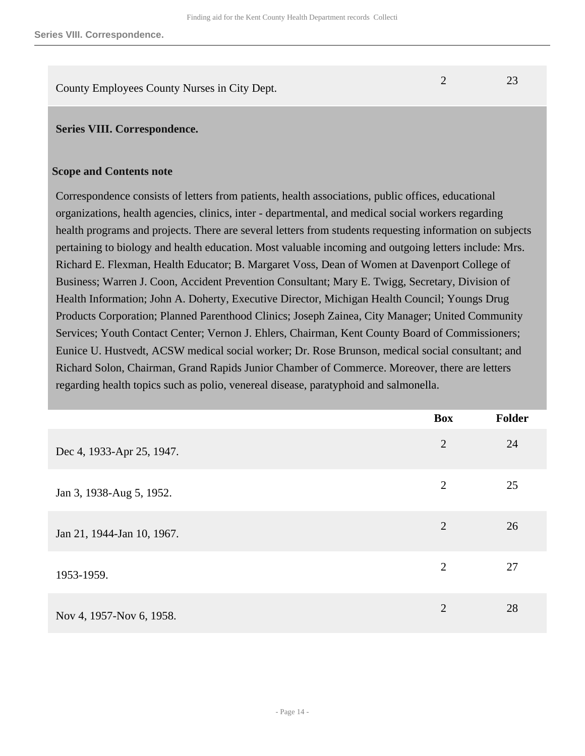| | Box | Folder |
|---|---|---|
| County Employees County Nurses in City Dept. | 2 | 23 |

## Series VIII. Correspondence.

### Scope and Contents note

Correspondence consists of letters from patients, health associations, public offices, educational organizations, health agencies, clinics, inter - departmental, and medical social workers regarding health programs and projects. There are several letters from students requesting information on subjects pertaining to biology and health education. Most valuable incoming and outgoing letters include: Mrs. Richard E. Flexman, Health Educator; B. Margaret Voss, Dean of Women at Davenport College of Business; Warren J. Coon, Accident Prevention Consultant; Mary E. Twigg, Secretary, Division of Health Information; John A. Doherty, Executive Director, Michigan Health Council; Youngs Drug Products Corporation; Planned Parenthood Clinics; Joseph Zainea, City Manager; United Community Services; Youth Contact Center; Vernon J. Ehlers, Chairman, Kent County Board of Commissioners; Eunice U. Hustvedt, ACSW medical social worker; Dr. Rose Brunson, medical social consultant; and Richard Solon, Chairman, Grand Rapids Junior Chamber of Commerce. Moreover, there are letters regarding health topics such as polio, venereal disease, paratyphoid and salmonella.

| | Box | Folder |
|---|---|---|
| Dec 4, 1933-Apr 25, 1947. | 2 | 24 |
| Jan 3, 1938-Aug 5, 1952. | 2 | 25 |
| Jan 21, 1944-Jan 10, 1967. | 2 | 26 |
| 1953-1959. | 2 | 27 |
| Nov 4, 1957-Nov 6, 1958. | 2 | 28 |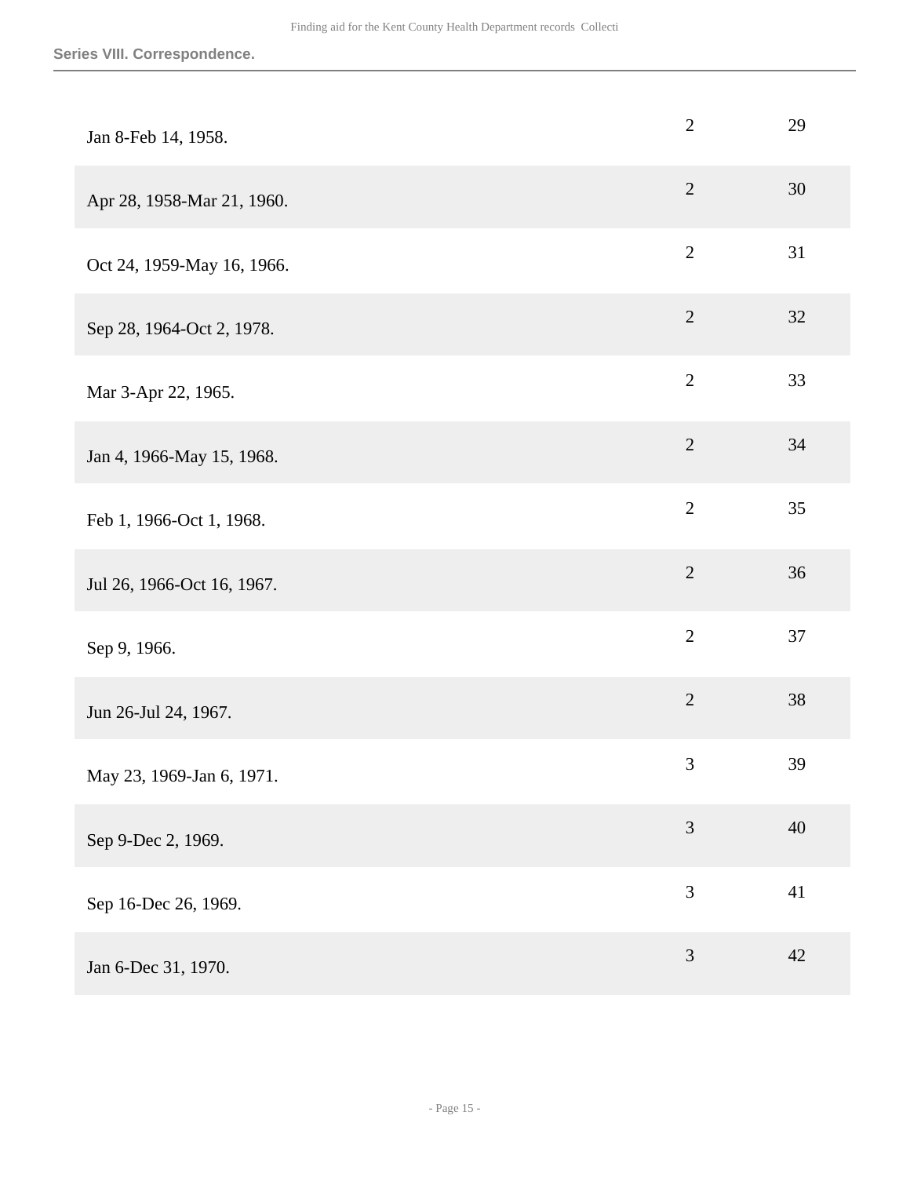| | | |
|---|---|---|
| Jan 8-Feb 14, 1958. | 2 | 29 |
| Apr 28, 1958-Mar 21, 1960. | 2 | 30 |
| Oct 24, 1959-May 16, 1966. | 2 | 31 |
| Sep 28, 1964-Oct 2, 1978. | 2 | 32 |
| Mar 3-Apr 22, 1965. | 2 | 33 |
| Jan 4, 1966-May 15, 1968. | 2 | 34 |
| Feb 1, 1966-Oct 1, 1968. | 2 | 35 |
| Jul 26, 1966-Oct 16, 1967. | 2 | 36 |
| Sep 9, 1966. | 2 | 37 |
| Jun 26-Jul 24, 1967. | 2 | 38 |
| May 23, 1969-Jan 6, 1971. | 3 | 39 |
| Sep 9-Dec 2, 1969. | 3 | 40 |
| Sep 16-Dec 26, 1969. | 3 | 41 |
| Jan 6-Dec 31, 1970. | 3 | 42 |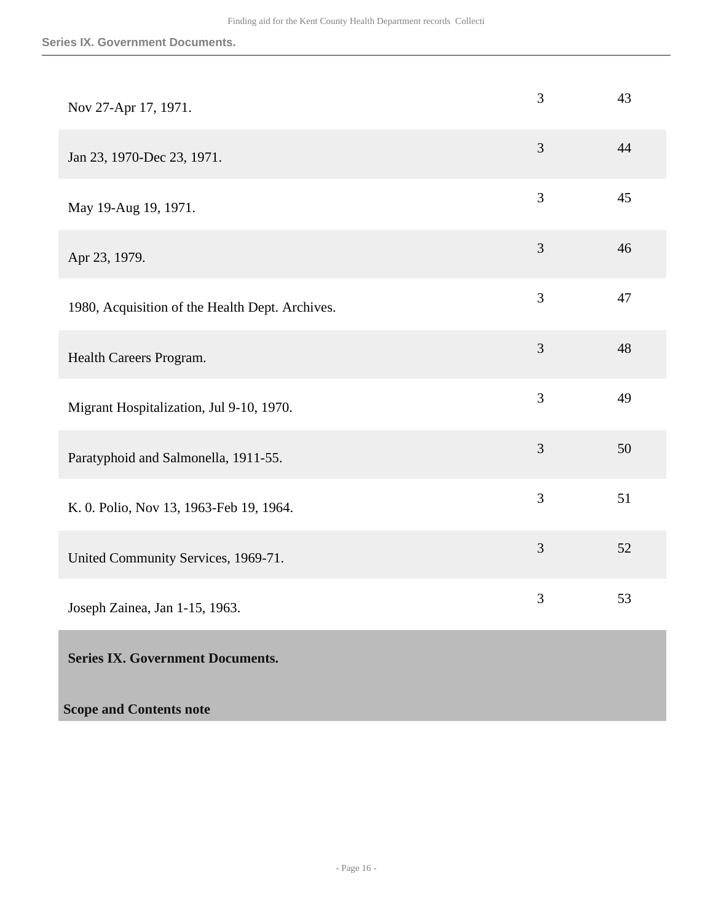| | | |
|---|---|---|
| Nov 27-Apr 17, 1971. | 3 | 43 |
| Jan 23, 1970-Dec 23, 1971. | 3 | 44 |
| May 19-Aug 19, 1971. | 3 | 45 |
| Apr 23, 1979. | 3 | 46 |
| 1980, Acquisition of the Health Dept. Archives. | 3 | 47 |
| Health Careers Program. | 3 | 48 |
| Migrant Hospitalization, Jul 9-10, 1970. | 3 | 49 |
| Paratyphoid and Salmonella, 1911-55. | 3 | 50 |
| K. 0. Polio, Nov 13, 1963-Feb 19, 1964. | 3 | 51 |
| United Community Services, 1969-71. | 3 | 52 |
| Joseph Zainea, Jan 1-15, 1963. | 3 | 53 |

## Series IX. Government Documents.

### Scope and Contents note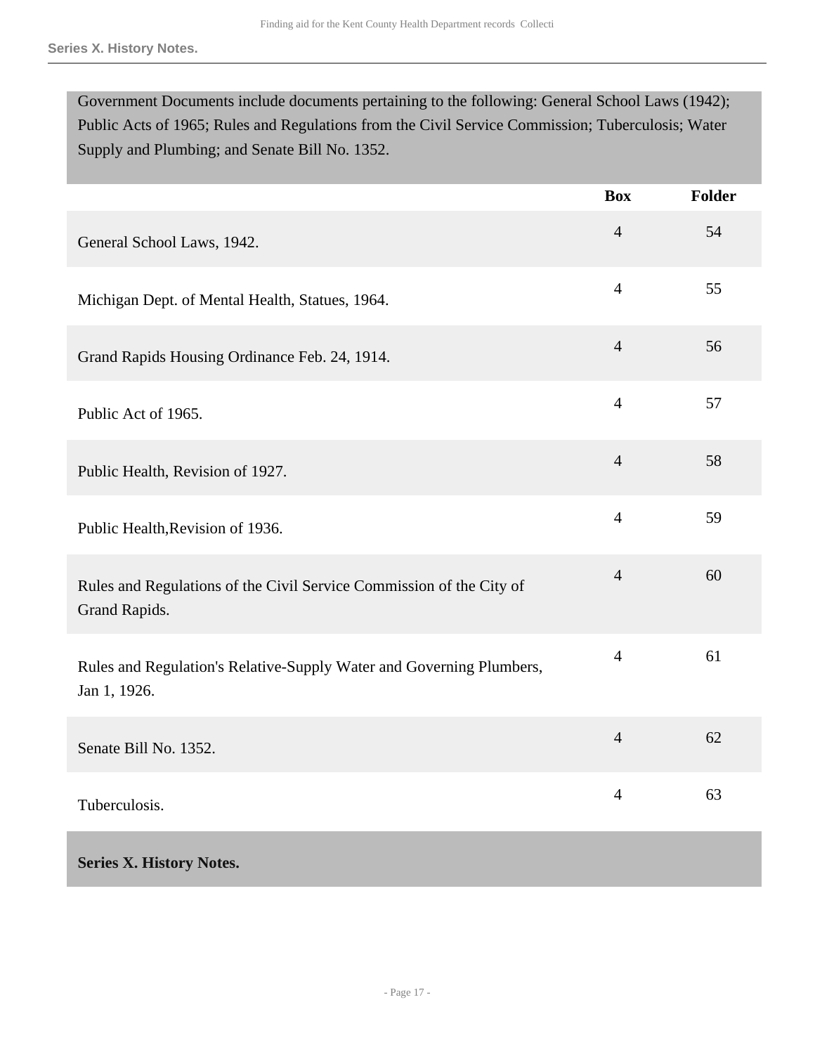Government Documents include documents pertaining to the following: General School Laws (1942); Public Acts of 1965; Rules and Regulations from the Civil Service Commission; Tuberculosis; Water Supply and Plumbing; and Senate Bill No. 1352.

| | Box | Folder |
|---|---|---|
| General School Laws, 1942. | 4 | 54 |
| Michigan Dept. of Mental Health, Statues, 1964. | 4 | 55 |
| Grand Rapids Housing Ordinance Feb. 24, 1914. | 4 | 56 |
| Public Act of 1965. | 4 | 57 |
| Public Health, Revision of 1927. | 4 | 58 |
| Public Health,Revision of 1936. | 4 | 59 |
| Rules and Regulations of the Civil Service Commission of the City of Grand Rapids. | 4 | 60 |
| Rules and Regulation's Relative-Supply Water and Governing Plumbers, Jan 1, 1926. | 4 | 61 |
| Senate Bill No. 1352. | 4 | 62 |
| Tuberculosis. | 4 | 63 |

## Series X. History Notes.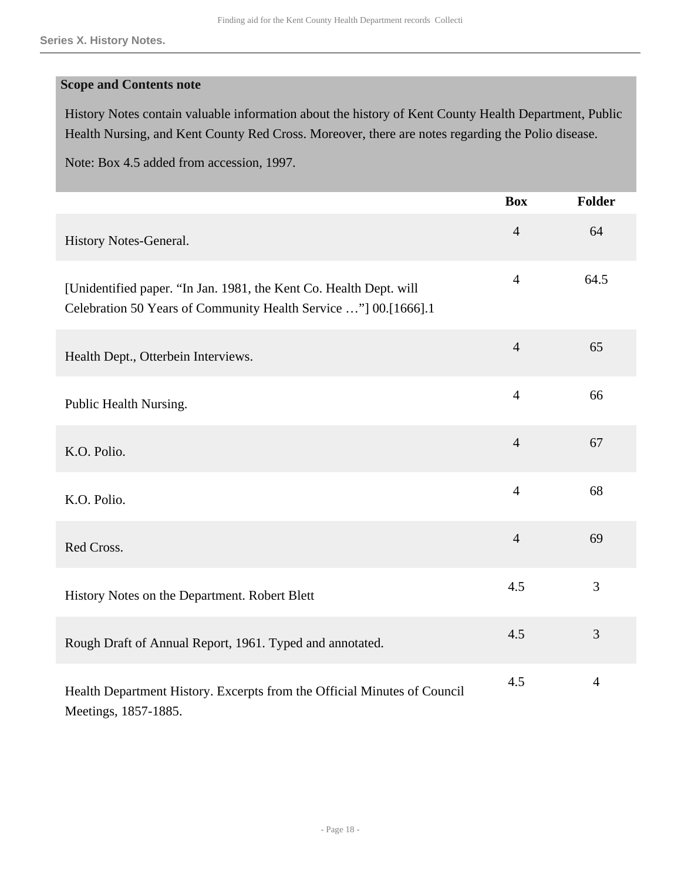Series X. History Notes.

**Scope and Contents note**

History Notes contain valuable information about the history of Kent County Health Department, Public Health Nursing, and Kent County Red Cross. Moreover, there are notes regarding the Polio disease.

Note: Box 4.5 added from accession, 1997.

| | Box | Folder |
|---|---|---|
| History Notes-General. | 4 | 64 |
| [Unidentified paper. “In Jan. 1981, the Kent Co. Health Dept. will Celebration 50 Years of Community Health Service …”] 00.[1666].1 | 4 | 64.5 |
| Health Dept., Otterbein Interviews. | 4 | 65 |
| Public Health Nursing. | 4 | 66 |
| K.O. Polio. | 4 | 67 |
| K.O. Polio. | 4 | 68 |
| Red Cross. | 4 | 69 |
| History Notes on the Department. Robert Blett | 4.5 | 3 |
| Rough Draft of Annual Report, 1961. Typed and annotated. | 4.5 | 3 |
| Health Department History. Excerpts from the Official Minutes of Council Meetings, 1857-1885. | 4.5 | 4 |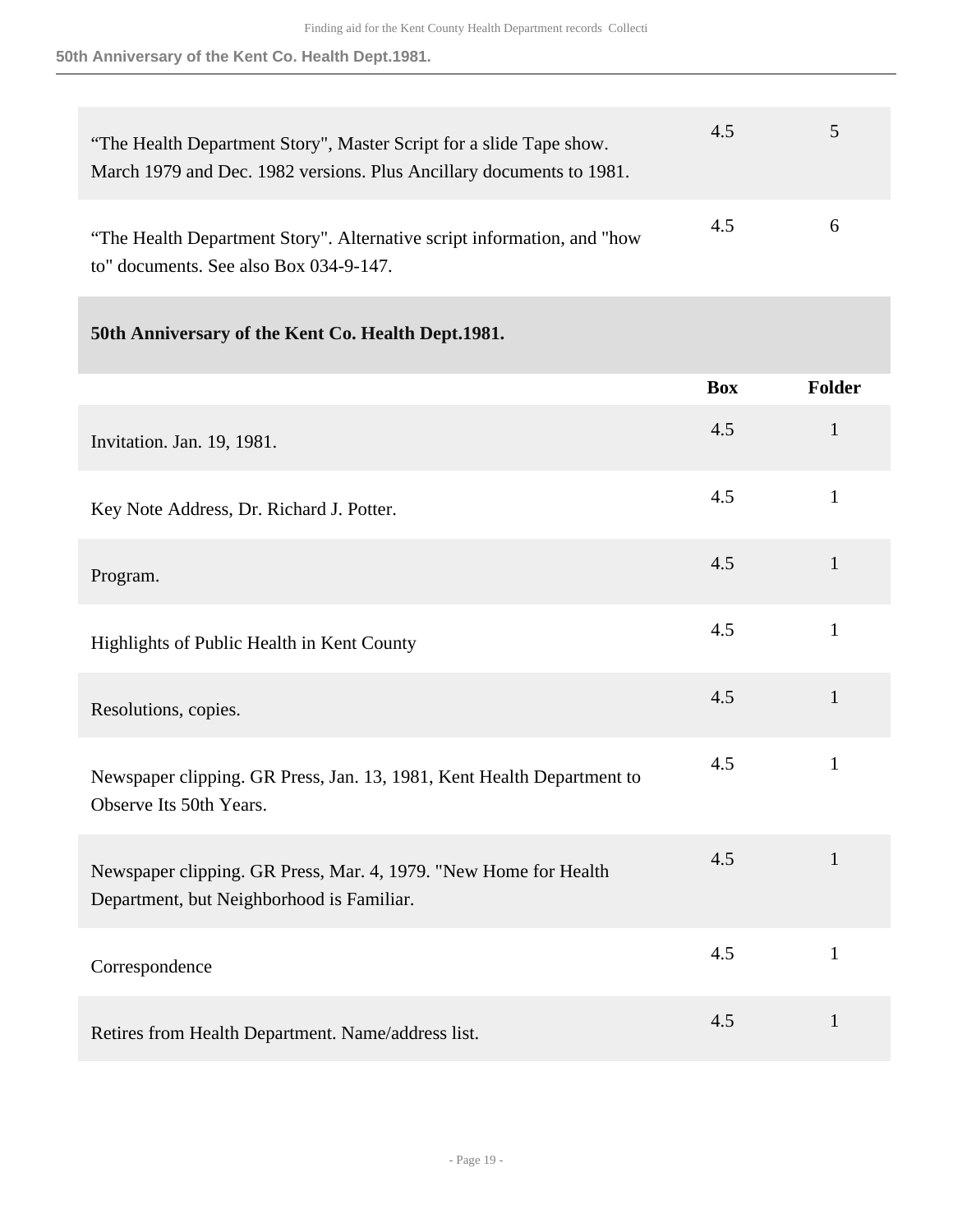| | Box | Folder |
|---|---|---|
| “The Health Department Story", Master Script for a slide Tape show. March 1979 and Dec. 1982 versions. Plus Ancillary documents to 1981. | 4.5 | 5 |
| “The Health Department Story". Alternative script information, and "how to" documents. See also Box 034-9-147. | 4.5 | 6 |

### 50th Anniversary of the Kent Co. Health Dept.1981.

| | Box | Folder |
|---|---|---|
| Invitation. Jan. 19, 1981. | 4.5 | 1 |
| Key Note Address, Dr. Richard J. Potter. | 4.5 | 1 |
| Program. | 4.5 | 1 |
| Highlights of Public Health in Kent County | 4.5 | 1 |
| Resolutions, copies. | 4.5 | 1 |
| Newspaper clipping. GR Press, Jan. 13, 1981, Kent Health Department to Observe Its 50th Years. | 4.5 | 1 |
| Newspaper clipping. GR Press, Mar. 4, 1979. "New Home for Health Department, but Neighborhood is Familiar. | 4.5 | 1 |
| Correspondence | 4.5 | 1 |
| Retires from Health Department. Name/address list. | 4.5 | 1 |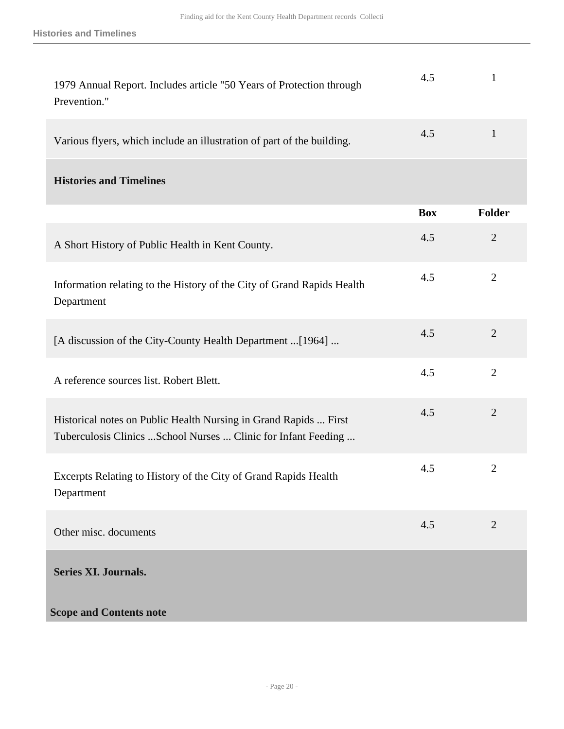| | Box | Folder |
|---|---|---|
| 1979 Annual Report. Includes article "50 Years of Protection through Prevention." | 4.5 | 1 |
| Various flyers, which include an illustration of part of the building. | 4.5 | 1 |

### Histories and Timelines

| | Box | Folder |
|---|---|---|
| A Short History of Public Health in Kent County. | 4.5 | 2 |
| Information relating to the History of the City of Grand Rapids Health Department | 4.5 | 2 |
| [A discussion of the City-County Health Department ...[1964] ... | 4.5 | 2 |
| A reference sources list. Robert Blett. | 4.5 | 2 |
| Historical notes on Public Health Nursing in Grand Rapids ... First Tuberculosis Clinics ...School Nurses ... Clinic for Infant Feeding ... | 4.5 | 2 |
| Excerpts Relating to History of the City of Grand Rapids Health Department | 4.5 | 2 |
| Other misc. documents | 4.5 | 2 |

## Series XI. Journals.

**Scope and Contents note**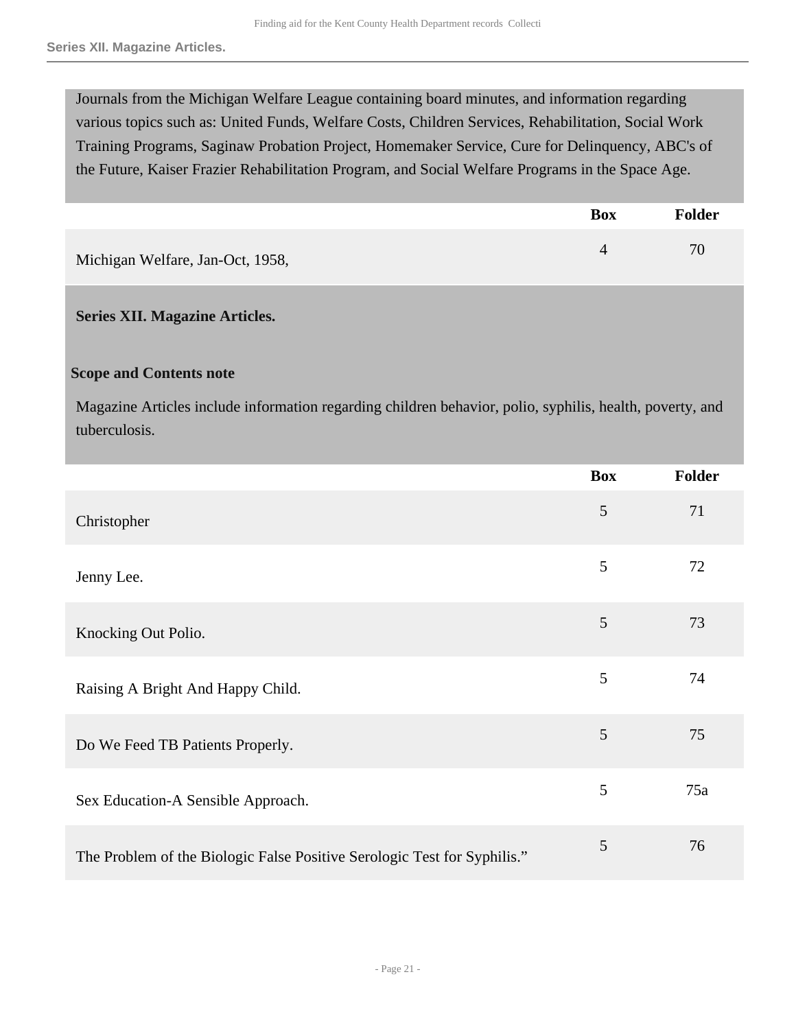Journals from the Michigan Welfare League containing board minutes, and information regarding various topics such as: United Funds, Welfare Costs, Children Services, Rehabilitation, Social Work Training Programs, Saginaw Probation Project, Homemaker Service, Cure for Delinquency, ABC's of the Future, Kaiser Frazier Rehabilitation Program, and Social Welfare Programs in the Space Age.

| | Box | Folder |
|---|---|---|
| Michigan Welfare, Jan-Oct, 1958, | 4 | 70 |

## Series XII. Magazine Articles.

### Scope and Contents note

Magazine Articles include information regarding children behavior, polio, syphilis, health, poverty, and tuberculosis.

| | Box | Folder |
|---|---|---|
| Christopher | 5 | 71 |
| Jenny Lee. | 5 | 72 |
| Knocking Out Polio. | 5 | 73 |
| Raising A Bright And Happy Child. | 5 | 74 |
| Do We Feed TB Patients Properly. | 5 | 75 |
| Sex Education-A Sensible Approach. | 5 | 75a |
| The Problem of the Biologic False Positive Serologic Test for Syphilis." | 5 | 76 |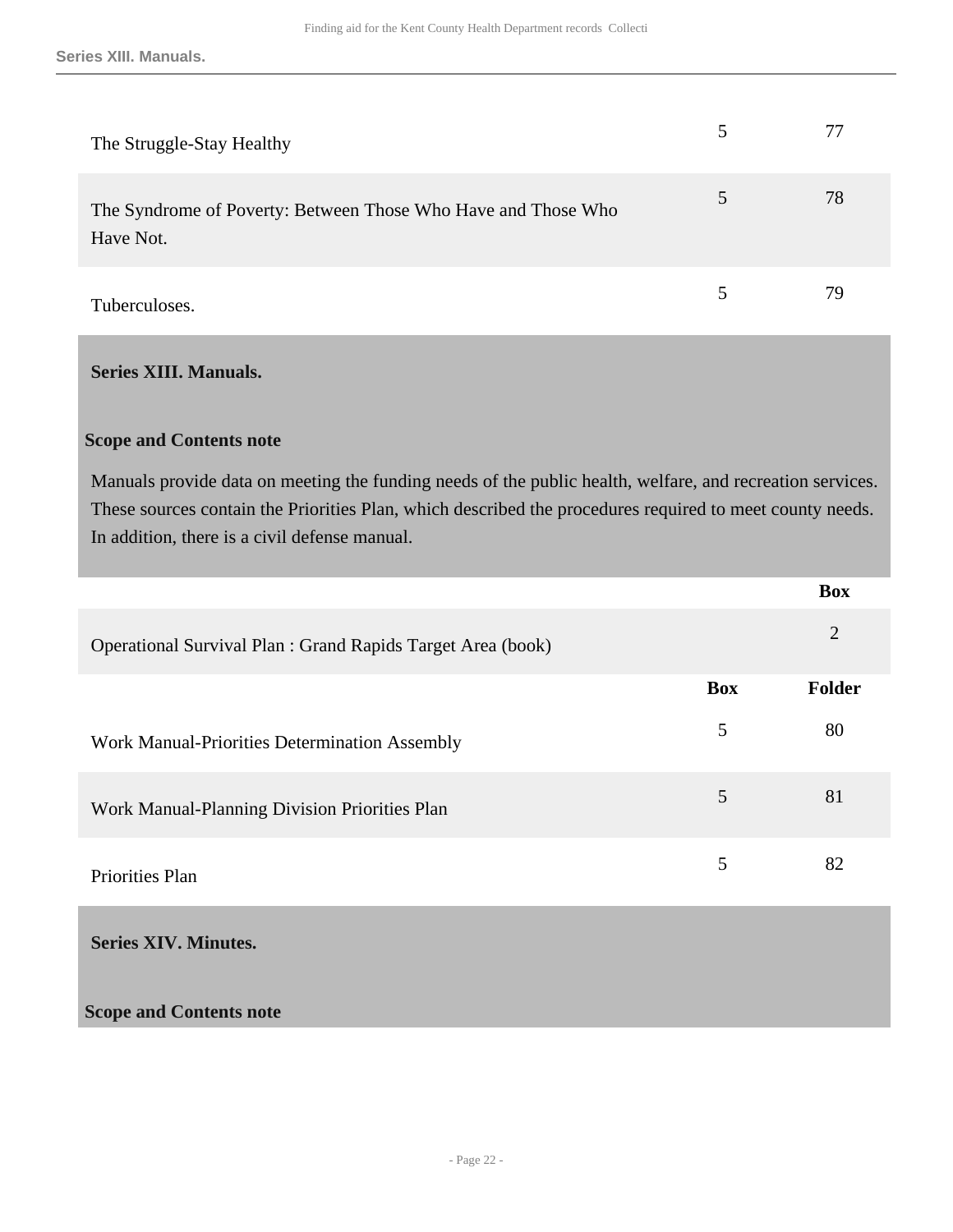| | Box | Folder |
|---|---|---|
| The Struggle-Stay Healthy | 5 | 77 |
| The Syndrome of Poverty: Between Those Who Have and Those Who Have Not. | 5 | 78 |
| Tuberculoses. | 5 | 79 |

## Series XIII. Manuals.

### Scope and Contents note

Manuals provide data on meeting the funding needs of the public health, welfare, and recreation services. These sources contain the Priorities Plan, which described the procedures required to meet county needs. In addition, there is a civil defense manual.

| | Box |
|---|---|
| Operational Survival Plan : Grand Rapids Target Area (book) | 2 |

| | Box | Folder |
|---|---|---|
| Work Manual-Priorities Determination Assembly | 5 | 80 |
| Work Manual-Planning Division Priorities Plan | 5 | 81 |
| Priorities Plan | 5 | 82 |

## Series XIV. Minutes.

### Scope and Contents note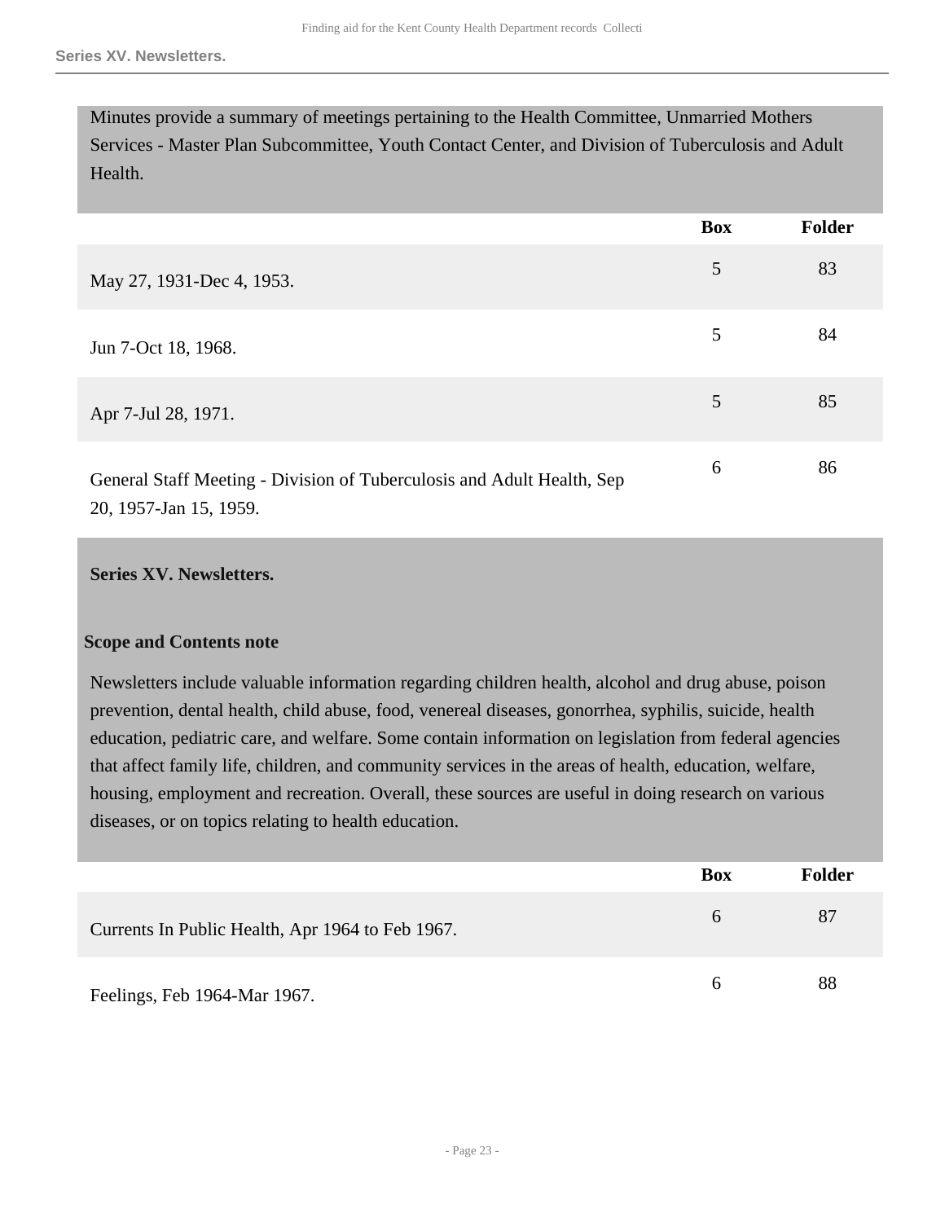Minutes provide a summary of meetings pertaining to the Health Committee, Unmarried Mothers Services - Master Plan Subcommittee, Youth Contact Center, and Division of Tuberculosis and Adult Health.

| | Box | Folder |
| --- | --- | --- |
| May 27, 1931-Dec 4, 1953. | 5 | 83 |
| Jun 7-Oct 18, 1968. | 5 | 84 |
| Apr 7-Jul 28, 1971. | 5 | 85 |
| General Staff Meeting - Division of Tuberculosis and Adult Health, Sep 20, 1957-Jan 15, 1959. | 6 | 86 |

**Series XV. Newsletters.**

**Scope and Contents note**

Newsletters include valuable information regarding children health, alcohol and drug abuse, poison prevention, dental health, child abuse, food, venereal diseases, gonorrhea, syphilis, suicide, health education, pediatric care, and welfare. Some contain information on legislation from federal agencies that affect family life, children, and community services in the areas of health, education, welfare, housing, employment and recreation. Overall, these sources are useful in doing research on various diseases, or on topics relating to health education.

| | Box | Folder |
| --- | --- | --- |
| Currents In Public Health, Apr 1964 to Feb 1967. | 6 | 87 |
| Feelings, Feb 1964-Mar 1967. | 6 | 88 |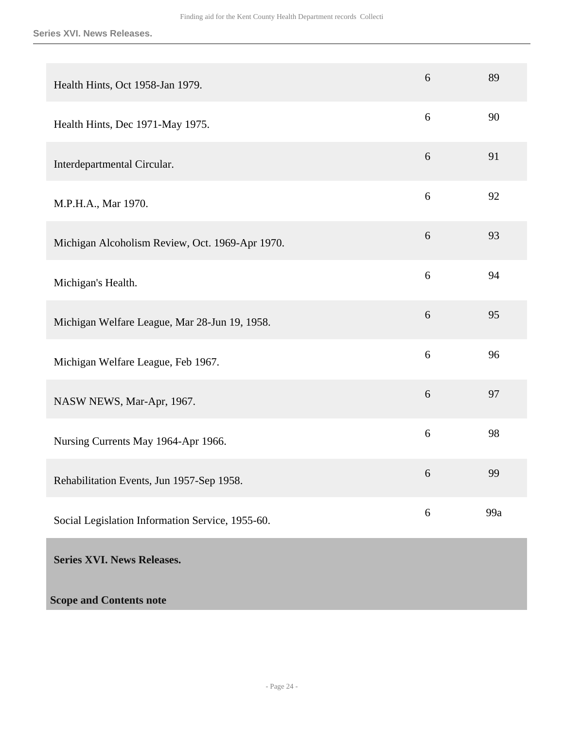| | | |
|---|---|---|
| Health Hints, Oct 1958-Jan 1979. | 6 | 89 |
| Health Hints, Dec 1971-May 1975. | 6 | 90 |
| Interdepartmental Circular. | 6 | 91 |
| M.P.H.A., Mar 1970. | 6 | 92 |
| Michigan Alcoholism Review, Oct. 1969-Apr 1970. | 6 | 93 |
| Michigan's Health. | 6 | 94 |
| Michigan Welfare League, Mar 28-Jun 19, 1958. | 6 | 95 |
| Michigan Welfare League, Feb 1967. | 6 | 96 |
| NASW NEWS, Mar-Apr, 1967. | 6 | 97 |
| Nursing Currents May 1964-Apr 1966. | 6 | 98 |
| Rehabilitation Events, Jun 1957-Sep 1958. | 6 | 99 |
| Social Legislation Information Service, 1955-60. | 6 | 99a |

**Series XVI. News Releases.**

**Scope and Contents note**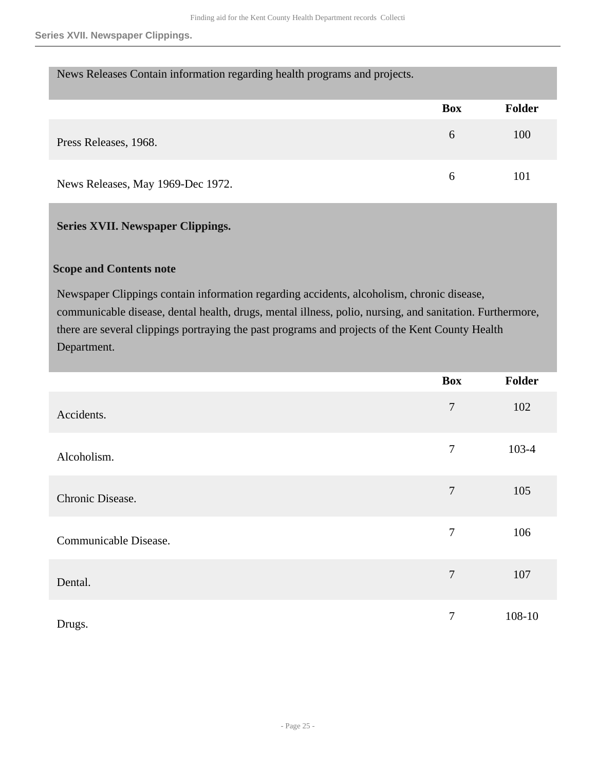News Releases Contain information regarding health programs and projects.

| | Box | Folder |
|---|---|---|
| Press Releases, 1968. | 6 | 100 |
| News Releases, May 1969-Dec 1972. | 6 | 101 |

## Series XVII. Newspaper Clippings.

### Scope and Contents note

Newspaper Clippings contain information regarding accidents, alcoholism, chronic disease, communicable disease, dental health, drugs, mental illness, polio, nursing, and sanitation. Furthermore, there are several clippings portraying the past programs and projects of the Kent County Health Department.

| | Box | Folder |
|---|---|---|
| Accidents. | 7 | 102 |
| Alcoholism. | 7 | 103-4 |
| Chronic Disease. | 7 | 105 |
| Communicable Disease. | 7 | 106 |
| Dental. | 7 | 107 |
| Drugs. | 7 | 108-10 |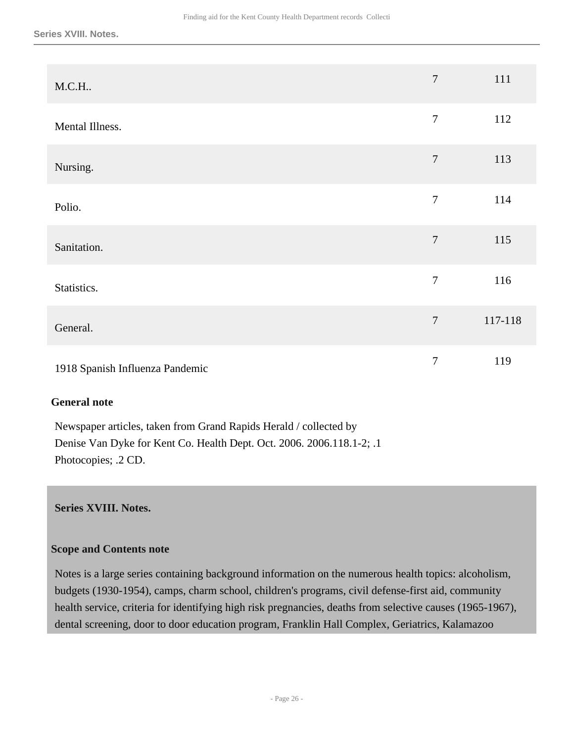| | | |
|---|---|---|
| M.C.H.. | 7 | 111 |
| Mental Illness. | 7 | 112 |
| Nursing. | 7 | 113 |
| Polio. | 7 | 114 |
| Sanitation. | 7 | 115 |
| Statistics. | 7 | 116 |
| General. | 7 | 117-118 |
| 1918 Spanish Influenza Pandemic | 7 | 119 |

**General note**

Newspaper articles, taken from Grand Rapids Herald / collected by Denise Van Dyke for Kent Co. Health Dept. Oct. 2006. 2006.118.1-2; .1 Photocopies; .2 CD.

## Series XVIII. Notes.

**Scope and Contents note**

Notes is a large series containing background information on the numerous health topics: alcoholism, budgets (1930-1954), camps, charm school, children's programs, civil defense-first aid, community health service, criteria for identifying high risk pregnancies, deaths from selective causes (1965-1967), dental screening, door to door education program, Franklin Hall Complex, Geriatrics, Kalamazoo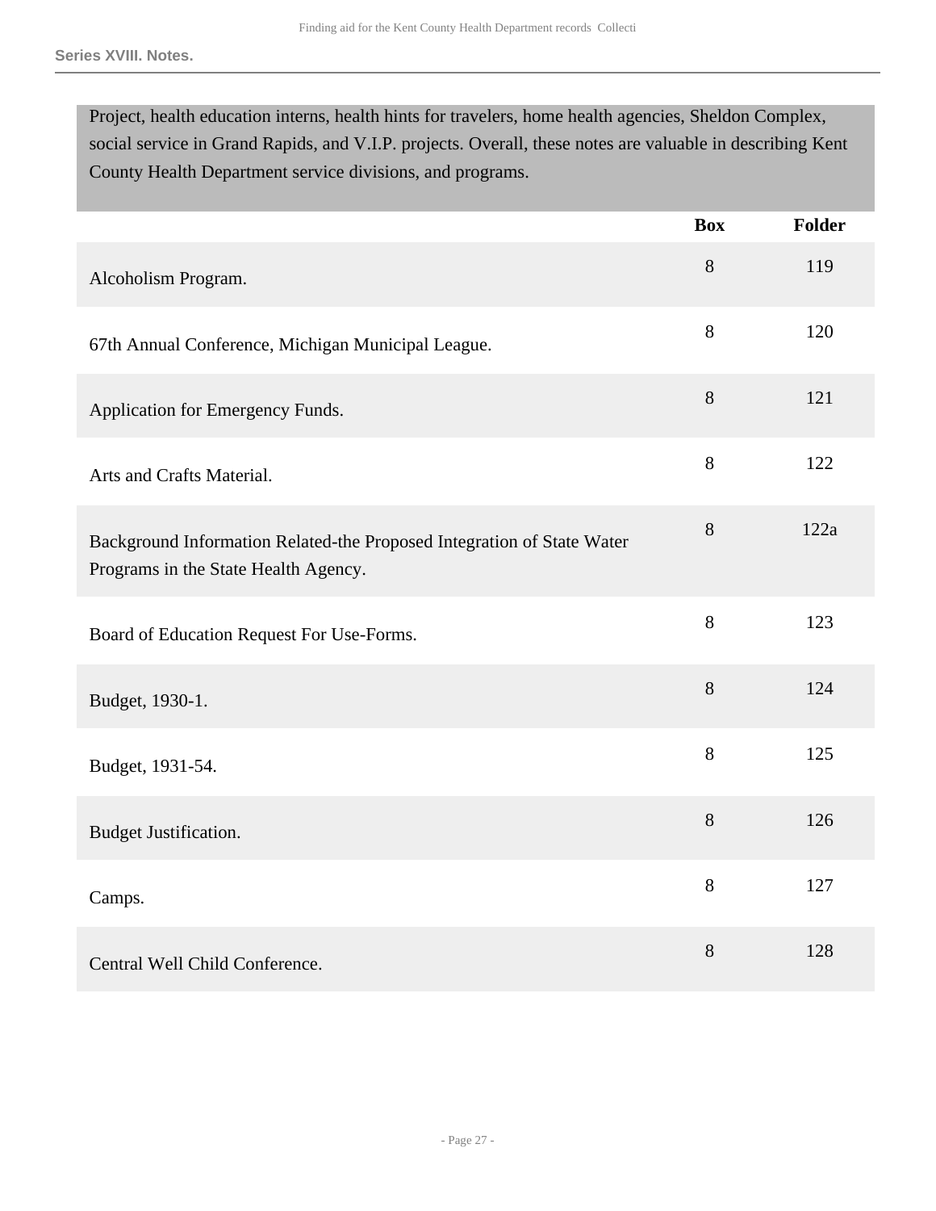Project, health education interns, health hints for travelers, home health agencies, Sheldon Complex, social service in Grand Rapids, and V.I.P. projects. Overall, these notes are valuable in describing Kent County Health Department service divisions, and programs.

| | Box | Folder |
|---|---|---|
| Alcoholism Program. | 8 | 119 |
| 67th Annual Conference, Michigan Municipal League. | 8 | 120 |
| Application for Emergency Funds. | 8 | 121 |
| Arts and Crafts Material. | 8 | 122 |
| Background Information Related-the Proposed Integration of State Water Programs in the State Health Agency. | 8 | 122a |
| Board of Education Request For Use-Forms. | 8 | 123 |
| Budget, 1930-1. | 8 | 124 |
| Budget, 1931-54. | 8 | 125 |
| Budget Justification. | 8 | 126 |
| Camps. | 8 | 127 |
| Central Well Child Conference. | 8 | 128 |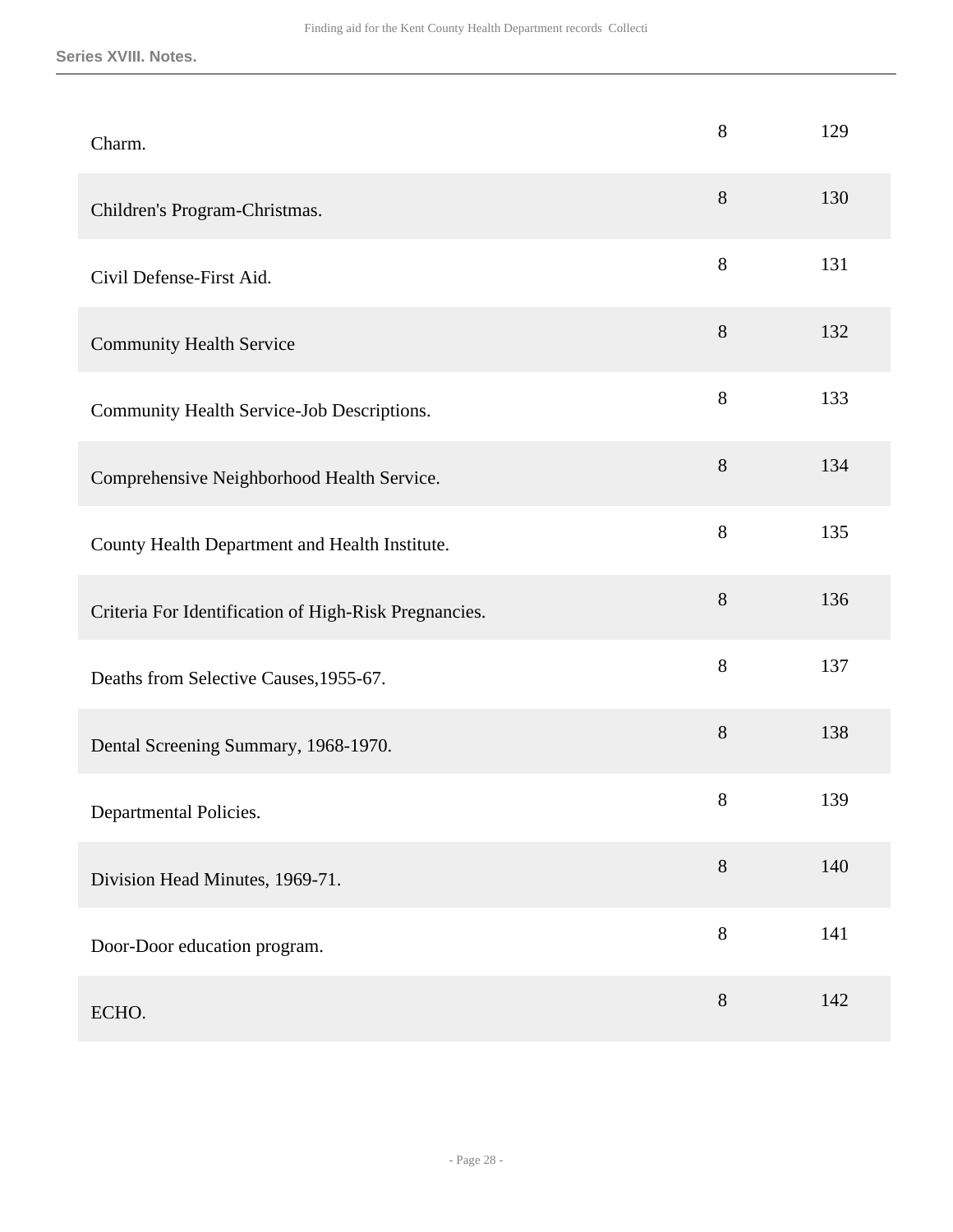| | | |
|---|---|---|
| Charm. | 8 | 129 |
| Children's Program-Christmas. | 8 | 130 |
| Civil Defense-First Aid. | 8 | 131 |
| Community Health Service | 8 | 132 |
| Community Health Service-Job Descriptions. | 8 | 133 |
| Comprehensive Neighborhood Health Service. | 8 | 134 |
| County Health Department and Health Institute. | 8 | 135 |
| Criteria For Identification of High-Risk Pregnancies. | 8 | 136 |
| Deaths from Selective Causes,1955-67. | 8 | 137 |
| Dental Screening Summary, 1968-1970. | 8 | 138 |
| Departmental Policies. | 8 | 139 |
| Division Head Minutes, 1969-71. | 8 | 140 |
| Door-Door education program. | 8 | 141 |
| ECHO. | 8 | 142 |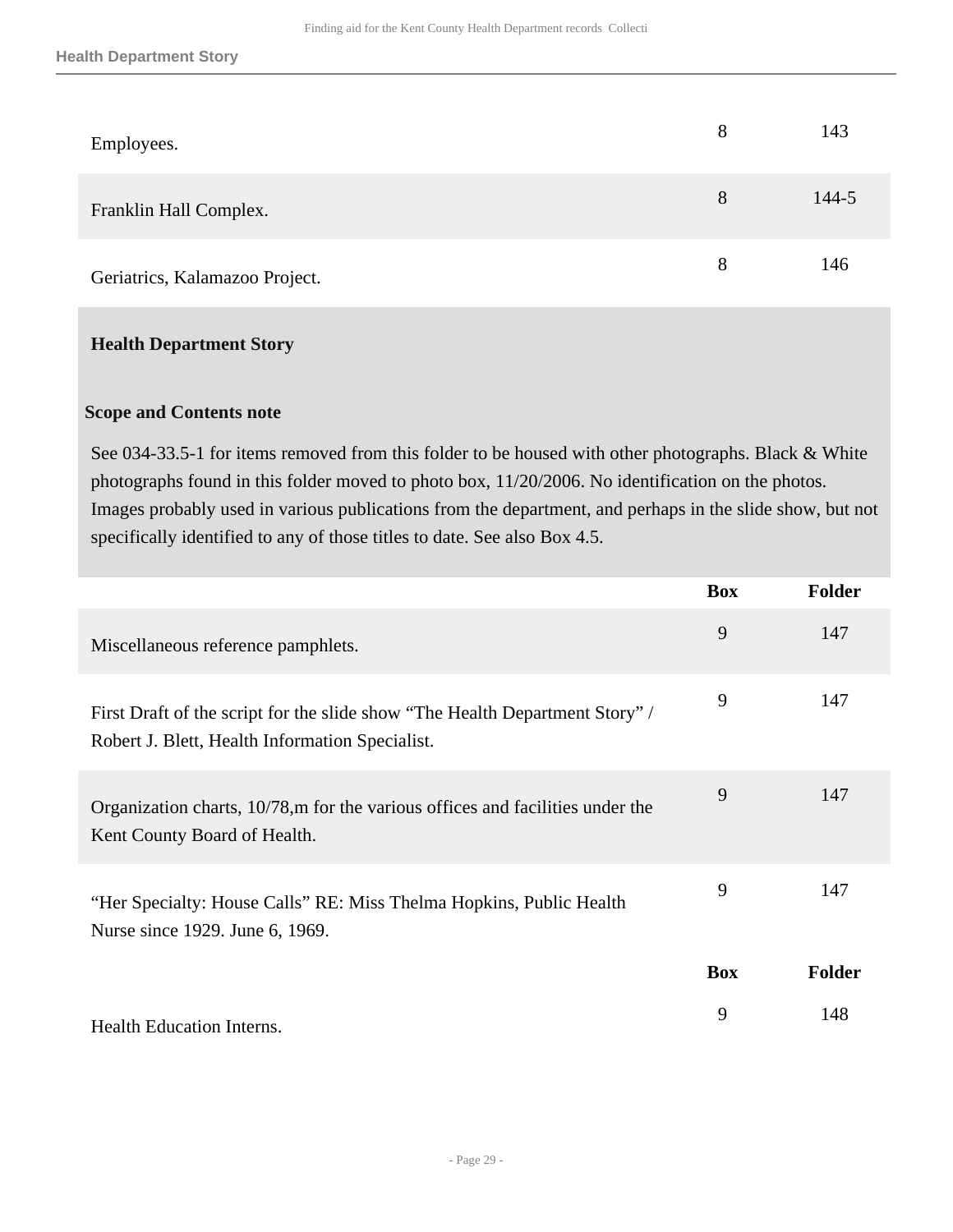| | Box | Folder |
|---|---|---|
| Employees. | 8 | 143 |
| Franklin Hall Complex. | 8 | 144-5 |
| Geriatrics, Kalamazoo Project. | 8 | 146 |

**Health Department Story**

**Scope and Contents note**

See 034-33.5-1 for items removed from this folder to be housed with other photographs. Black & White photographs found in this folder moved to photo box, 11/20/2006. No identification on the photos. Images probably used in various publications from the department, and perhaps in the slide show, but not specifically identified to any of those titles to date. See also Box 4.5.

| | Box | Folder |
|---|---|---|
| Miscellaneous reference pamphlets. | 9 | 147 |
| First Draft of the script for the slide show "The Health Department Story" / Robert J. Blett, Health Information Specialist. | 9 | 147 |
| Organization charts, 10/78,m for the various offices and facilities under the Kent County Board of Health. | 9 | 147 |
| "Her Specialty: House Calls" RE: Miss Thelma Hopkins, Public Health Nurse since 1929. June 6, 1969. | 9 | 147 |

| | Box | Folder |
|---|---|---|
| Health Education Interns. | 9 | 148 |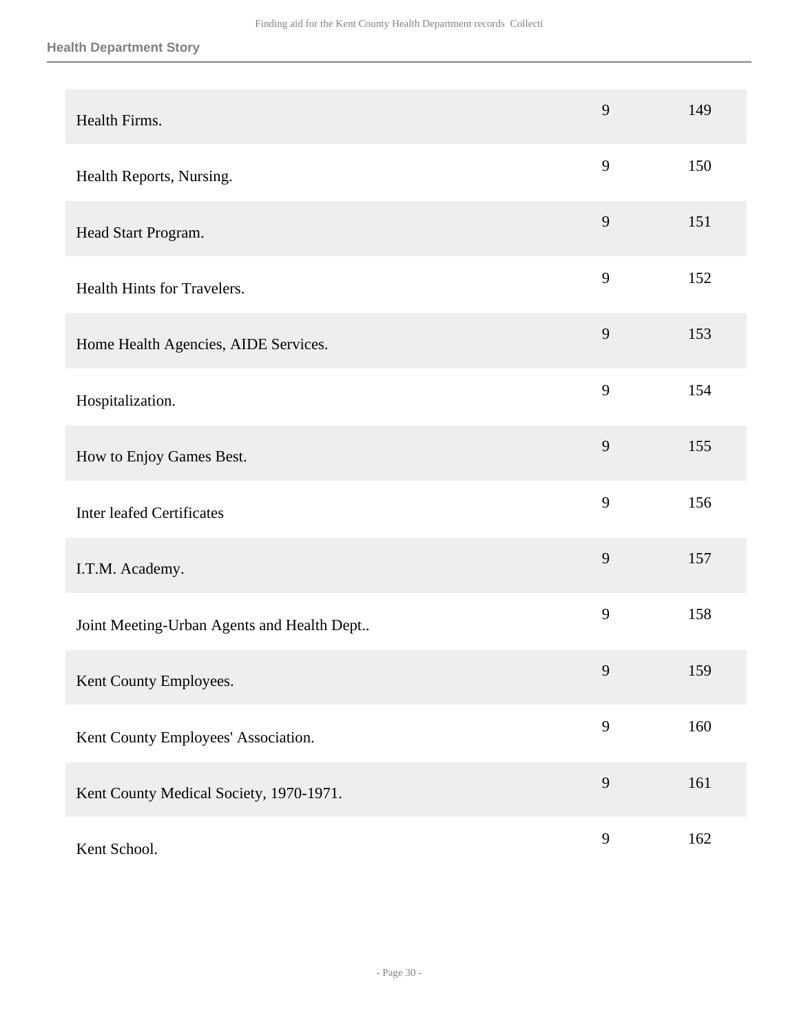| | | |
|---|---|---|
| Health Firms. | 9 | 149 |
| Health Reports, Nursing. | 9 | 150 |
| Head Start Program. | 9 | 151 |
| Health Hints for Travelers. | 9 | 152 |
| Home Health Agencies, AIDE Services. | 9 | 153 |
| Hospitalization. | 9 | 154 |
| How to Enjoy Games Best. | 9 | 155 |
| Inter leafed Certificates | 9 | 156 |
| I.T.M. Academy. | 9 | 157 |
| Joint Meeting-Urban Agents and Health Dept.. | 9 | 158 |
| Kent County Employees. | 9 | 159 |
| Kent County Employees' Association. | 9 | 160 |
| Kent County Medical Society, 1970-1971. | 9 | 161 |
| Kent School. | 9 | 162 |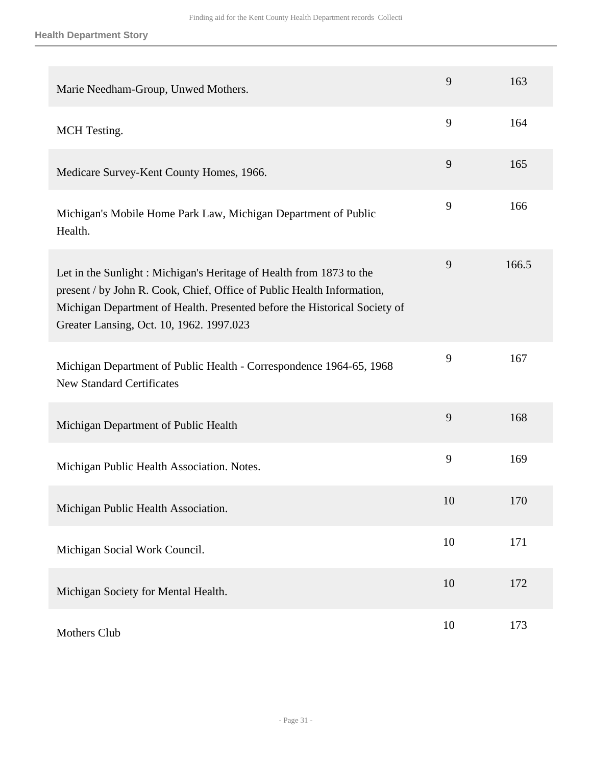| | | |
|---|---|---|
| Marie Needham-Group, Unwed Mothers. | 9 | 163 |
| MCH Testing. | 9 | 164 |
| Medicare Survey-Kent County Homes, 1966. | 9 | 165 |
| Michigan's Mobile Home Park Law, Michigan Department of Public Health. | 9 | 166 |
| Let in the Sunlight : Michigan's Heritage of Health from 1873 to the present / by John R. Cook, Chief, Office of Public Health Information, Michigan Department of Health. Presented before the Historical Society of Greater Lansing, Oct. 10, 1962. 1997.023 | 9 | 166.5 |
| Michigan Department of Public Health - Correspondence 1964-65, 1968 New Standard Certificates | 9 | 167 |
| Michigan Department of Public Health | 9 | 168 |
| Michigan Public Health Association. Notes. | 9 | 169 |
| Michigan Public Health Association. | 10 | 170 |
| Michigan Social Work Council. | 10 | 171 |
| Michigan Society for Mental Health. | 10 | 172 |
| Mothers Club | 10 | 173 |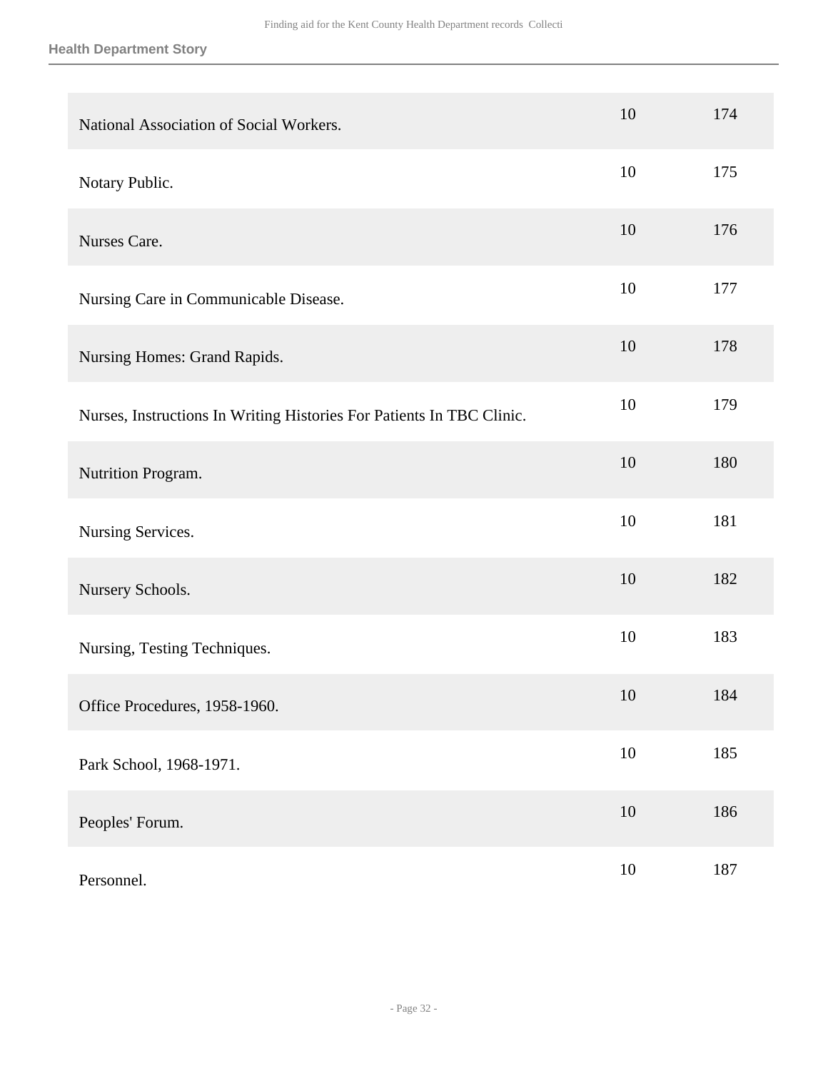| | | |
|---|---|---|
| National Association of Social Workers. | 10 | 174 |
| Notary Public. | 10 | 175 |
| Nurses Care. | 10 | 176 |
| Nursing Care in Communicable Disease. | 10 | 177 |
| Nursing Homes: Grand Rapids. | 10 | 178 |
| Nurses, Instructions In Writing Histories For Patients In TBC Clinic. | 10 | 179 |
| Nutrition Program. | 10 | 180 |
| Nursing Services. | 10 | 181 |
| Nursery Schools. | 10 | 182 |
| Nursing, Testing Techniques. | 10 | 183 |
| Office Procedures, 1958-1960. | 10 | 184 |
| Park School, 1968-1971. | 10 | 185 |
| Peoples' Forum. | 10 | 186 |
| Personnel. | 10 | 187 |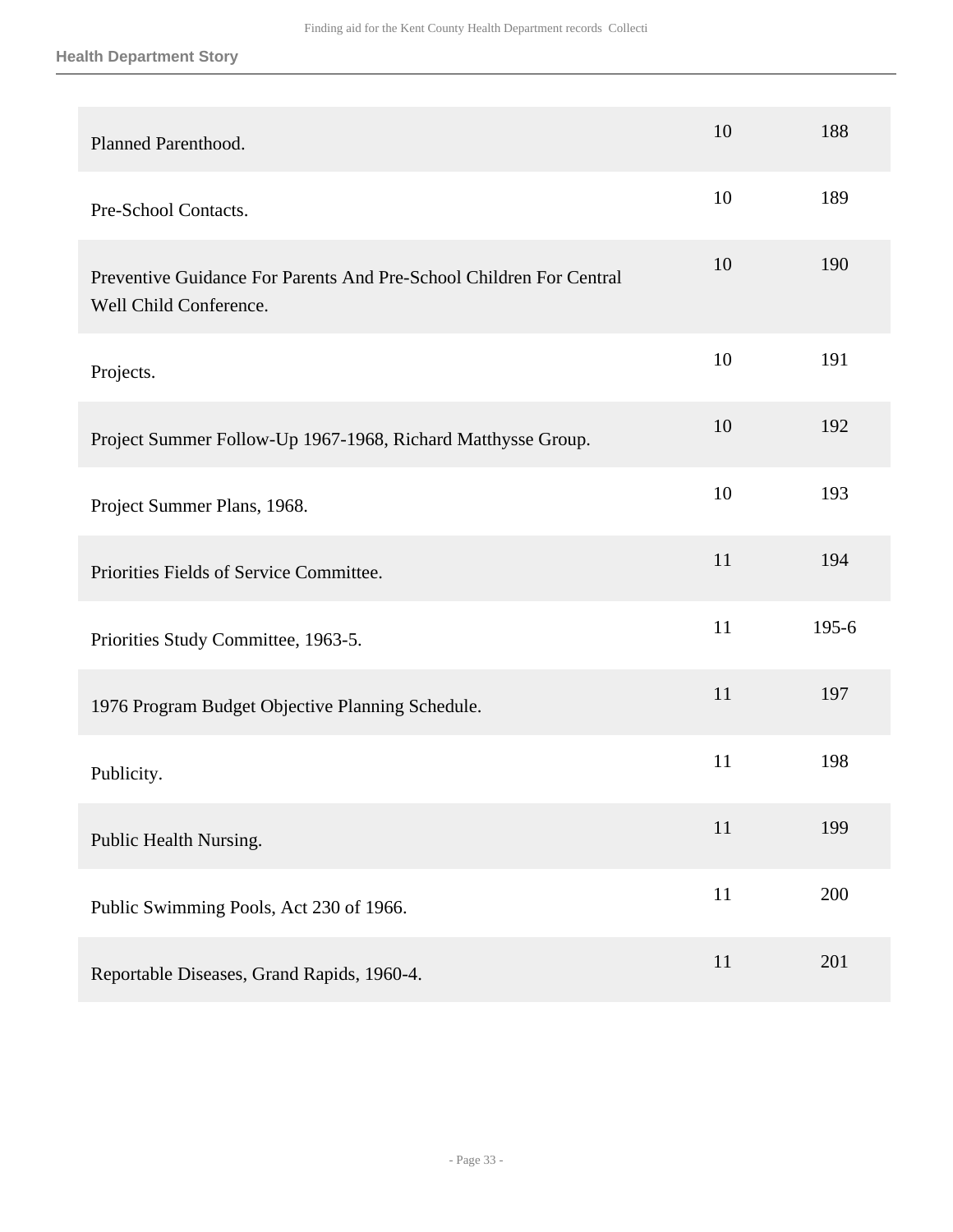| | | |
|---|---|---|
| Planned Parenthood. | 10 | 188 |
| Pre-School Contacts. | 10 | 189 |
| Preventive Guidance For Parents And Pre-School Children For Central Well Child Conference. | 10 | 190 |
| Projects. | 10 | 191 |
| Project Summer Follow-Up 1967-1968, Richard Matthysse Group. | 10 | 192 |
| Project Summer Plans, 1968. | 10 | 193 |
| Priorities Fields of Service Committee. | 11 | 194 |
| Priorities Study Committee, 1963-5. | 11 | 195-6 |
| 1976 Program Budget Objective Planning Schedule. | 11 | 197 |
| Publicity. | 11 | 198 |
| Public Health Nursing. | 11 | 199 |
| Public Swimming Pools, Act 230 of 1966. | 11 | 200 |
| Reportable Diseases, Grand Rapids, 1960-4. | 11 | 201 |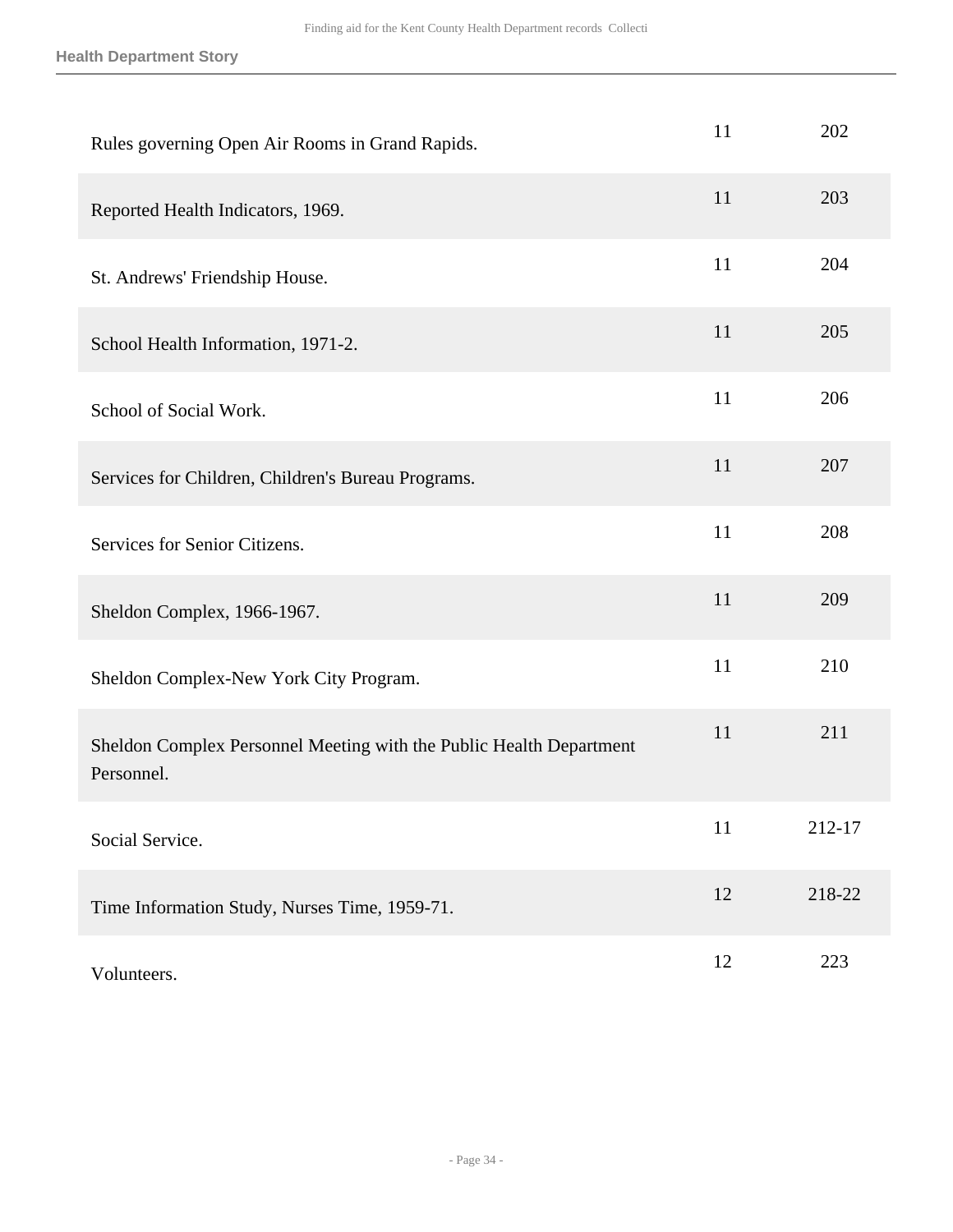| | | |
|---|---|---|
| Rules governing Open Air Rooms in Grand Rapids. | 11 | 202 |
| Reported Health Indicators, 1969. | 11 | 203 |
| St. Andrews' Friendship House. | 11 | 204 |
| School Health Information, 1971-2. | 11 | 205 |
| School of Social Work. | 11 | 206 |
| Services for Children, Children's Bureau Programs. | 11 | 207 |
| Services for Senior Citizens. | 11 | 208 |
| Sheldon Complex, 1966-1967. | 11 | 209 |
| Sheldon Complex-New York City Program. | 11 | 210 |
| Sheldon Complex Personnel Meeting with the Public Health Department Personnel. | 11 | 211 |
| Social Service. | 11 | 212-17 |
| Time Information Study, Nurses Time, 1959-71. | 12 | 218-22 |
| Volunteers. | 12 | 223 |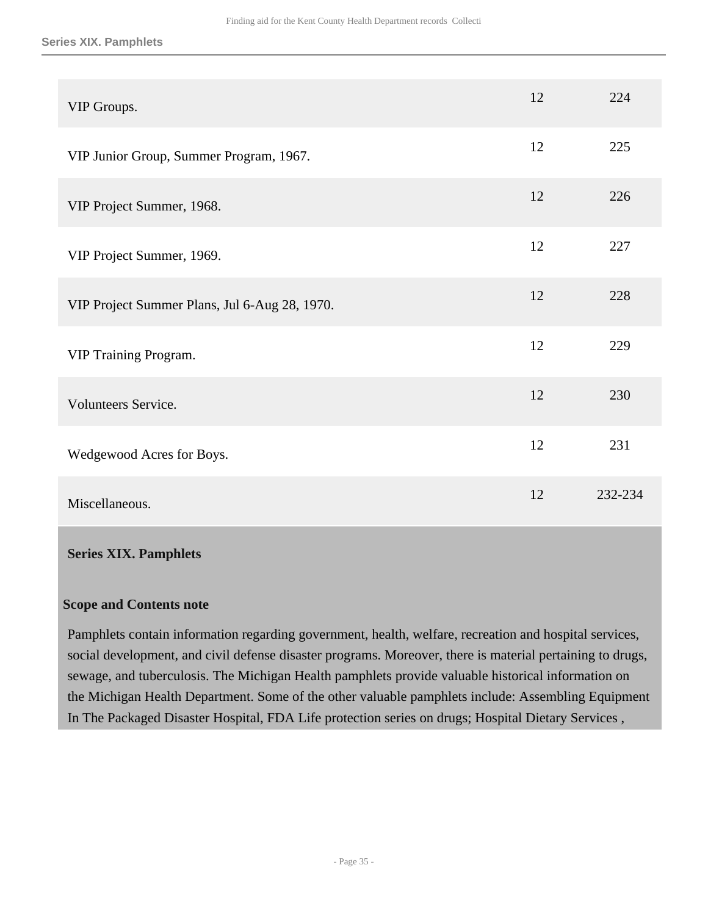| | | |
|---|---|---|
| VIP Groups. | 12 | 224 |
| VIP Junior Group, Summer Program, 1967. | 12 | 225 |
| VIP Project Summer, 1968. | 12 | 226 |
| VIP Project Summer, 1969. | 12 | 227 |
| VIP Project Summer Plans, Jul 6-Aug 28, 1970. | 12 | 228 |
| VIP Training Program. | 12 | 229 |
| Volunteers Service. | 12 | 230 |
| Wedgewood Acres for Boys. | 12 | 231 |
| Miscellaneous. | 12 | 232-234 |

## Series XIX. Pamphlets

### Scope and Contents note

Pamphlets contain information regarding government, health, welfare, recreation and hospital services, social development, and civil defense disaster programs. Moreover, there is material pertaining to drugs, sewage, and tuberculosis. The Michigan Health pamphlets provide valuable historical information on the Michigan Health Department. Some of the other valuable pamphlets include: Assembling Equipment In The Packaged Disaster Hospital, FDA Life protection series on drugs; Hospital Dietary Services ,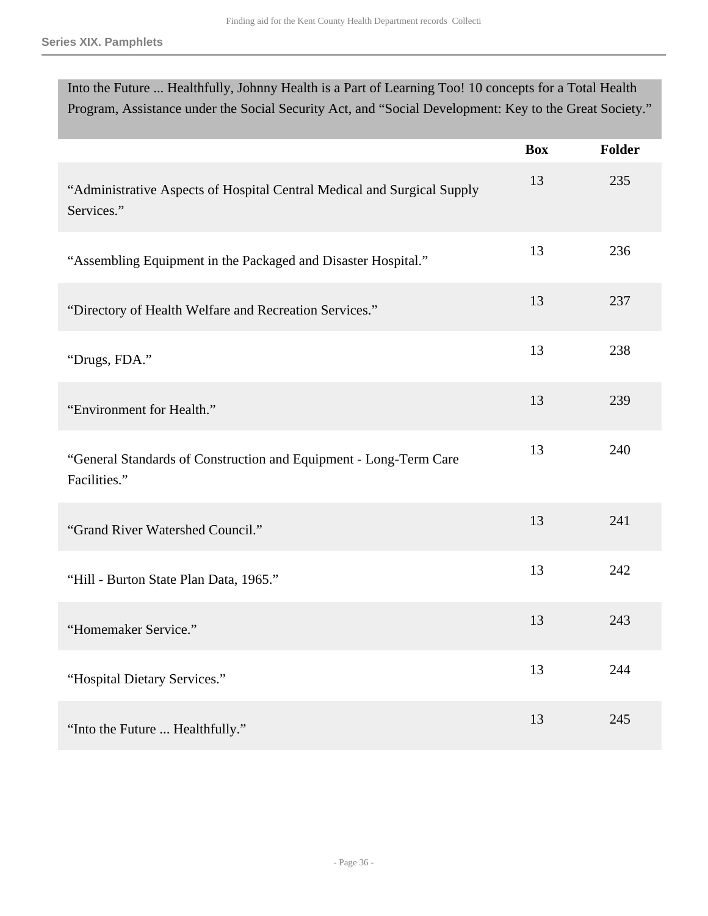Into the Future ... Healthfully, Johnny Health is a Part of Learning Too! 10 concepts for a Total Health Program, Assistance under the Social Security Act, and “Social Development: Key to the Great Society.”

| | Box | Folder |
|---|---|---|
| “Administrative Aspects of Hospital Central Medical and Surgical Supply Services.” | 13 | 235 |
| “Assembling Equipment in the Packaged and Disaster Hospital.” | 13 | 236 |
| “Directory of Health Welfare and Recreation Services.” | 13 | 237 |
| “Drugs, FDA.” | 13 | 238 |
| “Environment for Health.” | 13 | 239 |
| “General Standards of Construction and Equipment - Long-Term Care Facilities.” | 13 | 240 |
| “Grand River Watershed Council.” | 13 | 241 |
| “Hill - Burton State Plan Data, 1965.” | 13 | 242 |
| “Homemaker Service.” | 13 | 243 |
| “Hospital Dietary Services.” | 13 | 244 |
| “Into the Future ... Healthfully.” | 13 | 245 |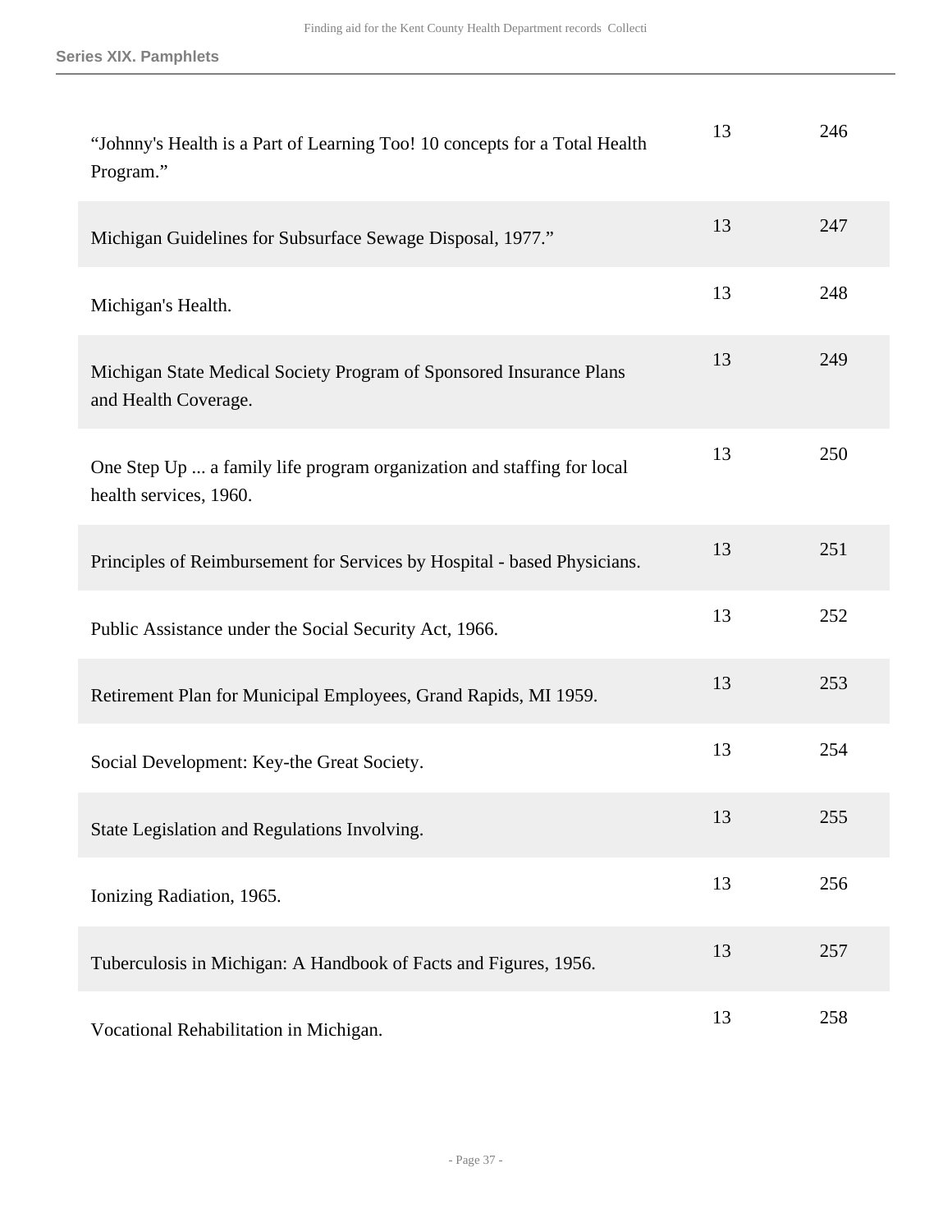| | | |
|---|---|---|
| “Johnny's Health is a Part of Learning Too! 10 concepts for a Total Health Program.” | 13 | 246 |
| Michigan Guidelines for Subsurface Sewage Disposal, 1977.” | 13 | 247 |
| Michigan's Health. | 13 | 248 |
| Michigan State Medical Society Program of Sponsored Insurance Plans and Health Coverage. | 13 | 249 |
| One Step Up ... a family life program organization and staffing for local health services, 1960. | 13 | 250 |
| Principles of Reimbursement for Services by Hospital - based Physicians. | 13 | 251 |
| Public Assistance under the Social Security Act, 1966. | 13 | 252 |
| Retirement Plan for Municipal Employees, Grand Rapids, MI 1959. | 13 | 253 |
| Social Development: Key-the Great Society. | 13 | 254 |
| State Legislation and Regulations Involving. | 13 | 255 |
| Ionizing Radiation, 1965. | 13 | 256 |
| Tuberculosis in Michigan: A Handbook of Facts and Figures, 1956. | 13 | 257 |
| Vocational Rehabilitation in Michigan. | 13 | 258 |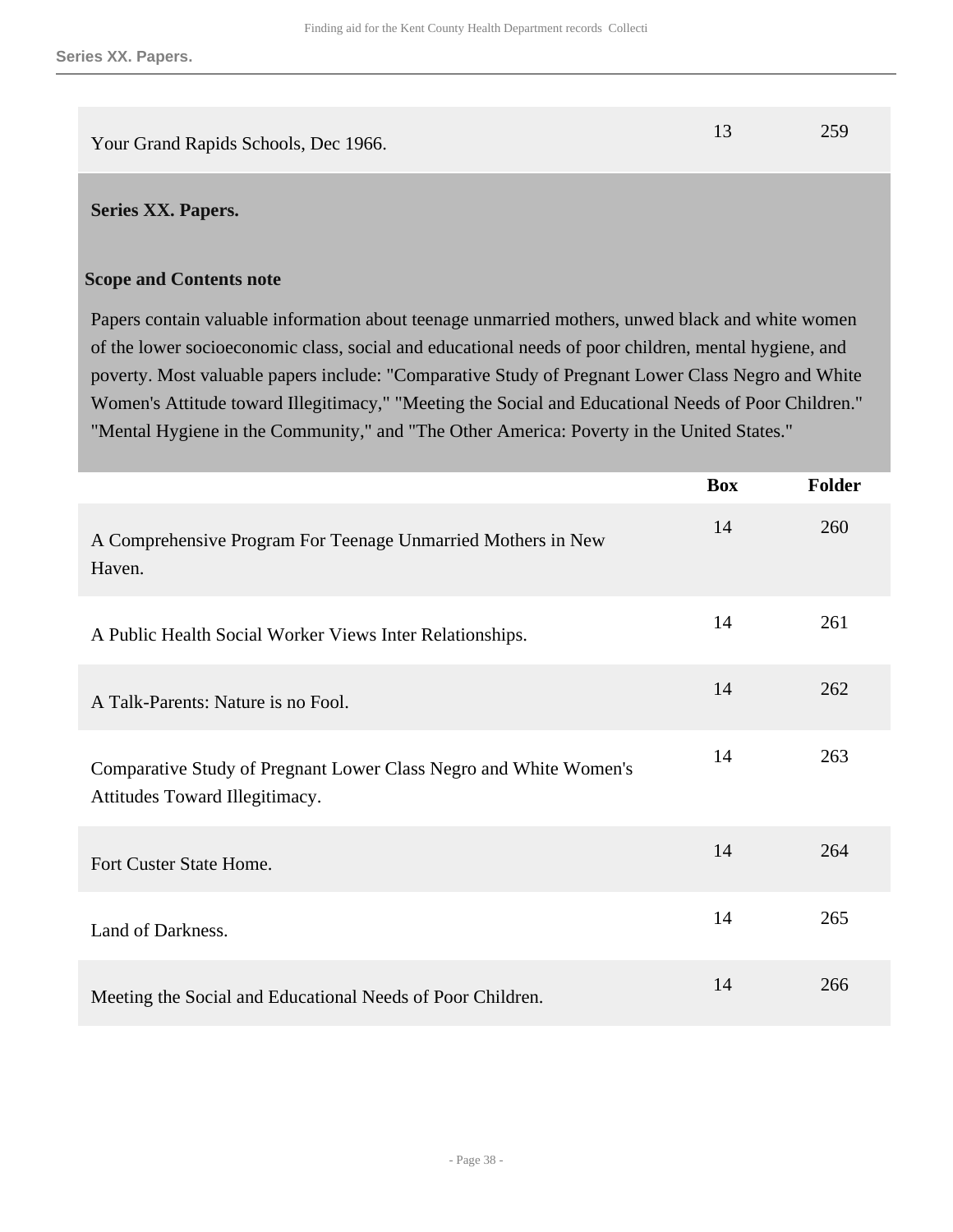| | Box | Folder |
|---|---|---|
| Your Grand Rapids Schools, Dec 1966. | 13 | 259 |

## Series XX. Papers.

### Scope and Contents note

Papers contain valuable information about teenage unmarried mothers, unwed black and white women of the lower socioeconomic class, social and educational needs of poor children, mental hygiene, and poverty. Most valuable papers include: "Comparative Study of Pregnant Lower Class Negro and White Women's Attitude toward Illegitimacy," "Meeting the Social and Educational Needs of Poor Children." "Mental Hygiene in the Community," and "The Other America: Poverty in the United States."

| | Box | Folder |
|---|---|---|
| A Comprehensive Program For Teenage Unmarried Mothers in New Haven. | 14 | 260 |
| A Public Health Social Worker Views Inter Relationships. | 14 | 261 |
| A Talk-Parents: Nature is no Fool. | 14 | 262 |
| Comparative Study of Pregnant Lower Class Negro and White Women's Attitudes Toward Illegitimacy. | 14 | 263 |
| Fort Custer State Home. | 14 | 264 |
| Land of Darkness. | 14 | 265 |
| Meeting the Social and Educational Needs of Poor Children. | 14 | 266 |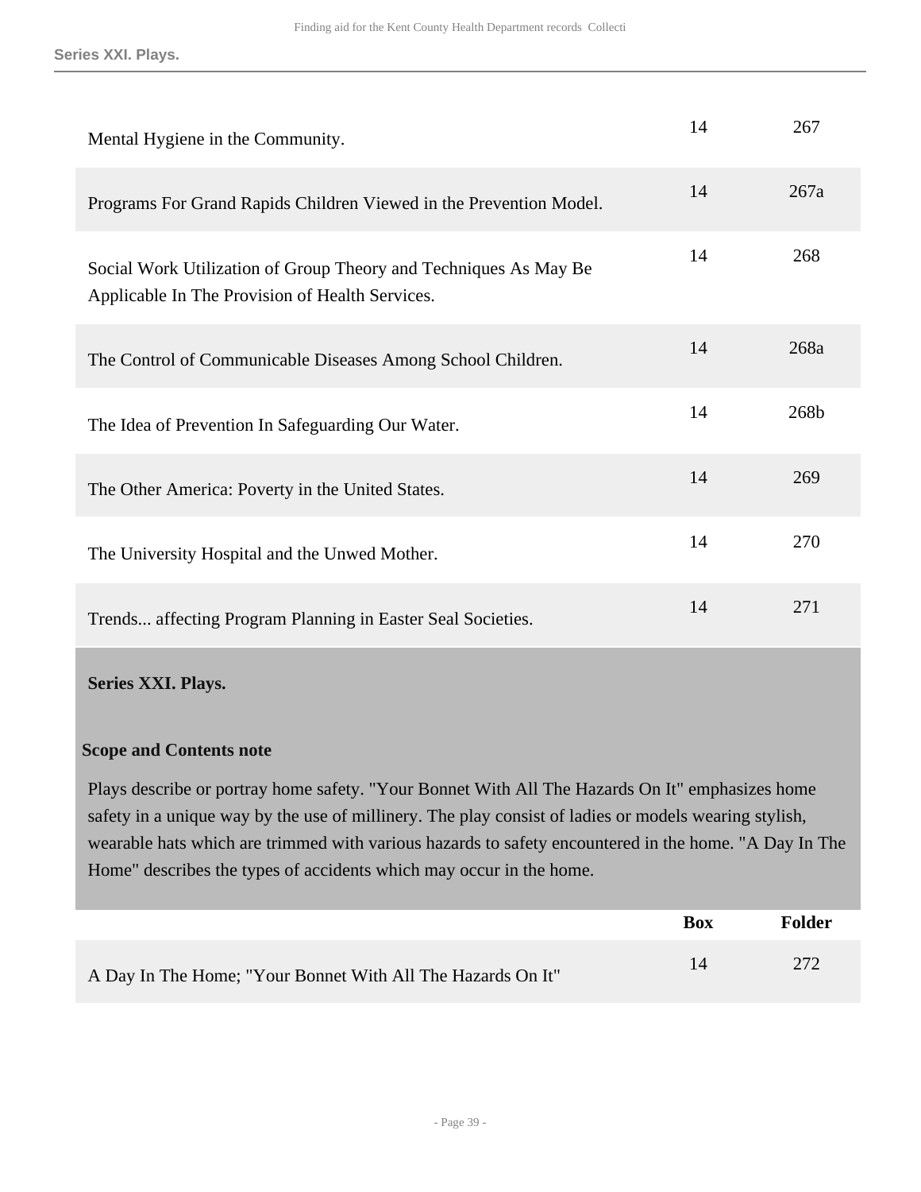| | Box | Folder |
| --- | --- | --- |
| Mental Hygiene in the Community. | 14 | 267 |
| Programs For Grand Rapids Children Viewed in the Prevention Model. | 14 | 267a |
| Social Work Utilization of Group Theory and Techniques As May Be Applicable In The Provision of Health Services. | 14 | 268 |
| The Control of Communicable Diseases Among School Children. | 14 | 268a |
| The Idea of Prevention In Safeguarding Our Water. | 14 | 268b |
| The Other America: Poverty in the United States. | 14 | 269 |
| The University Hospital and the Unwed Mother. | 14 | 270 |
| Trends... affecting Program Planning in Easter Seal Societies. | 14 | 271 |

## Series XXI. Plays.

### Scope and Contents note

Plays describe or portray home safety. "Your Bonnet With All The Hazards On It" emphasizes home safety in a unique way by the use of millinery. The play consist of ladies or models wearing stylish, wearable hats which are trimmed with various hazards to safety encountered in the home. "A Day In The Home" describes the types of accidents which may occur in the home.

| | Box | Folder |
| --- | --- | --- |
| A Day In The Home; "Your Bonnet With All The Hazards On It" | 14 | 272 |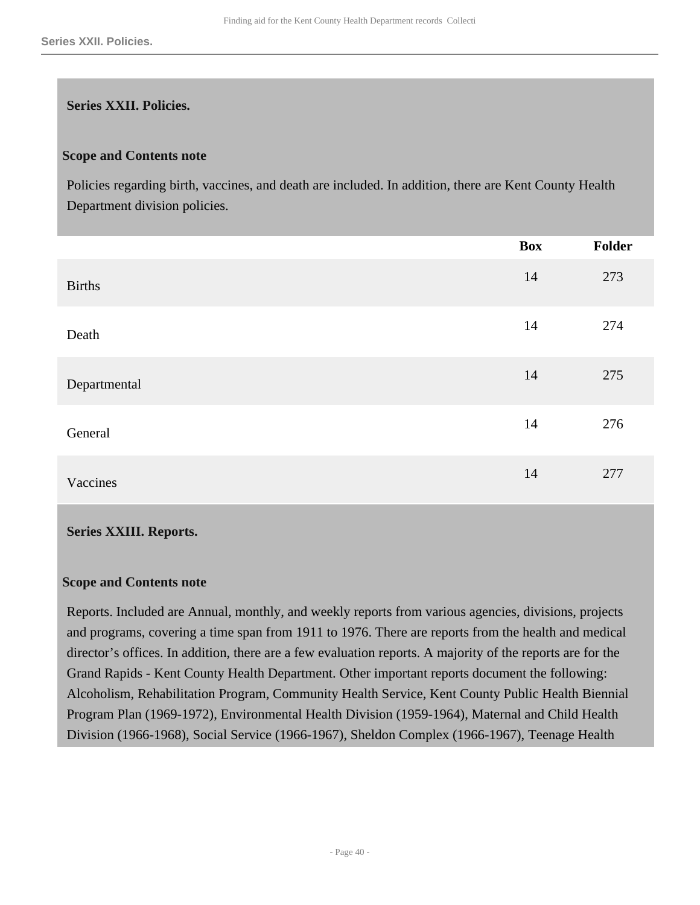## Series XXII. Policies.

### Scope and Contents note

Policies regarding birth, vaccines, and death are included. In addition, there are Kent County Health Department division policies.

| | Box | Folder |
|---|---|---|
| Births | 14 | 273 |
| Death | 14 | 274 |
| Departmental | 14 | 275 |
| General | 14 | 276 |
| Vaccines | 14 | 277 |

## Series XXIII. Reports.

### Scope and Contents note

Reports. Included are Annual, monthly, and weekly reports from various agencies, divisions, projects and programs, covering a time span from 1911 to 1976. There are reports from the health and medical director's offices. In addition, there are a few evaluation reports. A majority of the reports are for the Grand Rapids - Kent County Health Department. Other important reports document the following: Alcoholism, Rehabilitation Program, Community Health Service, Kent County Public Health Biennial Program Plan (1969-1972), Environmental Health Division (1959-1964), Maternal and Child Health Division (1966-1968), Social Service (1966-1967), Sheldon Complex (1966-1967), Teenage Health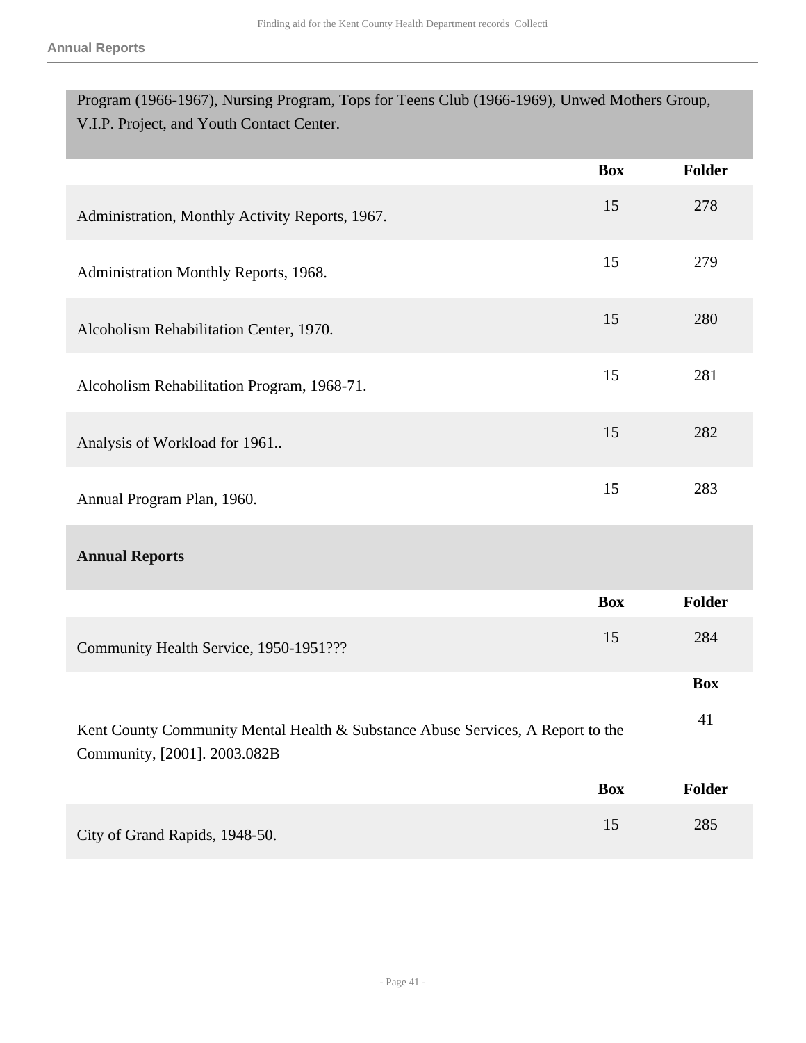Program (1966-1967), Nursing Program, Tops for Teens Club (1966-1969), Unwed Mothers Group, V.I.P. Project, and Youth Contact Center.

| | Box | Folder |
|---|---|---|
| Administration, Monthly Activity Reports, 1967. | 15 | 278 |
| Administration Monthly Reports, 1968. | 15 | 279 |
| Alcoholism Rehabilitation Center, 1970. | 15 | 280 |
| Alcoholism Rehabilitation Program, 1968-71. | 15 | 281 |
| Analysis of Workload for 1961.. | 15 | 282 |
| Annual Program Plan, 1960. | 15 | 283 |

**Annual Reports**

| | Box | Folder |
|---|---|---|
| Community Health Service, 1950-1951??? | 15 | 284 |

| | Box |
|---|---|
| Kent County Community Mental Health & Substance Abuse Services, A Report to the Community, [2001]. 2003.082B | 41 |

| | Box | Folder |
|---|---|---|
| City of Grand Rapids, 1948-50. | 15 | 285 |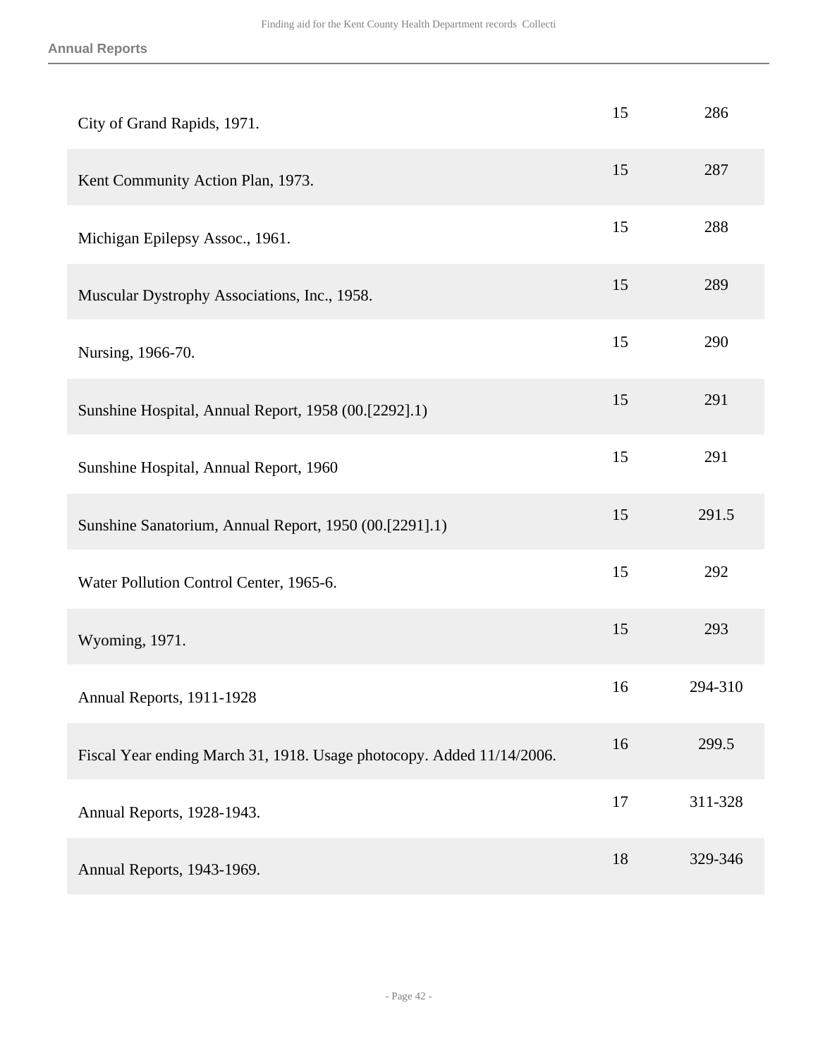| | | |
|---|---|---|
| City of Grand Rapids, 1971. | 15 | 286 |
| Kent Community Action Plan, 1973. | 15 | 287 |
| Michigan Epilepsy Assoc., 1961. | 15 | 288 |
| Muscular Dystrophy Associations, Inc., 1958. | 15 | 289 |
| Nursing, 1966-70. | 15 | 290 |
| Sunshine Hospital, Annual Report, 1958 (00.[2292].1) | 15 | 291 |
| Sunshine Hospital, Annual Report, 1960 | 15 | 291 |
| Sunshine Sanatorium, Annual Report, 1950 (00.[2291].1) | 15 | 291.5 |
| Water Pollution Control Center, 1965-6. | 15 | 292 |
| Wyoming, 1971. | 15 | 293 |
| Annual Reports, 1911-1928 | 16 | 294-310 |
| Fiscal Year ending March 31, 1918. Usage photocopy. Added 11/14/2006. | 16 | 299.5 |
| Annual Reports, 1928-1943. | 17 | 311-328 |
| Annual Reports, 1943-1969. | 18 | 329-346 |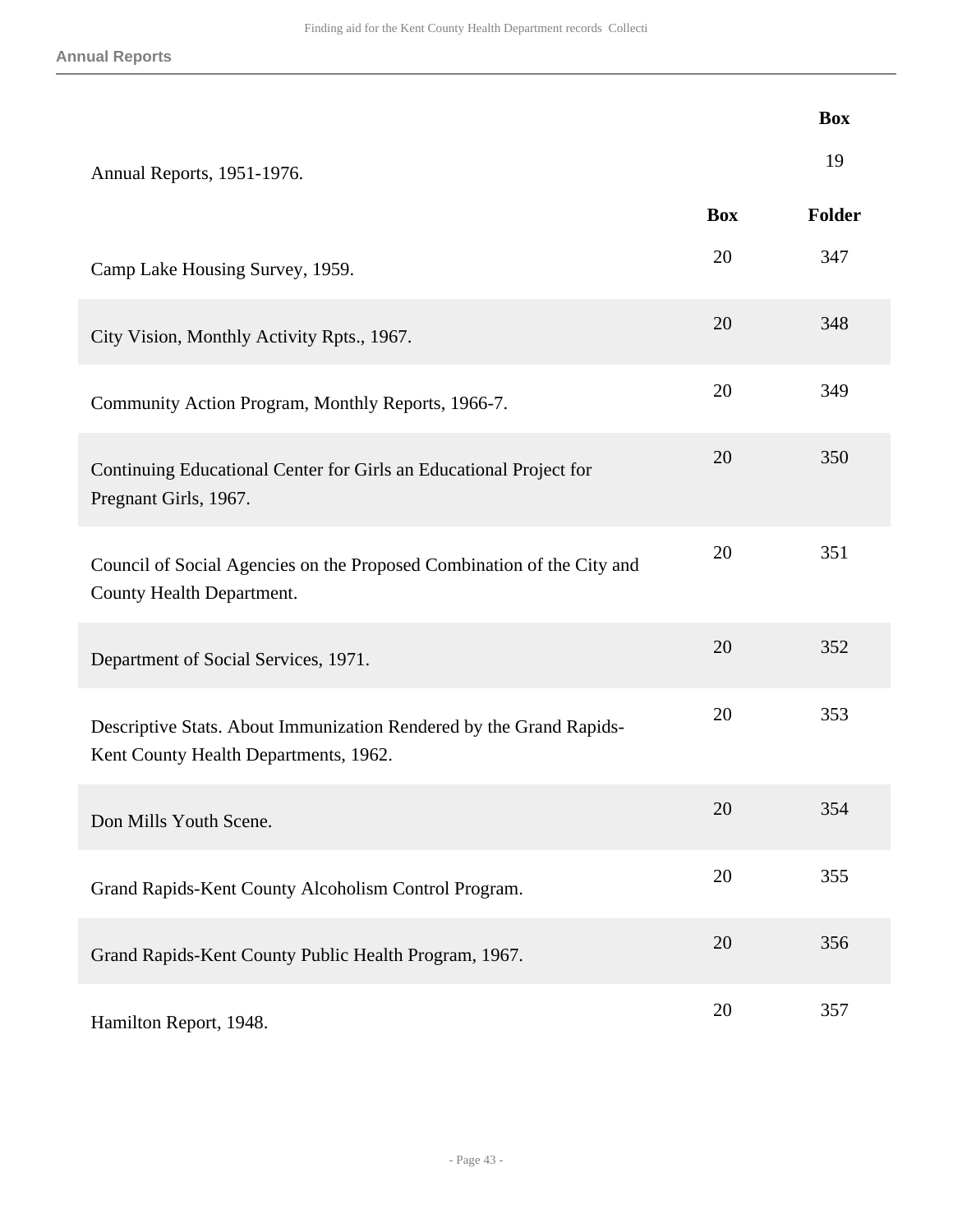| | | Box |
|---|---|---|
| Annual Reports, 1951-1976. | | 19 |

| | Box | Folder |
|---|---|---|
| Camp Lake Housing Survey, 1959. | 20 | 347 |
| City Vision, Monthly Activity Rpts., 1967. | 20 | 348 |
| Community Action Program, Monthly Reports, 1966-7. | 20 | 349 |
| Continuing Educational Center for Girls an Educational Project for Pregnant Girls, 1967. | 20 | 350 |
| Council of Social Agencies on the Proposed Combination of the City and County Health Department. | 20 | 351 |
| Department of Social Services, 1971. | 20 | 352 |
| Descriptive Stats. About Immunization Rendered by the Grand Rapids-Kent County Health Departments, 1962. | 20 | 353 |
| Don Mills Youth Scene. | 20 | 354 |
| Grand Rapids-Kent County Alcoholism Control Program. | 20 | 355 |
| Grand Rapids-Kent County Public Health Program, 1967. | 20 | 356 |
| Hamilton Report, 1948. | 20 | 357 |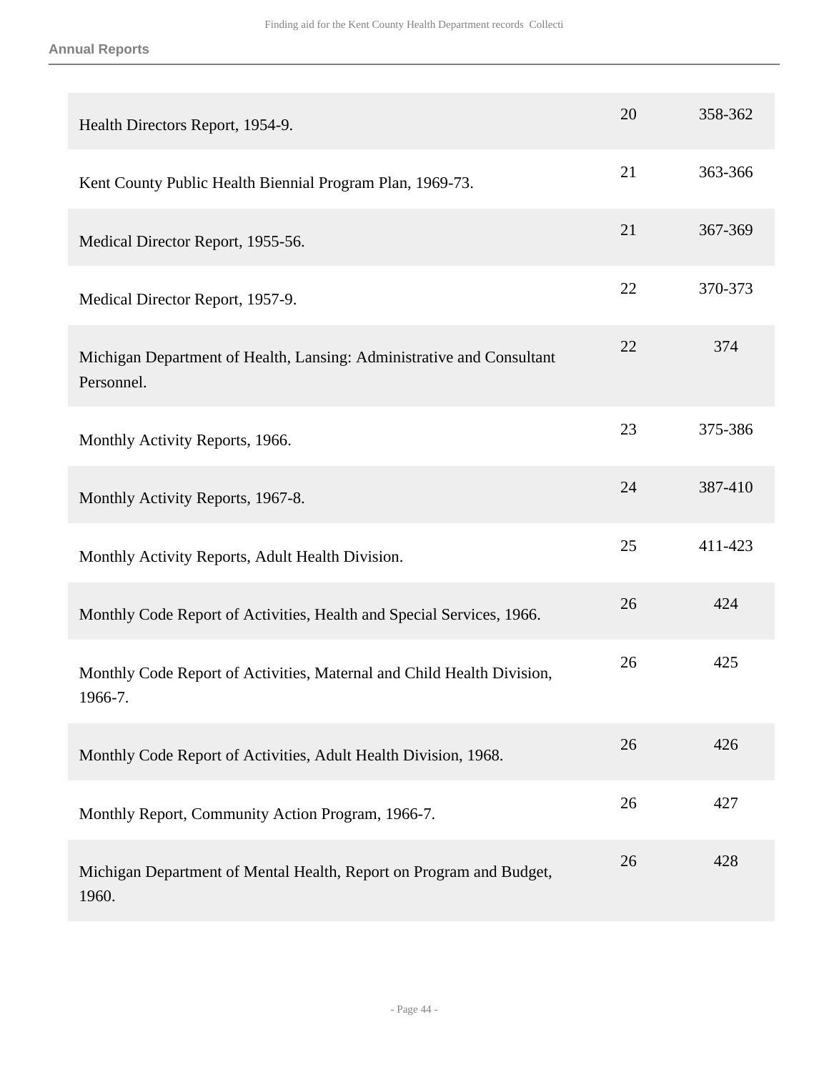| | | |
|---|---|---|
| Health Directors Report, 1954-9. | 20 | 358-362 |
| Kent County Public Health Biennial Program Plan, 1969-73. | 21 | 363-366 |
| Medical Director Report, 1955-56. | 21 | 367-369 |
| Medical Director Report, 1957-9. | 22 | 370-373 |
| Michigan Department of Health, Lansing: Administrative and Consultant Personnel. | 22 | 374 |
| Monthly Activity Reports, 1966. | 23 | 375-386 |
| Monthly Activity Reports, 1967-8. | 24 | 387-410 |
| Monthly Activity Reports, Adult Health Division. | 25 | 411-423 |
| Monthly Code Report of Activities, Health and Special Services, 1966. | 26 | 424 |
| Monthly Code Report of Activities, Maternal and Child Health Division, 1966-7. | 26 | 425 |
| Monthly Code Report of Activities, Adult Health Division, 1968. | 26 | 426 |
| Monthly Report, Community Action Program, 1966-7. | 26 | 427 |
| Michigan Department of Mental Health, Report on Program and Budget, 1960. | 26 | 428 |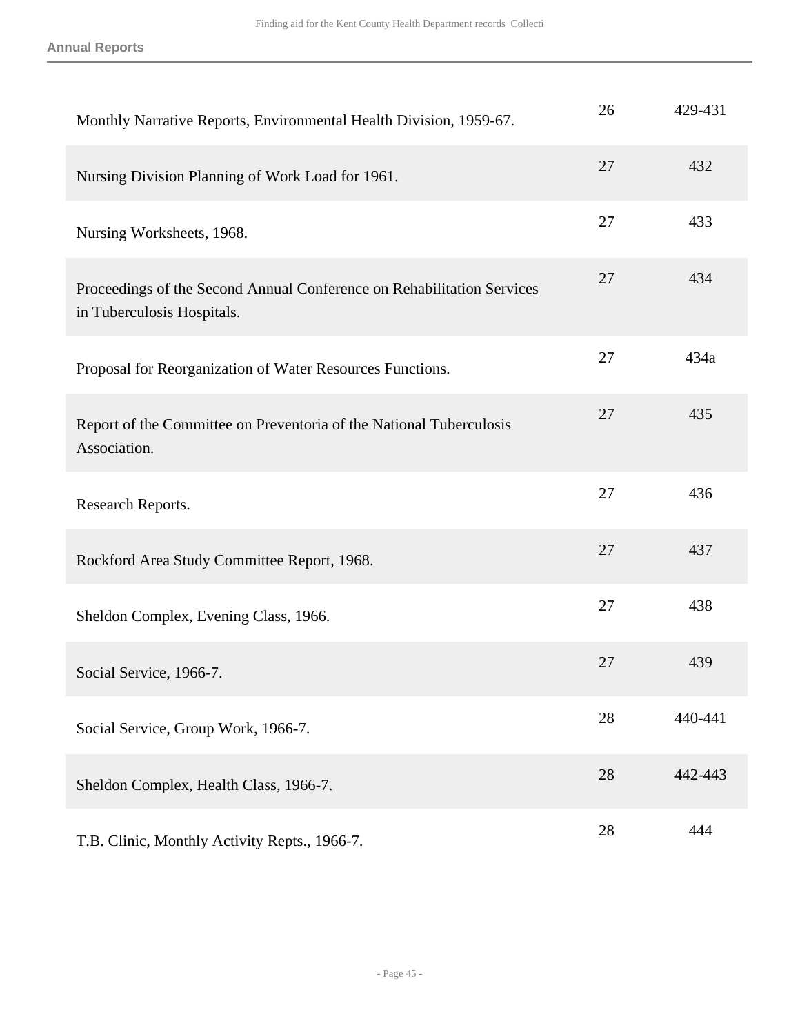| | | |
|---|---|---|
| Monthly Narrative Reports, Environmental Health Division, 1959-67. | 26 | 429-431 |
| Nursing Division Planning of Work Load for 1961. | 27 | 432 |
| Nursing Worksheets, 1968. | 27 | 433 |
| Proceedings of the Second Annual Conference on Rehabilitation Services in Tuberculosis Hospitals. | 27 | 434 |
| Proposal for Reorganization of Water Resources Functions. | 27 | 434a |
| Report of the Committee on Preventoria of the National Tuberculosis Association. | 27 | 435 |
| Research Reports. | 27 | 436 |
| Rockford Area Study Committee Report, 1968. | 27 | 437 |
| Sheldon Complex, Evening Class, 1966. | 27 | 438 |
| Social Service, 1966-7. | 27 | 439 |
| Social Service, Group Work, 1966-7. | 28 | 440-441 |
| Sheldon Complex, Health Class, 1966-7. | 28 | 442-443 |
| T.B. Clinic, Monthly Activity Repts., 1966-7. | 28 | 444 |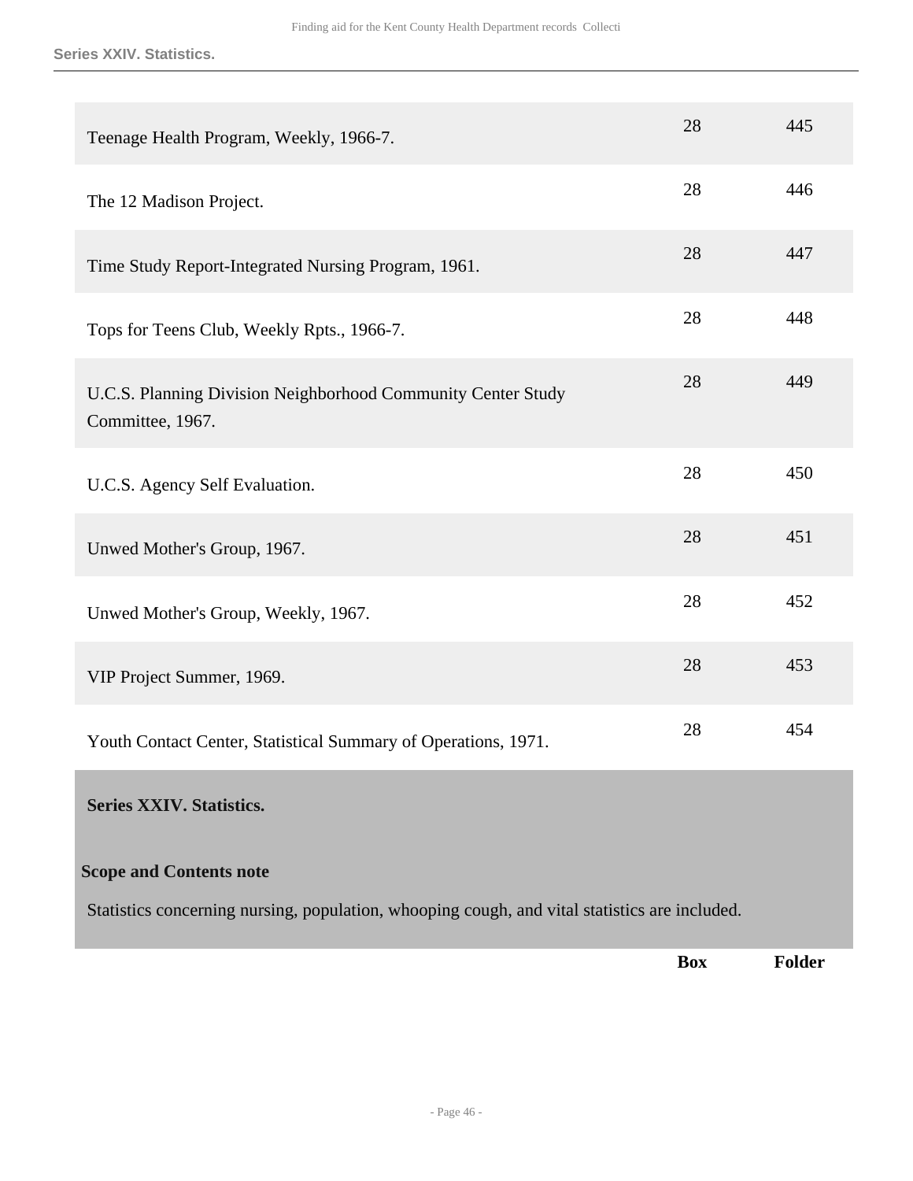| | Box | Folder |
|---|---|---|
| Teenage Health Program, Weekly, 1966-7. | 28 | 445 |
| The 12 Madison Project. | 28 | 446 |
| Time Study Report-Integrated Nursing Program, 1961. | 28 | 447 |
| Tops for Teens Club, Weekly Rpts., 1966-7. | 28 | 448 |
| U.C.S. Planning Division Neighborhood Community Center Study Committee, 1967. | 28 | 449 |
| U.C.S. Agency Self Evaluation. | 28 | 450 |
| Unwed Mother's Group, 1967. | 28 | 451 |
| Unwed Mother's Group, Weekly, 1967. | 28 | 452 |
| VIP Project Summer, 1969. | 28 | 453 |
| Youth Contact Center, Statistical Summary of Operations, 1971. | 28 | 454 |

## Series XXIV. Statistics.

### Scope and Contents note

Statistics concerning nursing, population, whooping cough, and vital statistics are included.

| | Box | Folder |
|---|---|---|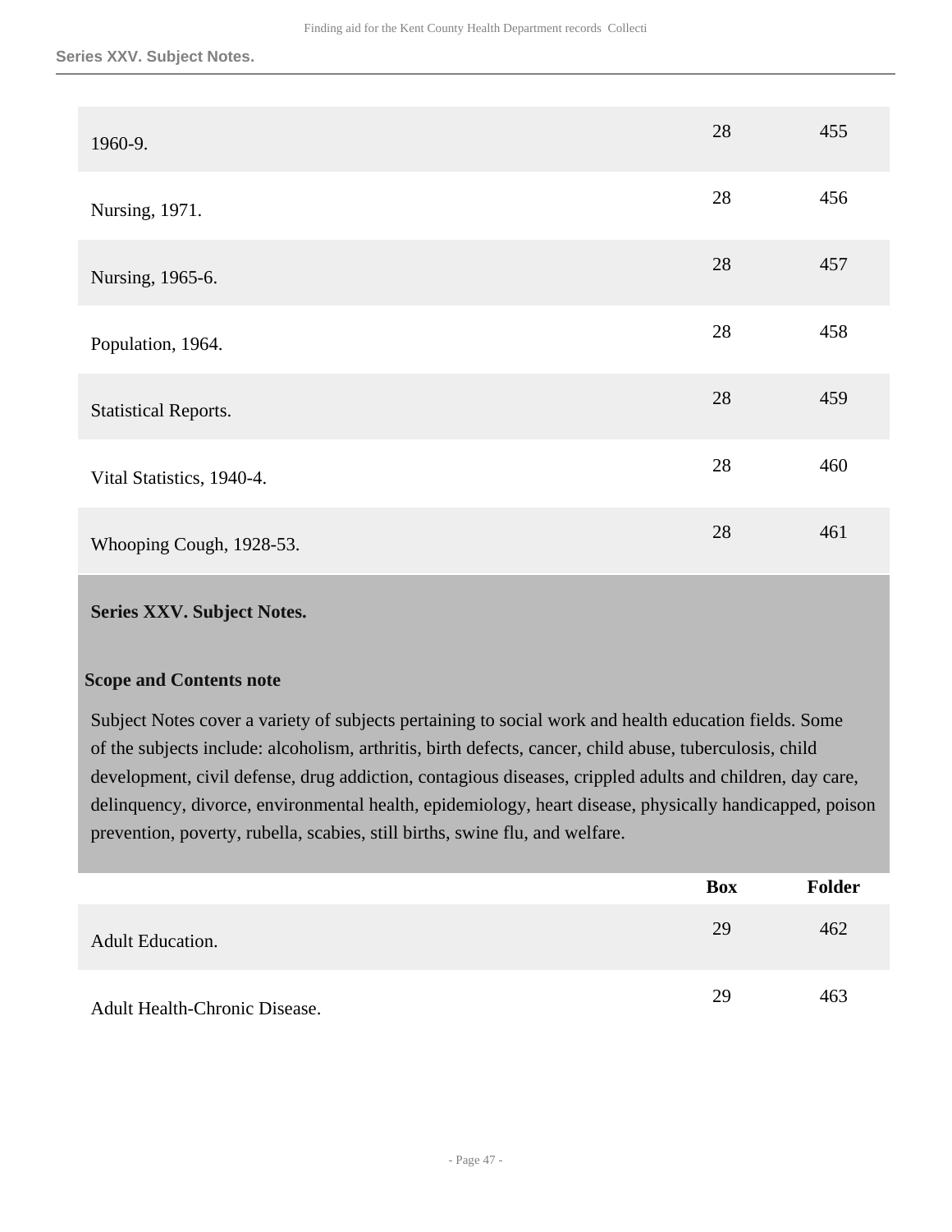| | Box | Folder |
|---|---|---|
| 1960-9. | 28 | 455 |
| Nursing, 1971. | 28 | 456 |
| Nursing, 1965-6. | 28 | 457 |
| Population, 1964. | 28 | 458 |
| Statistical Reports. | 28 | 459 |
| Vital Statistics, 1940-4. | 28 | 460 |
| Whooping Cough, 1928-53. | 28 | 461 |

## Series XXV. Subject Notes.

### Scope and Contents note

Subject Notes cover a variety of subjects pertaining to social work and health education fields. Some of the subjects include: alcoholism, arthritis, birth defects, cancer, child abuse, tuberculosis, child development, civil defense, drug addiction, contagious diseases, crippled adults and children, day care, delinquency, divorce, environmental health, epidemiology, heart disease, physically handicapped, poison prevention, poverty, rubella, scabies, still births, swine flu, and welfare.

| | Box | Folder |
|---|---|---|
| Adult Education. | 29 | 462 |
| Adult Health-Chronic Disease. | 29 | 463 |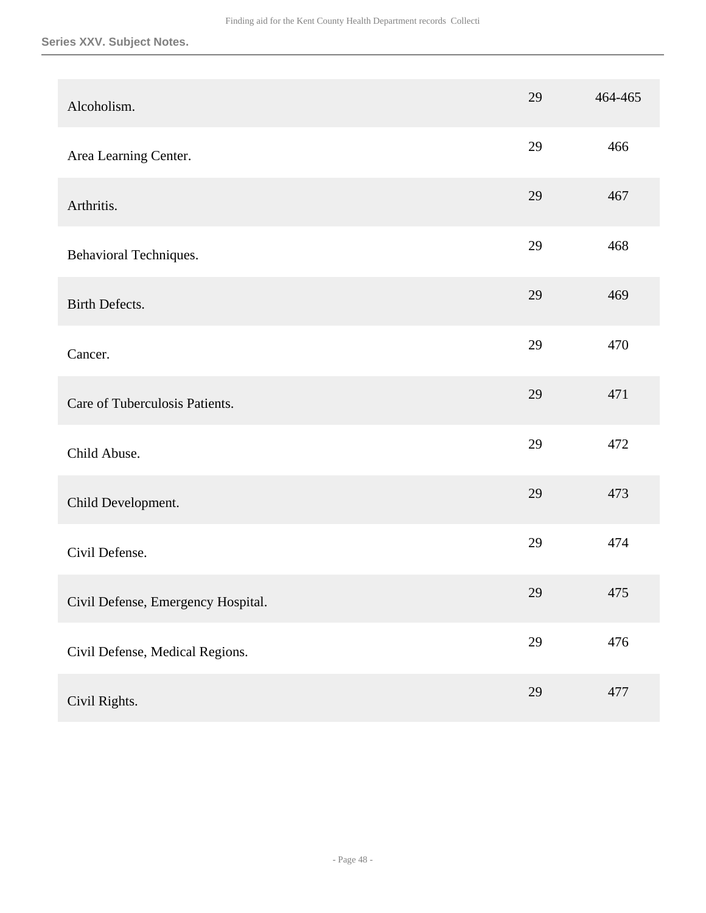| | | |
|---|---|---|
| Alcoholism. | 29 | 464-465 |
| Area Learning Center. | 29 | 466 |
| Arthritis. | 29 | 467 |
| Behavioral Techniques. | 29 | 468 |
| Birth Defects. | 29 | 469 |
| Cancer. | 29 | 470 |
| Care of Tuberculosis Patients. | 29 | 471 |
| Child Abuse. | 29 | 472 |
| Child Development. | 29 | 473 |
| Civil Defense. | 29 | 474 |
| Civil Defense, Emergency Hospital. | 29 | 475 |
| Civil Defense, Medical Regions. | 29 | 476 |
| Civil Rights. | 29 | 477 |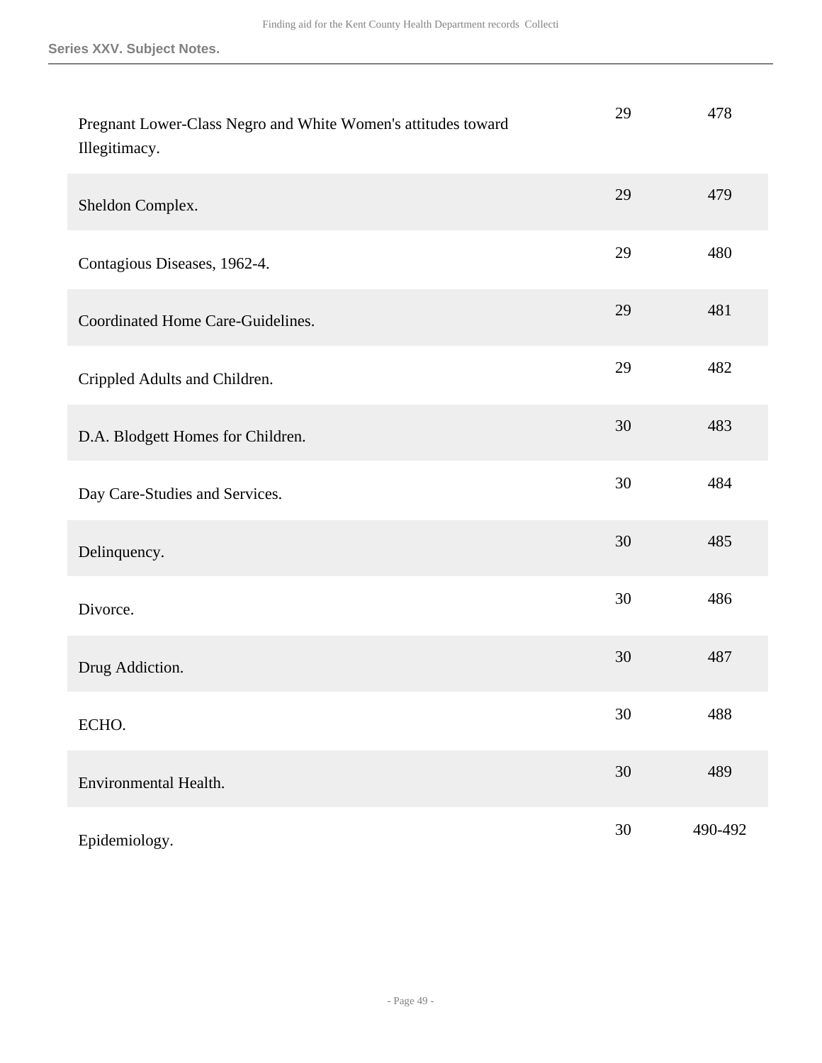| | | |
|---|---|---|
| Pregnant Lower-Class Negro and White Women's attitudes toward Illegitimacy. | 29 | 478 |
| Sheldon Complex. | 29 | 479 |
| Contagious Diseases, 1962-4. | 29 | 480 |
| Coordinated Home Care-Guidelines. | 29 | 481 |
| Crippled Adults and Children. | 29 | 482 |
| D.A. Blodgett Homes for Children. | 30 | 483 |
| Day Care-Studies and Services. | 30 | 484 |
| Delinquency. | 30 | 485 |
| Divorce. | 30 | 486 |
| Drug Addiction. | 30 | 487 |
| ECHO. | 30 | 488 |
| Environmental Health. | 30 | 489 |
| Epidemiology. | 30 | 490-492 |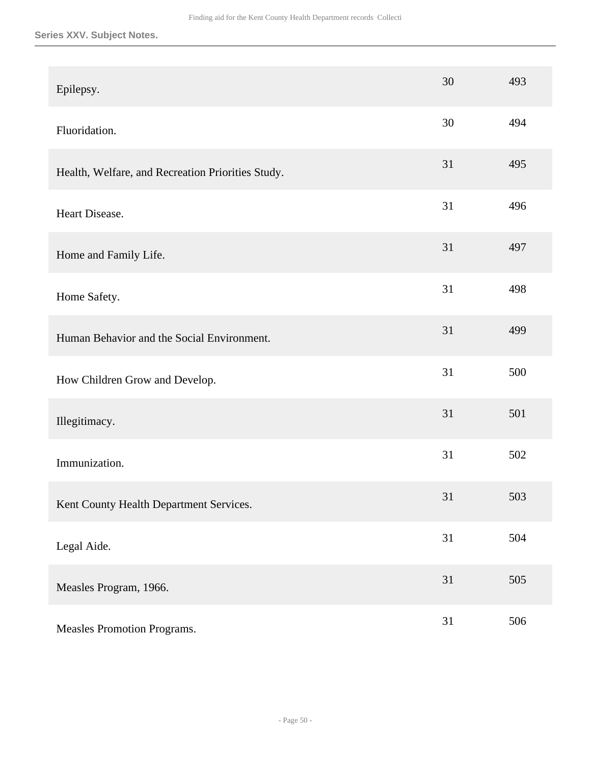| | | |
|---|---|---|
| Epilepsy. | 30 | 493 |
| Fluoridation. | 30 | 494 |
| Health, Welfare, and Recreation Priorities Study. | 31 | 495 |
| Heart Disease. | 31 | 496 |
| Home and Family Life. | 31 | 497 |
| Home Safety. | 31 | 498 |
| Human Behavior and the Social Environment. | 31 | 499 |
| How Children Grow and Develop. | 31 | 500 |
| Illegitimacy. | 31 | 501 |
| Immunization. | 31 | 502 |
| Kent County Health Department Services. | 31 | 503 |
| Legal Aide. | 31 | 504 |
| Measles Program, 1966. | 31 | 505 |
| Measles Promotion Programs. | 31 | 506 |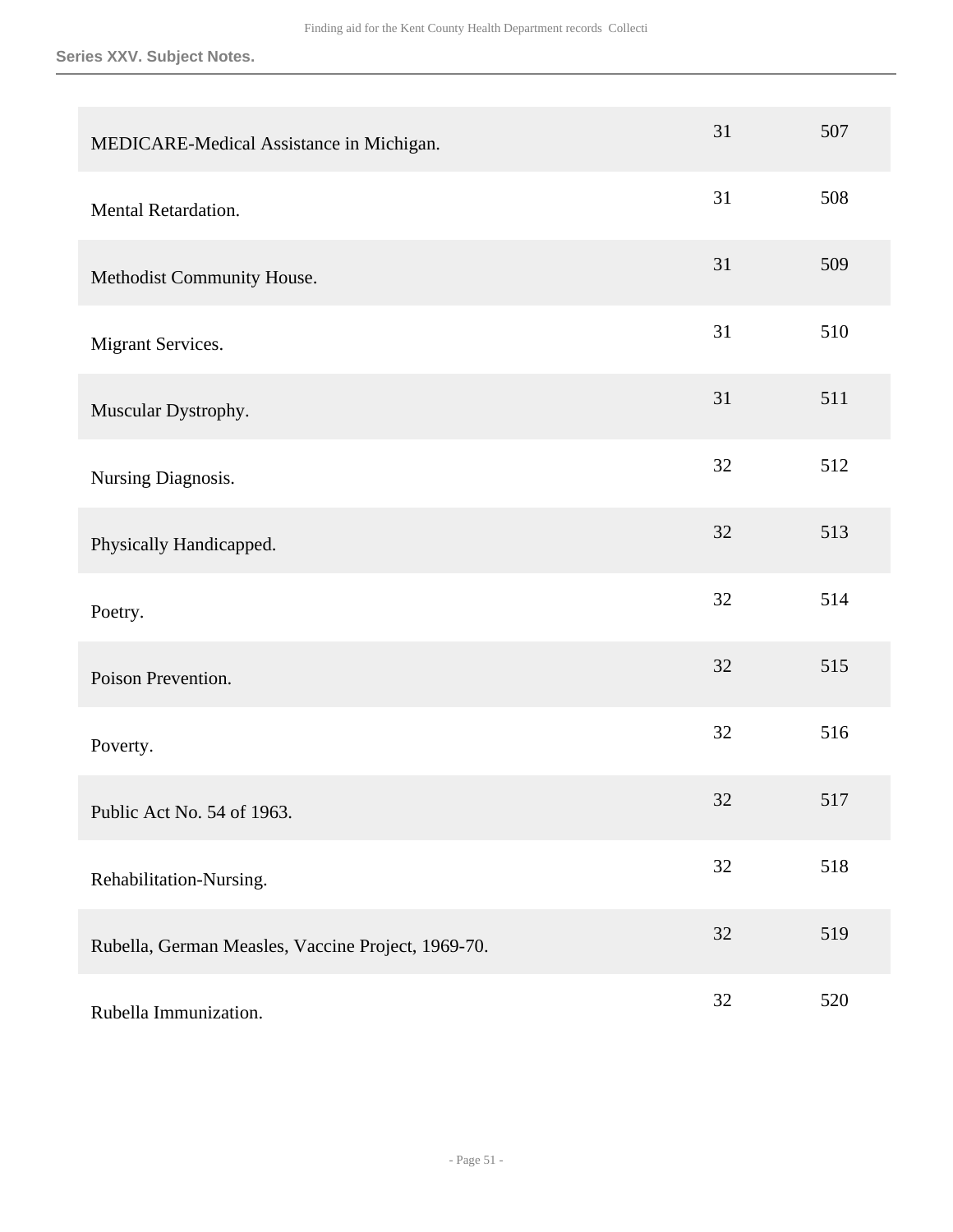| | | |
|---|---|---|
| MEDICARE-Medical Assistance in Michigan. | 31 | 507 |
| Mental Retardation. | 31 | 508 |
| Methodist Community House. | 31 | 509 |
| Migrant Services. | 31 | 510 |
| Muscular Dystrophy. | 31 | 511 |
| Nursing Diagnosis. | 32 | 512 |
| Physically Handicapped. | 32 | 513 |
| Poetry. | 32 | 514 |
| Poison Prevention. | 32 | 515 |
| Poverty. | 32 | 516 |
| Public Act No. 54 of 1963. | 32 | 517 |
| Rehabilitation-Nursing. | 32 | 518 |
| Rubella, German Measles, Vaccine Project, 1969-70. | 32 | 519 |
| Rubella Immunization. | 32 | 520 |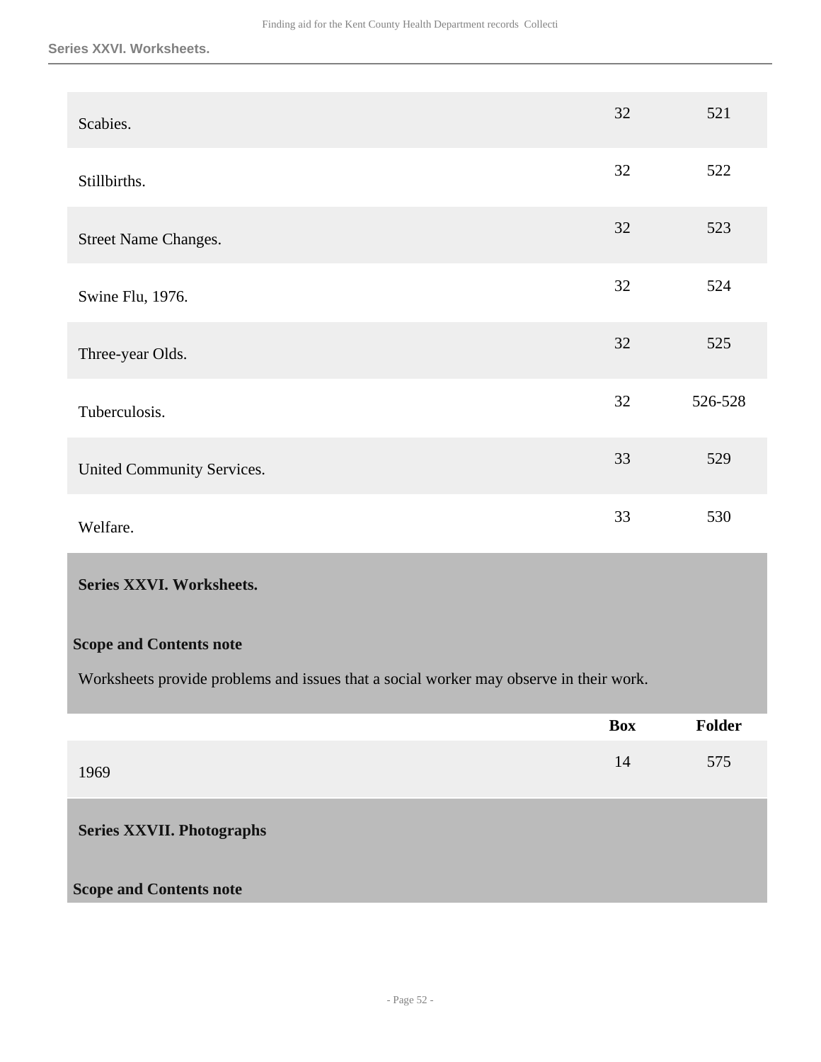| | | |
|---|---|---|
| Scabies. | 32 | 521 |
| Stillbirths. | 32 | 522 |
| Street Name Changes. | 32 | 523 |
| Swine Flu, 1976. | 32 | 524 |
| Three-year Olds. | 32 | 525 |
| Tuberculosis. | 32 | 526-528 |
| United Community Services. | 33 | 529 |
| Welfare. | 33 | 530 |

## Series XXVI. Worksheets.

**Scope and Contents note**

Worksheets provide problems and issues that a social worker may observe in their work.

| | Box | Folder |
|---|---|---|
| 1969 | 14 | 575 |

## Series XXVII. Photographs

**Scope and Contents note**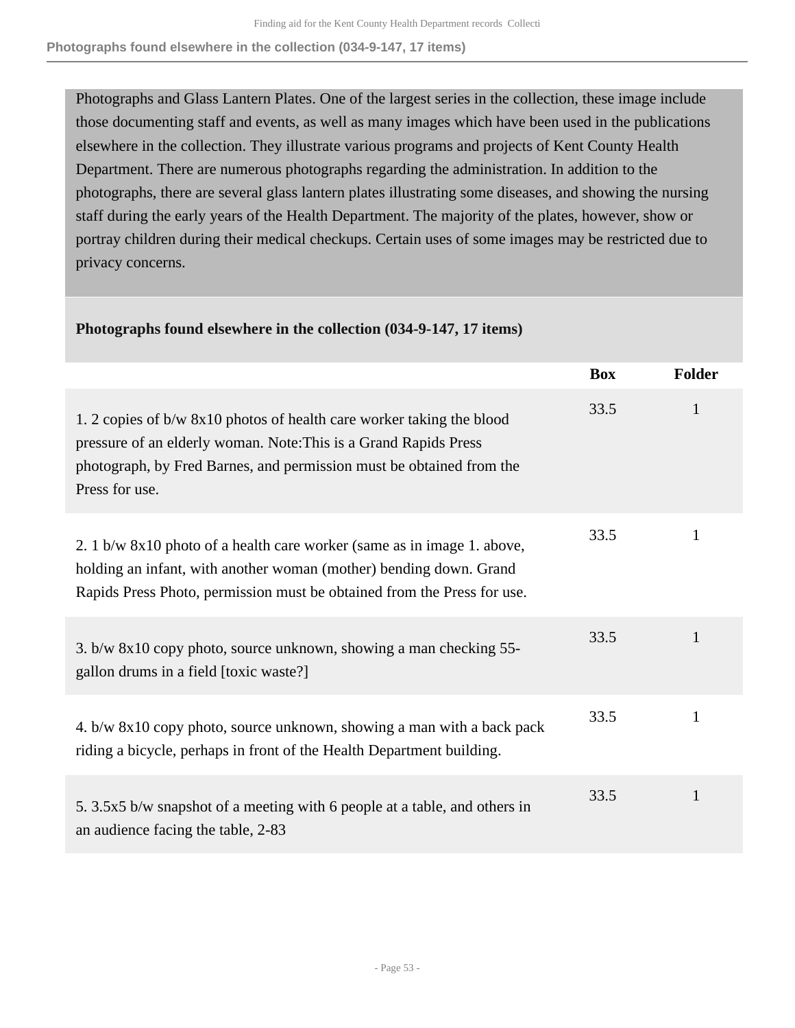Photographs and Glass Lantern Plates. One of the largest series in the collection, these image include those documenting staff and events, as well as many images which have been used in the publications elsewhere in the collection. They illustrate various programs and projects of Kent County Health Department. There are numerous photographs regarding the administration. In addition to the photographs, there are several glass lantern plates illustrating some diseases, and showing the nursing staff during the early years of the Health Department. The majority of the plates, however, show or portray children during their medical checkups. Certain uses of some images may be restricted due to privacy concerns.

**Photographs found elsewhere in the collection (034-9-147, 17 items)**

| | Box | Folder |
|---|---|---|
| 1. 2 copies of b/w 8x10 photos of health care worker taking the blood pressure of an elderly woman. Note:This is a Grand Rapids Press photograph, by Fred Barnes, and permission must be obtained from the Press for use. | 33.5 | 1 |
| 2. 1 b/w 8x10 photo of a health care worker (same as in image 1. above, holding an infant, with another woman (mother) bending down. Grand Rapids Press Photo, permission must be obtained from the Press for use. | 33.5 | 1 |
| 3. b/w 8x10 copy photo, source unknown, showing a man checking 55-gallon drums in a field [toxic waste?] | 33.5 | 1 |
| 4. b/w 8x10 copy photo, source unknown, showing a man with a back pack riding a bicycle, perhaps in front of the Health Department building. | 33.5 | 1 |
| 5. 3.5x5 b/w snapshot of a meeting with 6 people at a table, and others in an audience facing the table, 2-83 | 33.5 | 1 |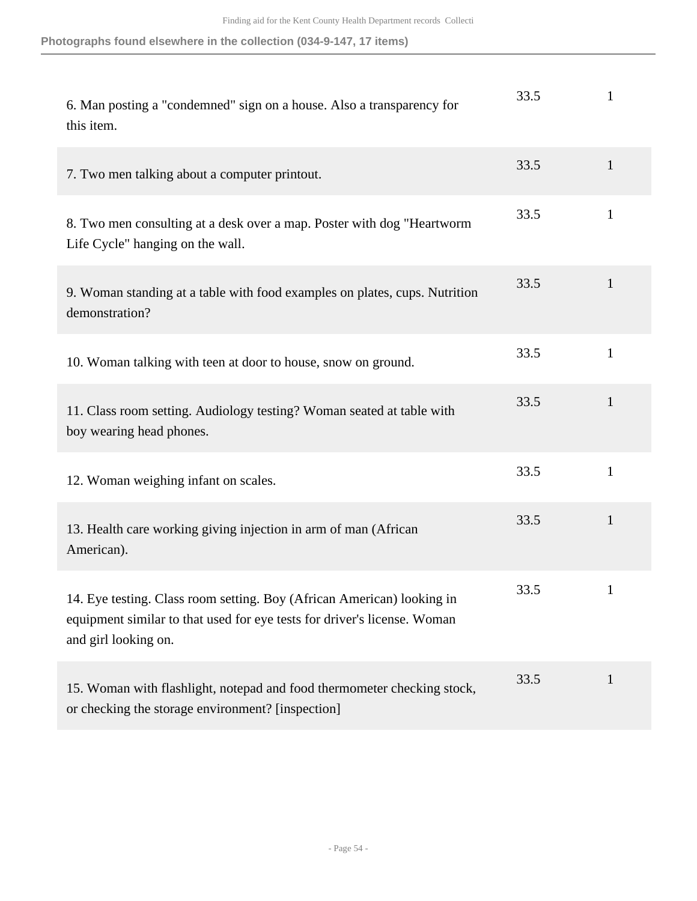| | | |
|---|---|---|
| 6. Man posting a "condemned" sign on a house. Also a transparency for this item. | 33.5 | 1 |
| 7. Two men talking about a computer printout. | 33.5 | 1 |
| 8. Two men consulting at a desk over a map. Poster with dog "Heartworm Life Cycle" hanging on the wall. | 33.5 | 1 |
| 9. Woman standing at a table with food examples on plates, cups. Nutrition demonstration? | 33.5 | 1 |
| 10. Woman talking with teen at door to house, snow on ground. | 33.5 | 1 |
| 11. Class room setting. Audiology testing? Woman seated at table with boy wearing head phones. | 33.5 | 1 |
| 12. Woman weighing infant on scales. | 33.5 | 1 |
| 13. Health care working giving injection in arm of man (African American). | 33.5 | 1 |
| 14. Eye testing. Class room setting. Boy (African American) looking in equipment similar to that used for eye tests for driver's license. Woman and girl looking on. | 33.5 | 1 |
| 15. Woman with flashlight, notepad and food thermometer checking stock, or checking the storage environment? [inspection] | 33.5 | 1 |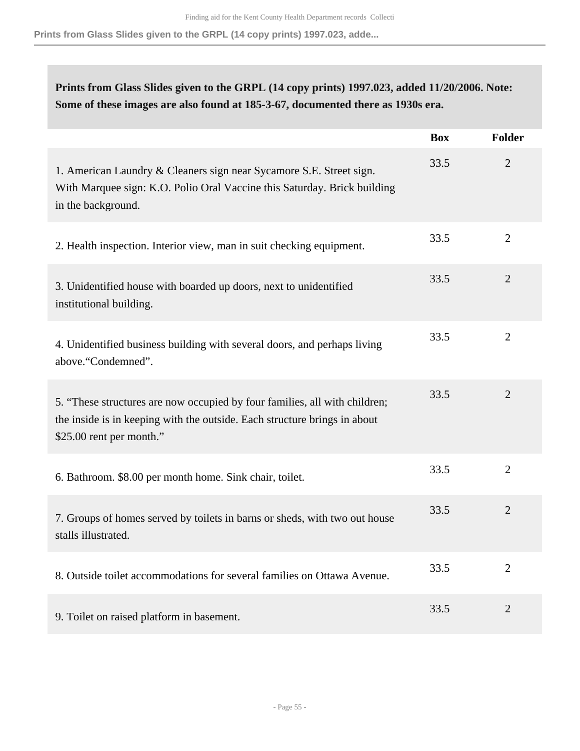**Prints from Glass Slides given to the GRPL (14 copy prints) 1997.023, added 11/20/2006. Note: Some of these images are also found at 185-3-67, documented there as 1930s era.**

| | Box | Folder |
|---|---|---|
| 1. American Laundry & Cleaners sign near Sycamore S.E. Street sign. With Marquee sign: K.O. Polio Oral Vaccine this Saturday. Brick building in the background. | 33.5 | 2 |
| 2. Health inspection. Interior view, man in suit checking equipment. | 33.5 | 2 |
| 3. Unidentified house with boarded up doors, next to unidentified institutional building. | 33.5 | 2 |
| 4. Unidentified business building with several doors, and perhaps living above."Condemned". | 33.5 | 2 |
| 5. "These structures are now occupied by four families, all with children; the inside is in keeping with the outside. Each structure brings in about $25.00 rent per month." | 33.5 | 2 |
| 6. Bathroom. $8.00 per month home. Sink chair, toilet. | 33.5 | 2 |
| 7. Groups of homes served by toilets in barns or sheds, with two out house stalls illustrated. | 33.5 | 2 |
| 8. Outside toilet accommodations for several families on Ottawa Avenue. | 33.5 | 2 |
| 9. Toilet on raised platform in basement. | 33.5 | 2 |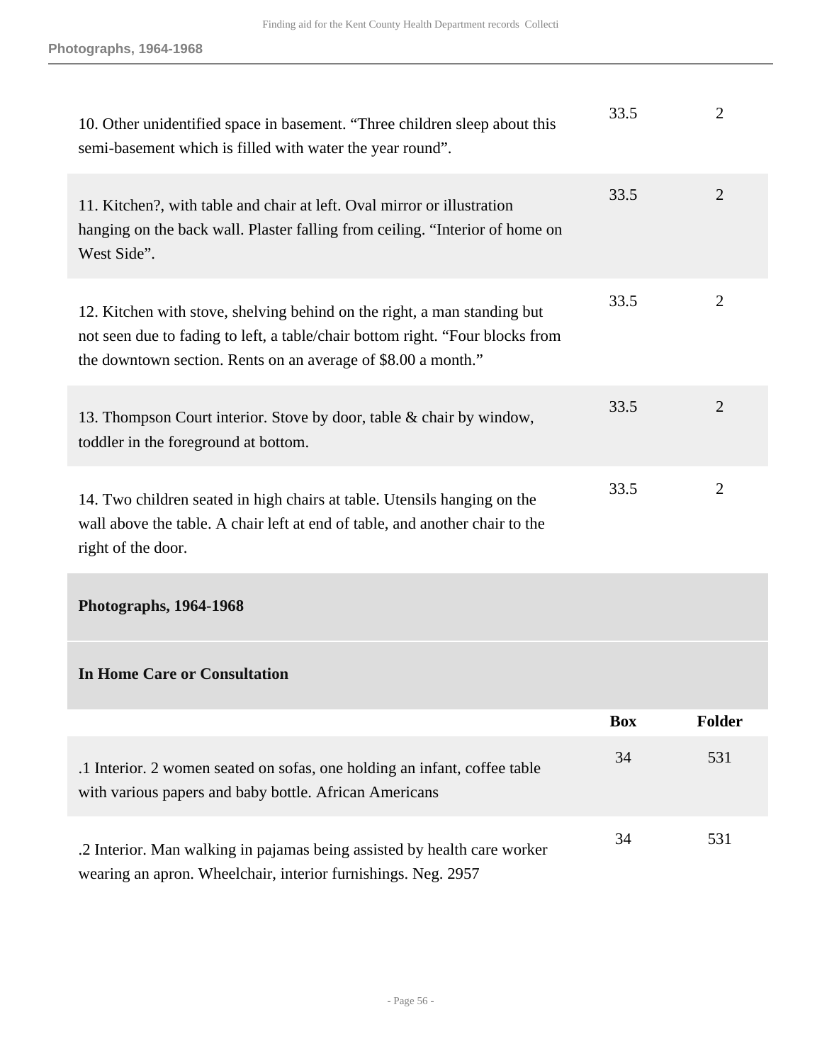| | | |
|---|---|---|
| 10. Other unidentified space in basement. “Three children sleep about this semi-basement which is filled with water the year round”. | 33.5 | 2 |
| 11. Kitchen?, with table and chair at left. Oval mirror or illustration hanging on the back wall. Plaster falling from ceiling. “Interior of home on West Side”. | 33.5 | 2 |
| 12. Kitchen with stove, shelving behind on the right, a man standing but not seen due to fading to left, a table/chair bottom right. “Four blocks from the downtown section. Rents on an average of $8.00 a month.” | 33.5 | 2 |
| 13. Thompson Court interior. Stove by door, table & chair by window, toddler in the foreground at bottom. | 33.5 | 2 |
| 14. Two children seated in high chairs at table. Utensils hanging on the wall above the table. A chair left at end of table, and another chair to the right of the door. | 33.5 | 2 |

**Photographs, 1964-1968**

**In Home Care or Consultation**

| | Box | Folder |
|---|---|---|
| .1 Interior. 2 women seated on sofas, one holding an infant, coffee table with various papers and baby bottle. African Americans | 34 | 531 |
| .2 Interior. Man walking in pajamas being assisted by health care worker wearing an apron. Wheelchair, interior furnishings. Neg. 2957 | 34 | 531 |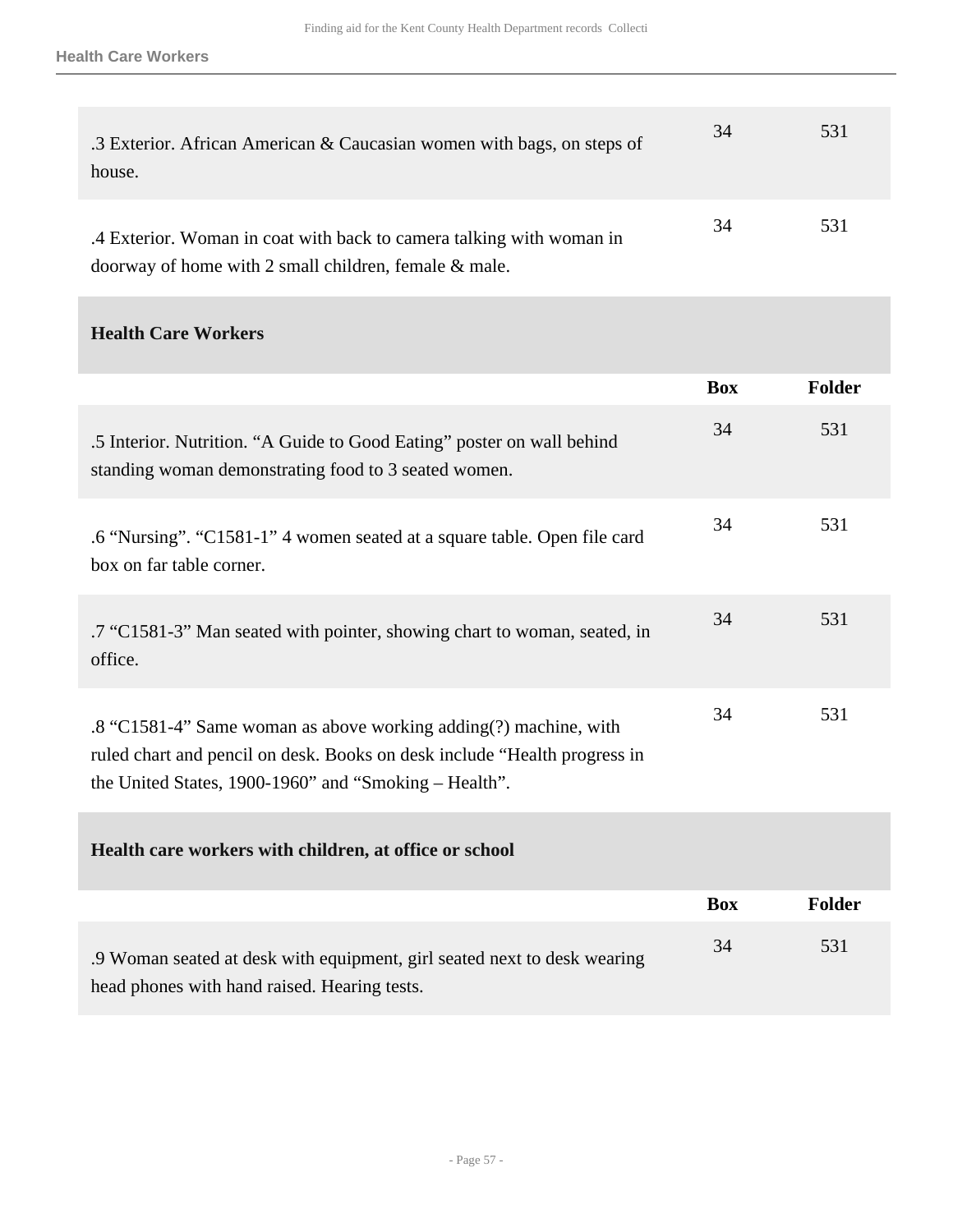| | Box | Folder |
|---|---|---|
| .3 Exterior. African American & Caucasian women with bags, on steps of house. | 34 | 531 |
| .4 Exterior. Woman in coat with back to camera talking with woman in doorway of home with 2 small children, female & male. | 34 | 531 |

### Health Care Workers

| | Box | Folder |
|---|---|---|
| .5 Interior. Nutrition. "A Guide to Good Eating" poster on wall behind standing woman demonstrating food to 3 seated women. | 34 | 531 |
| .6 "Nursing". "C1581-1" 4 women seated at a square table. Open file card box on far table corner. | 34 | 531 |
| .7 "C1581-3" Man seated with pointer, showing chart to woman, seated, in office. | 34 | 531 |
| .8 "C1581-4" Same woman as above working adding(?) machine, with ruled chart and pencil on desk. Books on desk include "Health progress in the United States, 1900-1960" and "Smoking – Health". | 34 | 531 |

### Health care workers with children, at office or school

| | Box | Folder |
|---|---|---|
| .9 Woman seated at desk with equipment, girl seated next to desk wearing head phones with hand raised. Hearing tests. | 34 | 531 |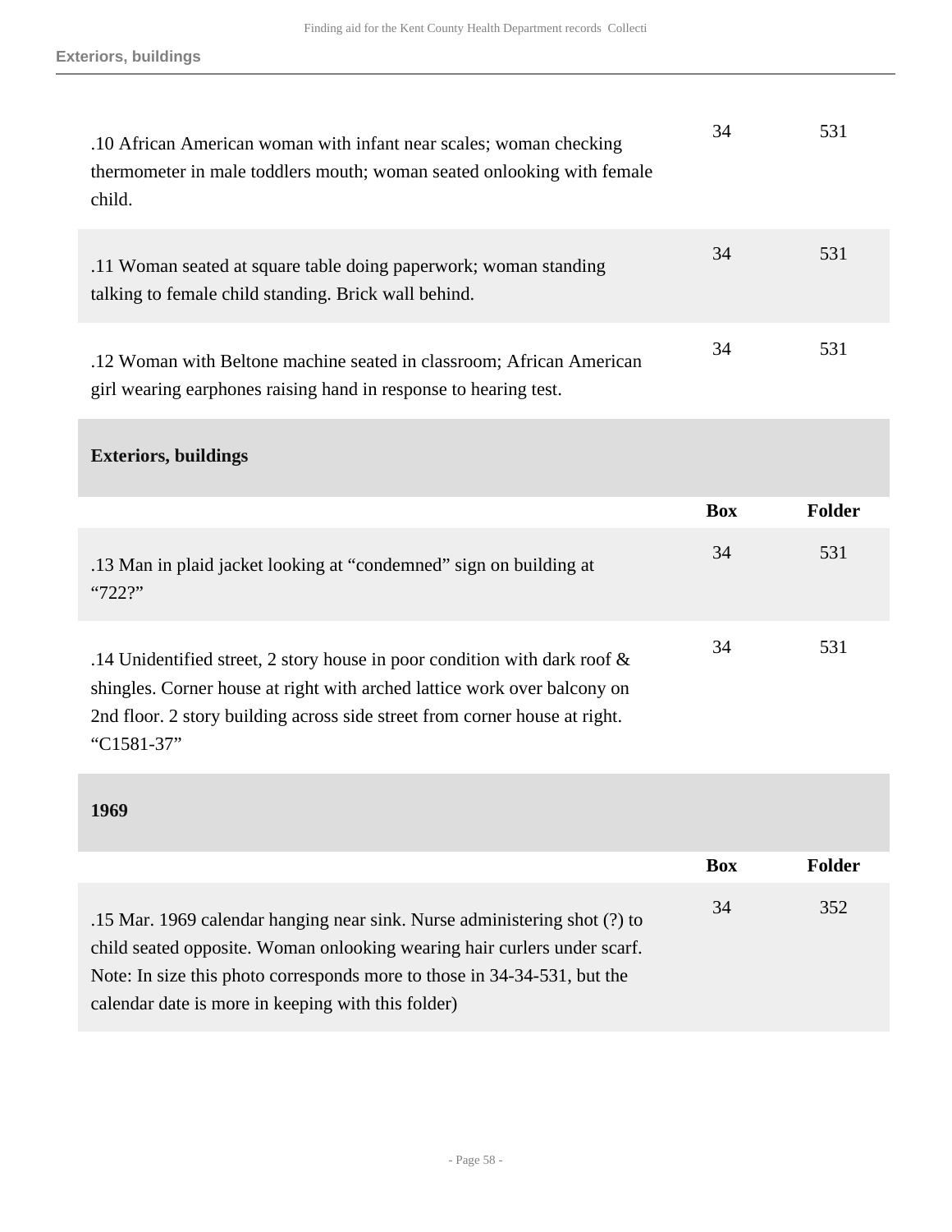| | Box | Folder |
|---|---|---|
| .10 African American woman with infant near scales; woman checking thermometer in male toddlers mouth; woman seated onlooking with female child. | 34 | 531 |
| .11 Woman seated at square table doing paperwork; woman standing talking to female child standing. Brick wall behind. | 34 | 531 |
| .12 Woman with Beltone machine seated in classroom; African American girl wearing earphones raising hand in response to hearing test. | 34 | 531 |

### Exteriors, buildings

| | Box | Folder |
|---|---|---|
| .13 Man in plaid jacket looking at “condemned” sign on building at “722?” | 34 | 531 |
| .14 Unidentified street, 2 story house in poor condition with dark roof & shingles. Corner house at right with arched lattice work over balcony on 2nd floor. 2 story building across side street from corner house at right. “C1581-37” | 34 | 531 |

### 1969

| | Box | Folder |
|---|---|---|
| .15 Mar. 1969 calendar hanging near sink. Nurse administering shot (?) to child seated opposite. Woman onlooking wearing hair curlers under scarf. Note: In size this photo corresponds more to those in 34-34-531, but the calendar date is more in keeping with this folder) | 34 | 352 |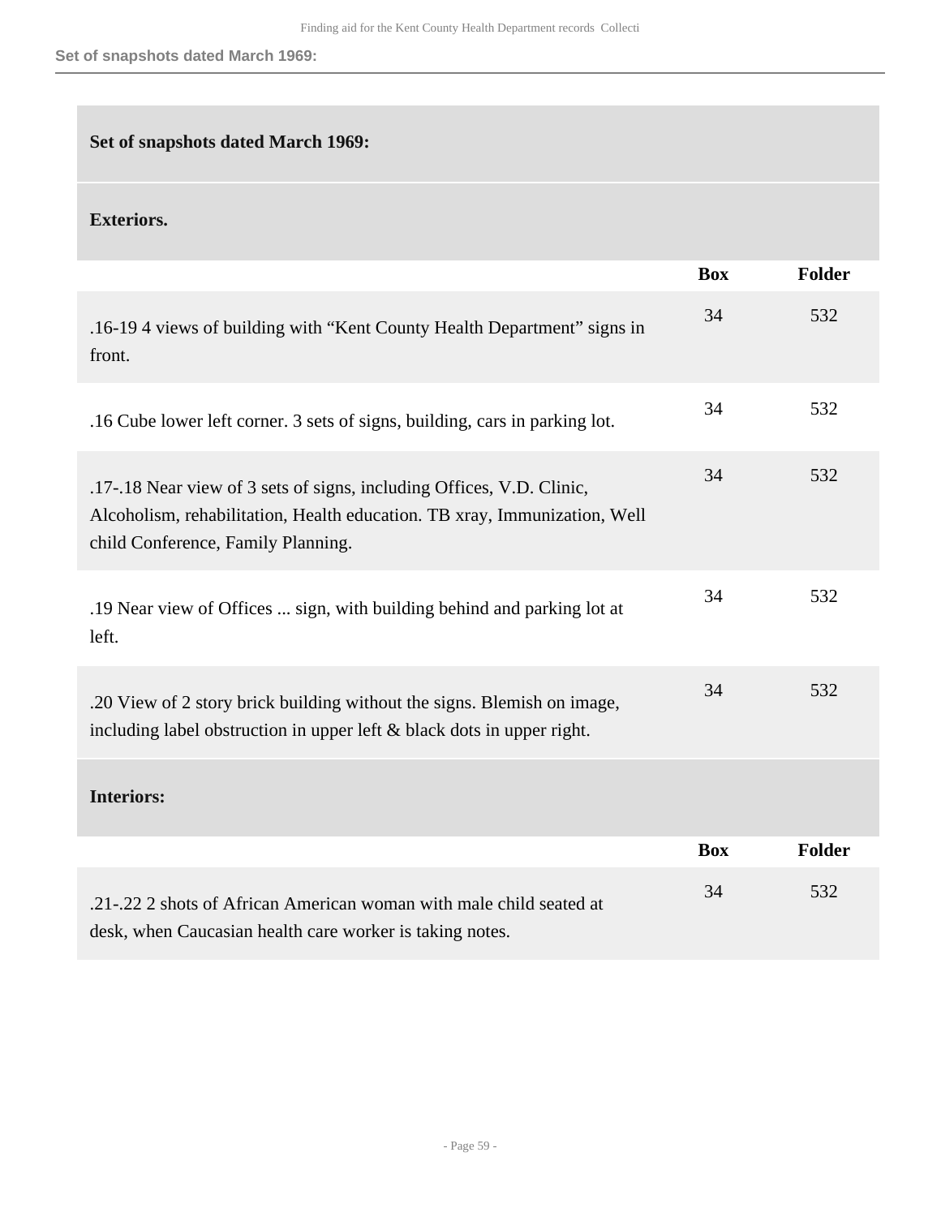### Set of snapshots dated March 1969:

#### Exteriors.

| | Box | Folder |
|---|---|---|
| .16-19 4 views of building with “Kent County Health Department” signs in front. | 34 | 532 |
| .16 Cube lower left corner. 3 sets of signs, building, cars in parking lot. | 34 | 532 |
| .17-.18 Near view of 3 sets of signs, including Offices, V.D. Clinic, Alcoholism, rehabilitation, Health education. TB xray, Immunization, Well child Conference, Family Planning. | 34 | 532 |
| .19 Near view of Offices ... sign, with building behind and parking lot at left. | 34 | 532 |
| .20 View of 2 story brick building without the signs. Blemish on image, including label obstruction in upper left & black dots in upper right. | 34 | 532 |

#### Interiors:

| | Box | Folder |
|---|---|---|
| .21-.22 2 shots of African American woman with male child seated at desk, when Caucasian health care worker is taking notes. | 34 | 532 |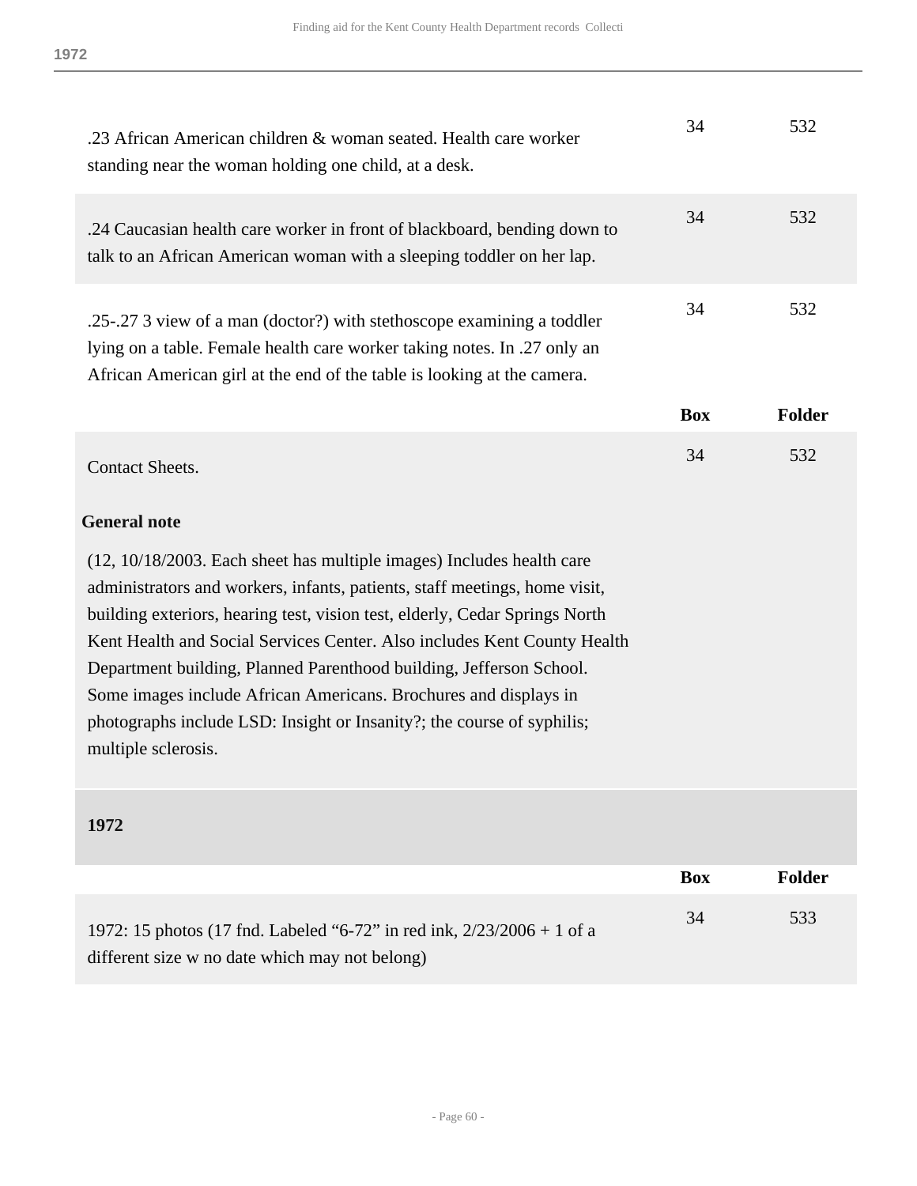| | Box | Folder |
|---|---|---|
| .23 African American children & woman seated. Health care worker standing near the woman holding one child, at a desk. | 34 | 532 |
| .24 Caucasian health care worker in front of blackboard, bending down to talk to an African American woman with a sleeping toddler on her lap. | 34 | 532 |
| .25-.27 3 view of a man (doctor?) with stethoscope examining a toddler lying on a table. Female health care worker taking notes. In .27 only an African American girl at the end of the table is looking at the camera. | 34 | 532 |

| | Box | Folder |
|---|---|---|
| Contact Sheets. | 34 | 532 |

**General note**

(12, 10/18/2003. Each sheet has multiple images) Includes health care administrators and workers, infants, patients, staff meetings, home visit, building exteriors, hearing test, vision test, elderly, Cedar Springs North Kent Health and Social Services Center. Also includes Kent County Health Department building, Planned Parenthood building, Jefferson School. Some images include African Americans. Brochures and displays in photographs include LSD: Insight or Insanity?; the course of syphilis; multiple sclerosis.

### 1972

| | Box | Folder |
|---|---|---|
| 1972: 15 photos (17 fnd. Labeled “6-72” in red ink, 2/23/2006 + 1 of a different size w no date which may not belong) | 34 | 533 |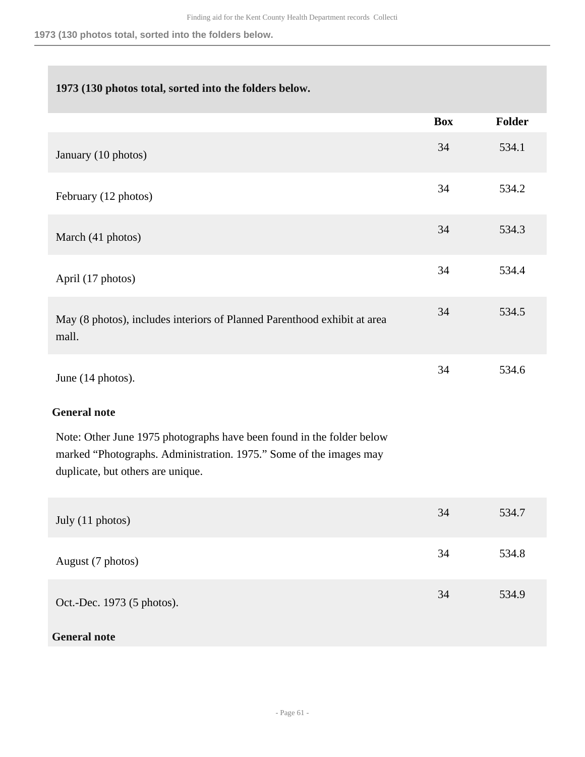**1973 (130 photos total, sorted into the folders below.**

| | Box | Folder |
|---|---|---|
| January (10 photos) | 34 | 534.1 |
| February (12 photos) | 34 | 534.2 |
| March (41 photos) | 34 | 534.3 |
| April (17 photos) | 34 | 534.4 |
| May (8 photos), includes interiors of Planned Parenthood exhibit at area mall. | 34 | 534.5 |
| June (14 photos). | 34 | 534.6 |

**General note**

Note: Other June 1975 photographs have been found in the folder below marked "Photographs. Administration. 1975." Some of the images may duplicate, but others are unique.

| | Box | Folder |
|---|---|---|
| July (11 photos) | 34 | 534.7 |
| August (7 photos) | 34 | 534.8 |
| Oct.-Dec. 1973 (5 photos). | 34 | 534.9 |

**General note**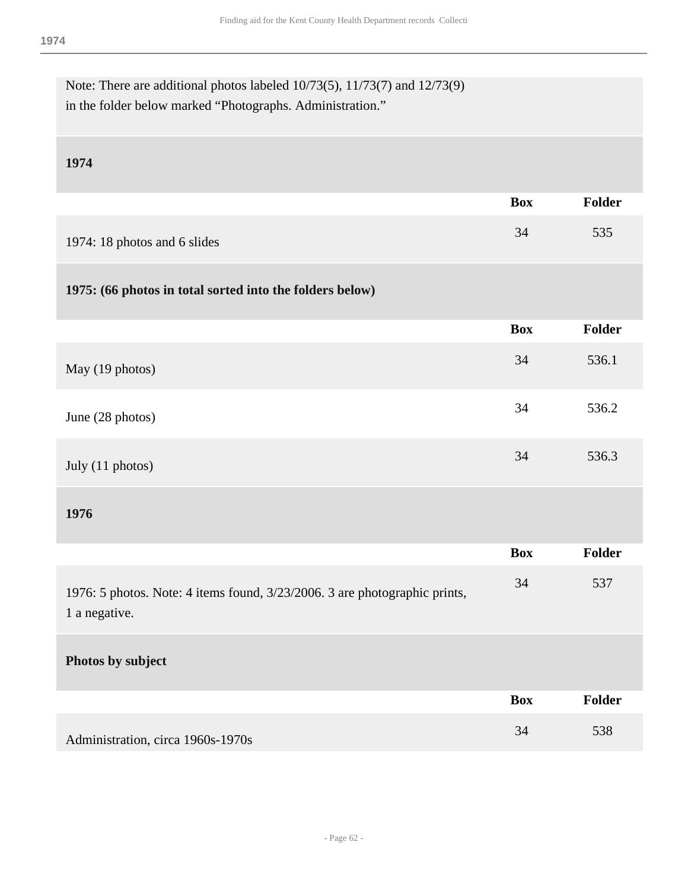Note: There are additional photos labeled 10/73(5), 11/73(7) and 12/73(9) in the folder below marked "Photographs. Administration."

### 1974

| | Box | Folder |
|---|---|---|
| 1974: 18 photos and 6 slides | 34 | 535 |

### 1975: (66 photos in total sorted into the folders below)

| | Box | Folder |
|---|---|---|
| May (19 photos) | 34 | 536.1 |
| June (28 photos) | 34 | 536.2 |
| July (11 photos) | 34 | 536.3 |

### 1976

| | Box | Folder |
|---|---|---|
| 1976: 5 photos. Note: 4 items found, 3/23/2006. 3 are photographic prints, 1 a negative. | 34 | 537 |

### Photos by subject

| | Box | Folder |
|---|---|---|
| Administration, circa 1960s-1970s | 34 | 538 |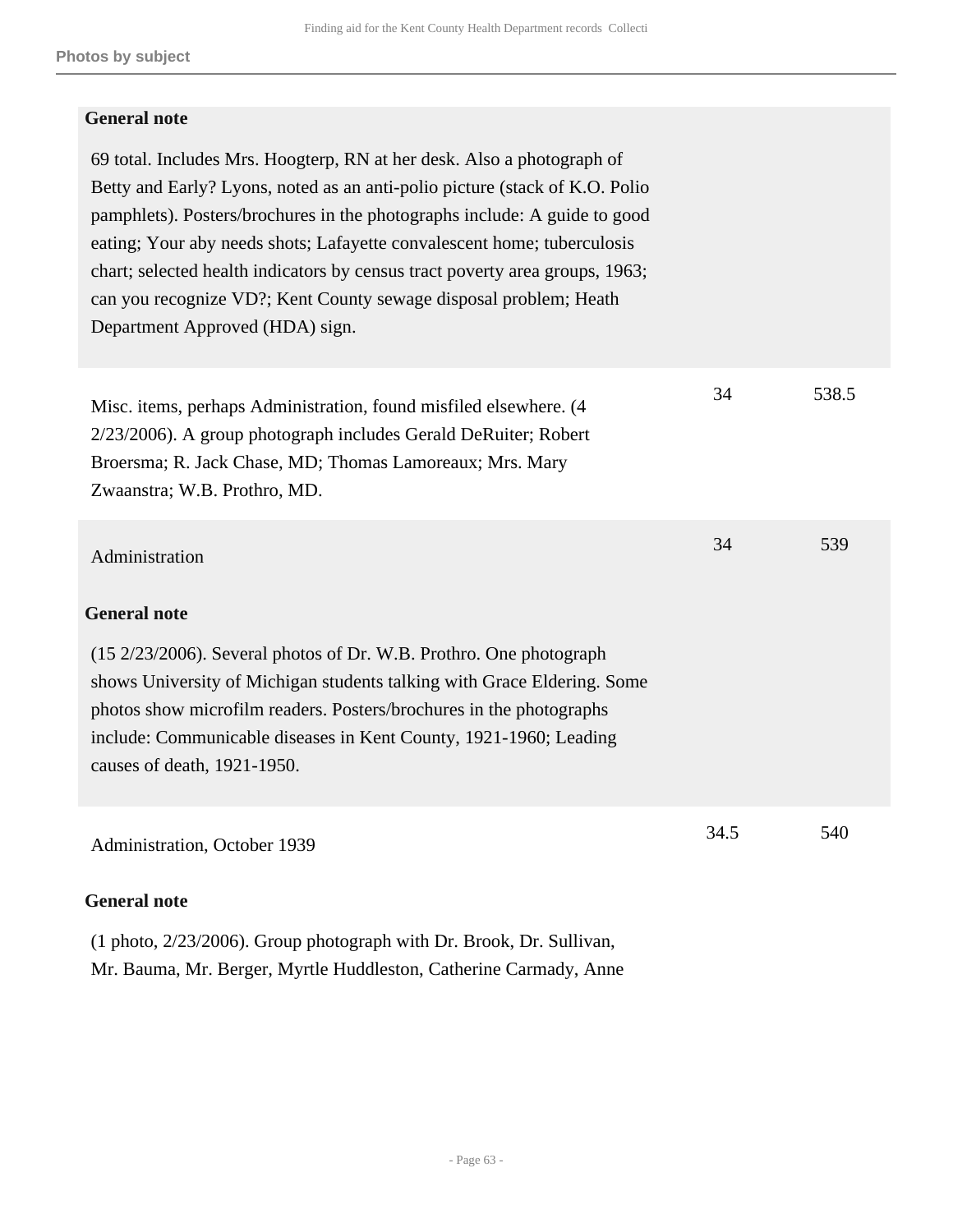**General note**

69 total. Includes Mrs. Hoogterp, RN at her desk. Also a photograph of Betty and Early? Lyons, noted as an anti-polio picture (stack of K.O. Polio pamphlets). Posters/brochures in the photographs include: A guide to good eating; Your aby needs shots; Lafayette convalescent home; tuberculosis chart; selected health indicators by census tract poverty area groups, 1963; can you recognize VD?; Kent County sewage disposal problem; Heath Department Approved (HDA) sign.

| | | |
|---|---|---|
| Misc. items, perhaps Administration, found misfiled elsewhere. (4 2/23/2006). A group photograph includes Gerald DeRuiter; Robert Broersma; R. Jack Chase, MD; Thomas Lamoreaux; Mrs. Mary Zwaanstra; W.B. Prothro, MD. | 34 | 538.5 |
| Administration | 34 | 539 |

**General note**

(15 2/23/2006). Several photos of Dr. W.B. Prothro. One photograph shows University of Michigan students talking with Grace Eldering. Some photos show microfilm readers. Posters/brochures in the photographs include: Communicable diseases in Kent County, 1921-1960; Leading causes of death, 1921-1950.

| | | |
|---|---|---|
| Administration, October 1939 | 34.5 | 540 |

**General note**

(1 photo, 2/23/2006). Group photograph with Dr. Brook, Dr. Sullivan, Mr. Bauma, Mr. Berger, Myrtle Huddleston, Catherine Carmady, Anne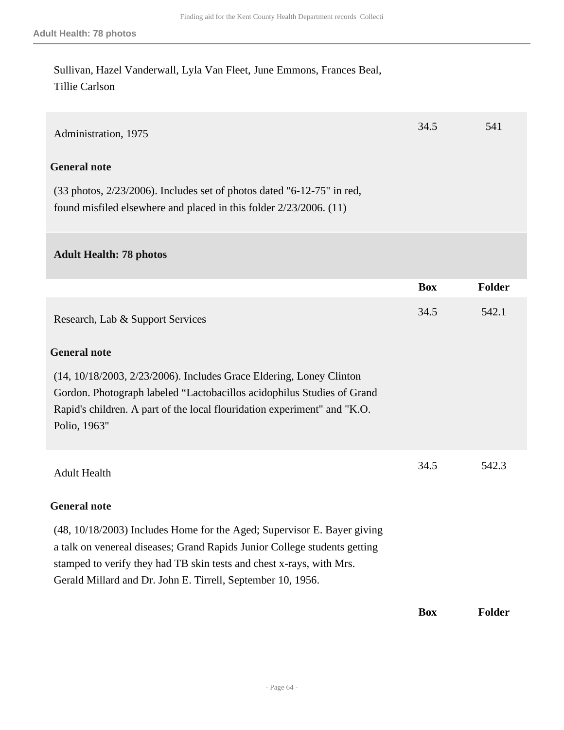Sullivan, Hazel Vanderwall, Lyla Van Fleet, June Emmons, Frances Beal, Tillie Carlson

| | Box | Folder |
|---|---|---|
| Administration, 1975 | 34.5 | 541 |

**General note**

(33 photos, 2/23/2006). Includes set of photos dated "6-12-75" in red, found misfiled elsewhere and placed in this folder 2/23/2006. (11)

### Adult Health: 78 photos

| | Box | Folder |
|---|---|---|
| Research, Lab & Support Services | 34.5 | 542.1 |

**General note**

(14, 10/18/2003, 2/23/2006). Includes Grace Eldering, Loney Clinton Gordon. Photograph labeled “Lactobacillos acidophilus Studies of Grand Rapid's children. A part of the local flouridation experiment" and "K.O. Polio, 1963"

| | Box | Folder |
|---|---|---|
| Adult Health | 34.5 | 542.3 |

**General note**

(48, 10/18/2003) Includes Home for the Aged; Supervisor E. Bayer giving a talk on venereal diseases; Grand Rapids Junior College students getting stamped to verify they had TB skin tests and chest x-rays, with Mrs. Gerald Millard and Dr. John E. Tirrell, September 10, 1956.

| | Box | Folder |
|---|---|---|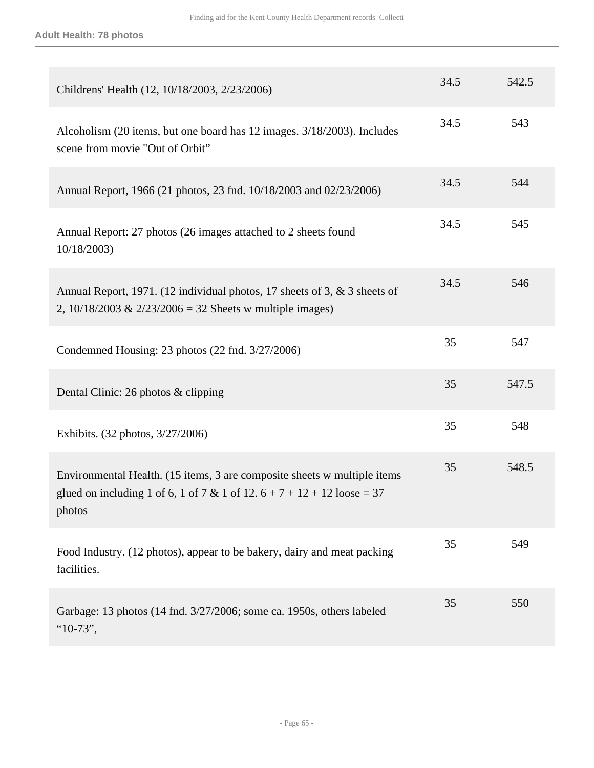Adult Health: 78 photos

| | | |
|---|---|---|
| Childrens' Health (12, 10/18/2003, 2/23/2006) | 34.5 | 542.5 |
| Alcoholism (20 items, but one board has 12 images. 3/18/2003). Includes scene from movie "Out of Orbit" | 34.5 | 543 |
| Annual Report, 1966 (21 photos, 23 fnd. 10/18/2003 and 02/23/2006) | 34.5 | 544 |
| Annual Report: 27 photos (26 images attached to 2 sheets found 10/18/2003) | 34.5 | 545 |
| Annual Report, 1971. (12 individual photos, 17 sheets of 3, & 3 sheets of 2, 10/18/2003 & 2/23/2006 = 32 Sheets w multiple images) | 34.5 | 546 |
| Condemned Housing: 23 photos (22 fnd. 3/27/2006) | 35 | 547 |
| Dental Clinic: 26 photos & clipping | 35 | 547.5 |
| Exhibits. (32 photos, 3/27/2006) | 35 | 548 |
| Environmental Health. (15 items, 3 are composite sheets w multiple items glued on including 1 of 6, 1 of 7 & 1 of 12. 6 + 7 + 12 + 12 loose = 37 photos | 35 | 548.5 |
| Food Industry. (12 photos), appear to be bakery, dairy and meat packing facilities. | 35 | 549 |
| Garbage: 13 photos (14 fnd. 3/27/2006; some ca. 1950s, others labeled "10-73", | 35 | 550 |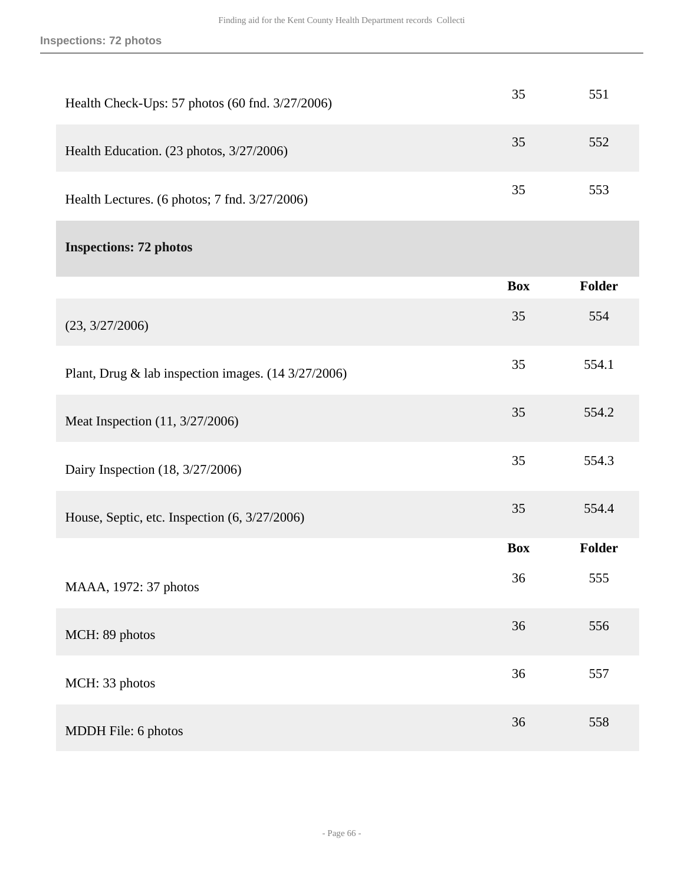| | Box | Folder |
|---|---|---|
| Health Check-Ups: 57 photos (60 fnd. 3/27/2006) | 35 | 551 |
| Health Education. (23 photos, 3/27/2006) | 35 | 552 |
| Health Lectures. (6 photos; 7 fnd. 3/27/2006) | 35 | 553 |

**Inspections: 72 photos**

| | Box | Folder |
|---|---|---|
| (23, 3/27/2006) | 35 | 554 |
| Plant, Drug & lab inspection images. (14 3/27/2006) | 35 | 554.1 |
| Meat Inspection (11, 3/27/2006) | 35 | 554.2 |
| Dairy Inspection (18, 3/27/2006) | 35 | 554.3 |
| House, Septic, etc. Inspection (6, 3/27/2006) | 35 | 554.4 |

| | Box | Folder |
|---|---|---|
| MAAA, 1972: 37 photos | 36 | 555 |
| MCH: 89 photos | 36 | 556 |
| MCH: 33 photos | 36 | 557 |
| MDDH File: 6 photos | 36 | 558 |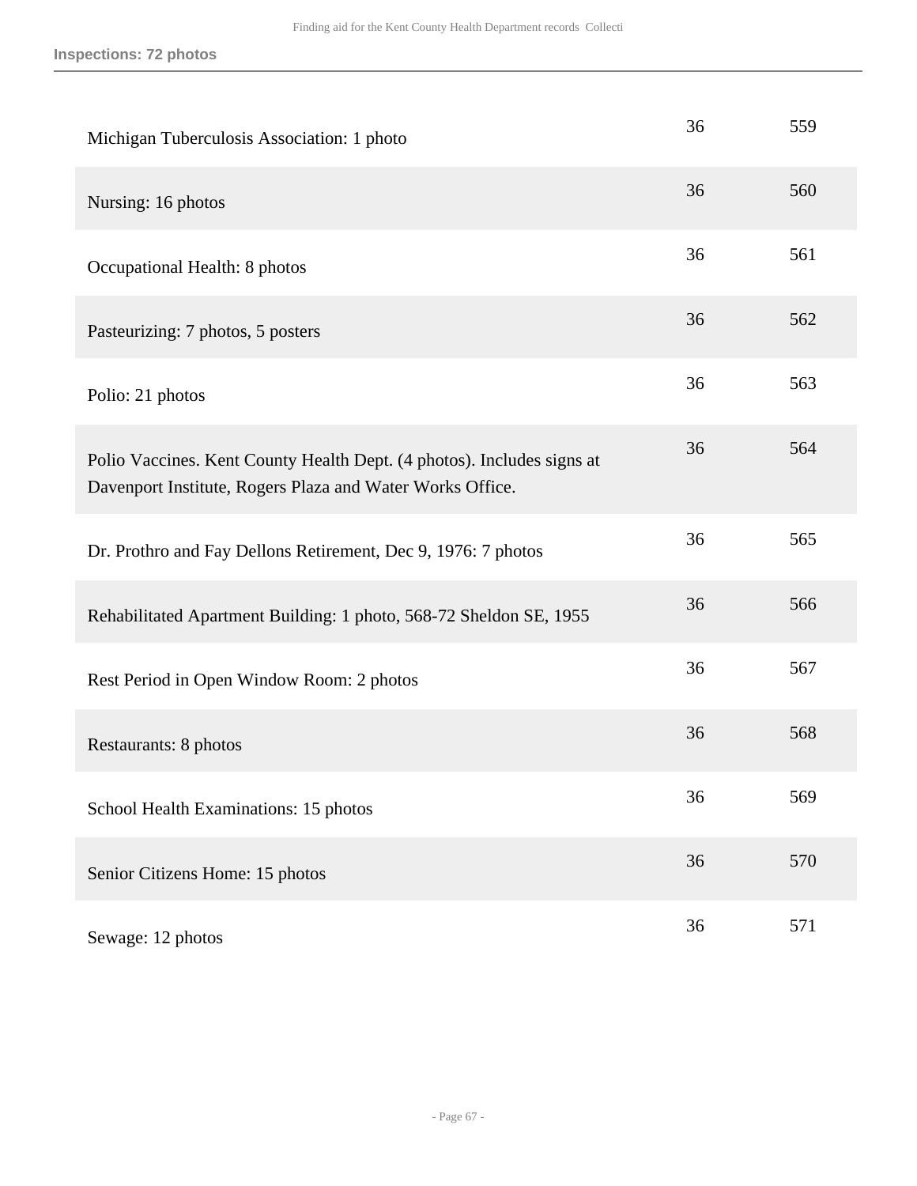| | | |
|---|---|---|
| Michigan Tuberculosis Association: 1 photo | 36 | 559 |
| Nursing: 16 photos | 36 | 560 |
| Occupational Health: 8 photos | 36 | 561 |
| Pasteurizing: 7 photos, 5 posters | 36 | 562 |
| Polio: 21 photos | 36 | 563 |
| Polio Vaccines. Kent County Health Dept. (4 photos). Includes signs at Davenport Institute, Rogers Plaza and Water Works Office. | 36 | 564 |
| Dr. Prothro and Fay Dellons Retirement, Dec 9, 1976: 7 photos | 36 | 565 |
| Rehabilitated Apartment Building: 1 photo, 568-72 Sheldon SE, 1955 | 36 | 566 |
| Rest Period in Open Window Room: 2 photos | 36 | 567 |
| Restaurants: 8 photos | 36 | 568 |
| School Health Examinations: 15 photos | 36 | 569 |
| Senior Citizens Home: 15 photos | 36 | 570 |
| Sewage: 12 photos | 36 | 571 |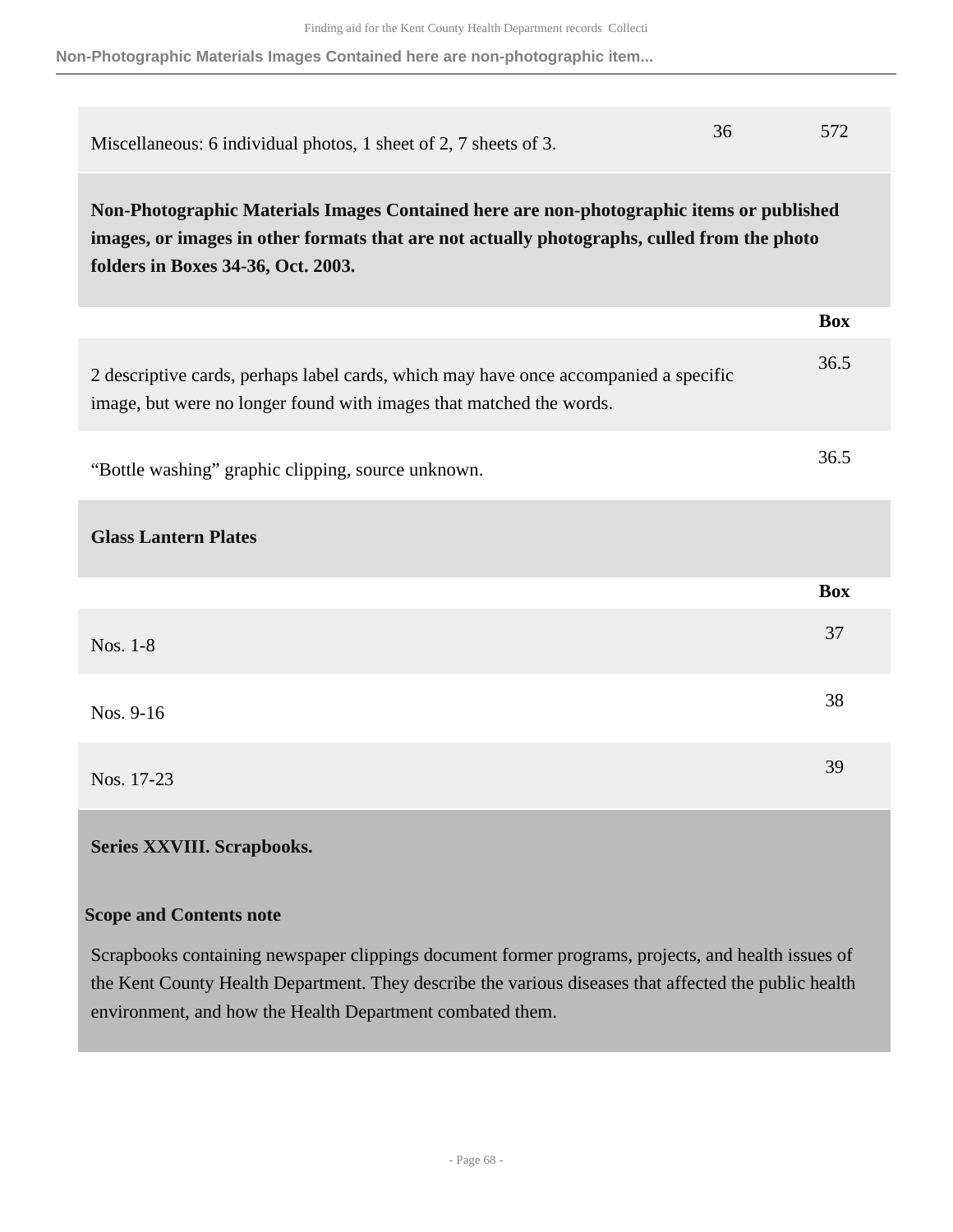| | | |
|---|---|---|
| Miscellaneous: 6 individual photos, 1 sheet of 2, 7 sheets of 3. | 36 | 572 |

**Non-Photographic Materials Images Contained here are non-photographic items or published images, or images in other formats that are not actually photographs, culled from the photo folders in Boxes 34-36, Oct. 2003.**

| | Box |
|---|---|
| 2 descriptive cards, perhaps label cards, which may have once accompanied a specific image, but were no longer found with images that matched the words. | 36.5 |
| "Bottle washing" graphic clipping, source unknown. | 36.5 |

**Glass Lantern Plates**

| | Box |
|---|---|
| Nos. 1-8 | 37 |
| Nos. 9-16 | 38 |
| Nos. 17-23 | 39 |

## Series XXVIII. Scrapbooks.

### Scope and Contents note

Scrapbooks containing newspaper clippings document former programs, projects, and health issues of the Kent County Health Department. They describe the various diseases that affected the public health environment, and how the Health Department combated them.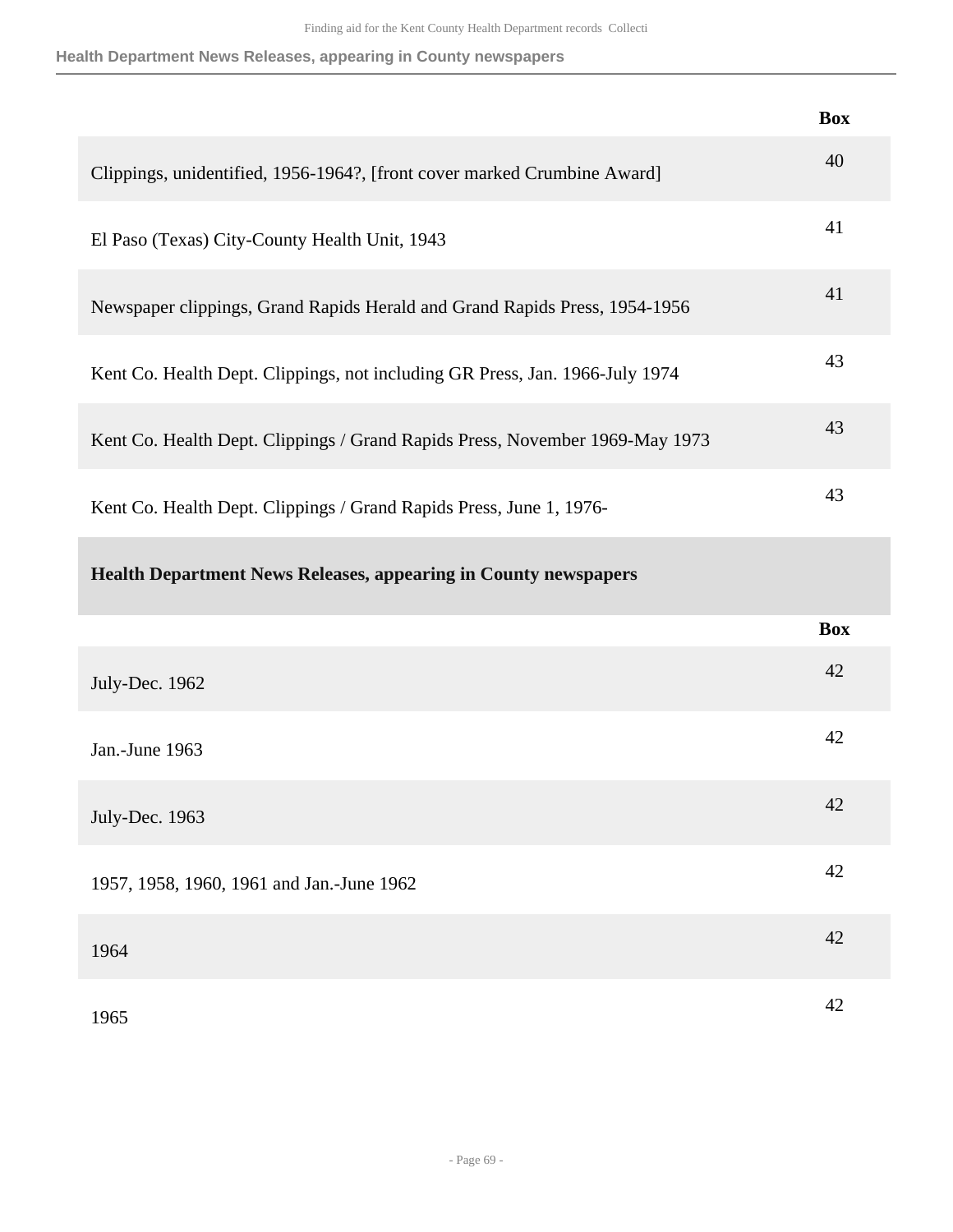| | Box |
|---|---|
| Clippings, unidentified, 1956-1964?, [front cover marked Crumbine Award] | 40 |
| El Paso (Texas) City-County Health Unit, 1943 | 41 |
| Newspaper clippings, Grand Rapids Herald and Grand Rapids Press, 1954-1956 | 41 |
| Kent Co. Health Dept. Clippings, not including GR Press, Jan. 1966-July 1974 | 43 |
| Kent Co. Health Dept. Clippings / Grand Rapids Press, November 1969-May 1973 | 43 |
| Kent Co. Health Dept. Clippings / Grand Rapids Press, June 1, 1976- | 43 |

### Health Department News Releases, appearing in County newspapers

| | Box |
|---|---|
| July-Dec. 1962 | 42 |
| Jan.-June 1963 | 42 |
| July-Dec. 1963 | 42 |
| 1957, 1958, 1960, 1961 and Jan.-June 1962 | 42 |
| 1964 | 42 |
| 1965 | 42 |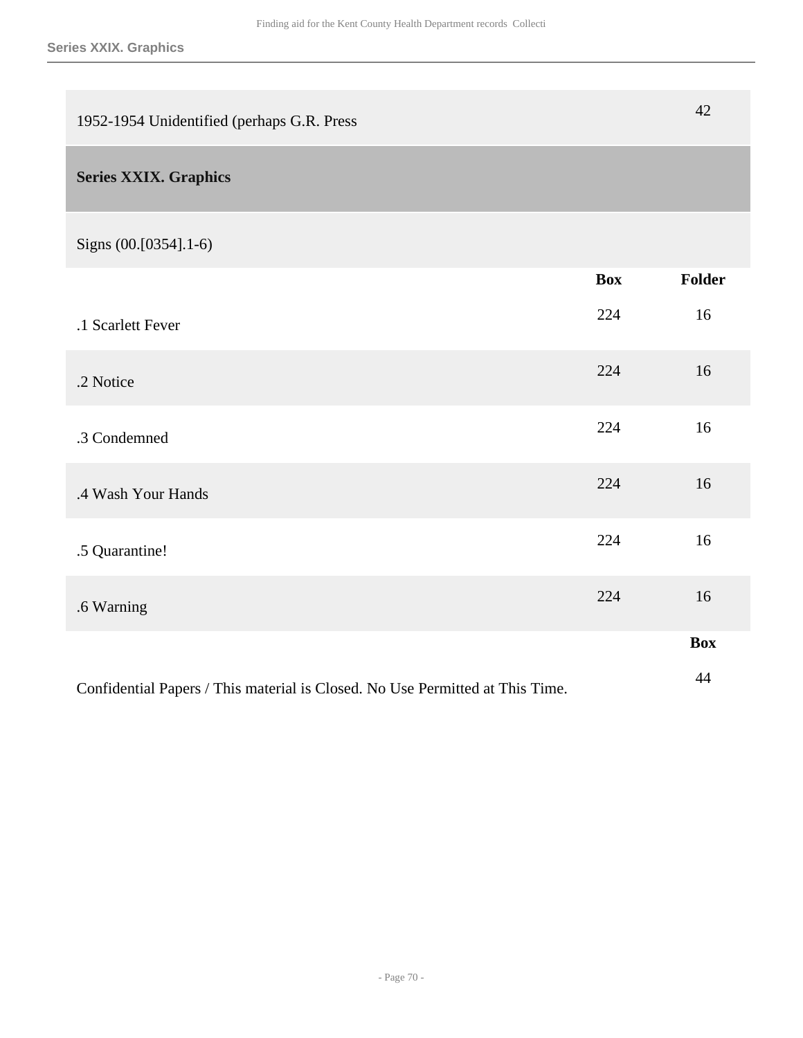| | |
|---|---|
| 1952-1954 Unidentified (perhaps G.R. Press | 42 |

## Series XXIX. Graphics

Signs (00.[0354].1-6)

| | Box | Folder |
|---|---|---|
| .1 Scarlett Fever | 224 | 16 |
| .2 Notice | 224 | 16 |
| .3 Condemned | 224 | 16 |
| .4 Wash Your Hands | 224 | 16 |
| .5 Quarantine! | 224 | 16 |
| .6 Warning | 224 | 16 |

| | Box |
|---|---|
| Confidential Papers / This material is Closed. No Use Permitted at This Time. | 44 |